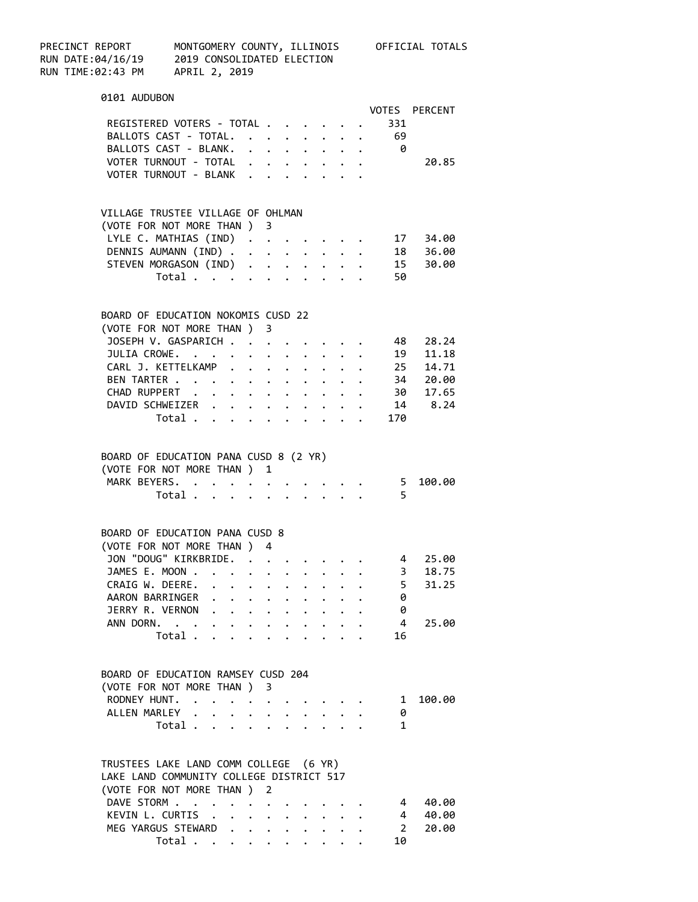PRECINCT REPORT MONTGOMERY COUNTY, ILLINOIS OFFICIAL TOTALS
RUN DATE:04/16/19 2019 CONSOLIDATED ELECTION
RUN TIME:02:43 PM APRIL 2, 2019

## 0101 AUDUBON

| | VOTES | PERCENT |
|---|---|---|
| REGISTERED VOTERS - TOTAL | 331 | |
| BALLOTS CAST - TOTAL | 69 | |
| BALLOTS CAST - BLANK | 0 | |
| VOTER TURNOUT - TOTAL | | 20.85 |
| VOTER TURNOUT - BLANK | | |

### VILLAGE TRUSTEE VILLAGE OF OHLMAN
(VOTE FOR NOT MORE THAN ) 3

| | VOTES | PERCENT |
|---|---|---|
| LYLE C. MATHIAS (IND) | 17 | 34.00 |
| DENNIS AUMANN (IND) | 18 | 36.00 |
| STEVEN MORGASON (IND) | 15 | 30.00 |
| Total | 50 | |

### BOARD OF EDUCATION NOKOMIS CUSD 22
(VOTE FOR NOT MORE THAN ) 3

| | VOTES | PERCENT |
|---|---|---|
| JOSEPH V. GASPARICH | 48 | 28.24 |
| JULIA CROWE | 19 | 11.18 |
| CARL J. KETTELKAMP | 25 | 14.71 |
| BEN TARTER | 34 | 20.00 |
| CHAD RUPPERT | 30 | 17.65 |
| DAVID SCHWEIZER | 14 | 8.24 |
| Total | 170 | |

### BOARD OF EDUCATION PANA CUSD 8 (2 YR)
(VOTE FOR NOT MORE THAN ) 1

| | VOTES | PERCENT |
|---|---|---|
| MARK BEYERS | 5 | 100.00 |
| Total | 5 | |

### BOARD OF EDUCATION PANA CUSD 8
(VOTE FOR NOT MORE THAN ) 4

| | VOTES | PERCENT |
|---|---|---|
| JON "DOUG" KIRKBRIDE | 4 | 25.00 |
| JAMES E. MOON | 3 | 18.75 |
| CRAIG W. DEERE | 5 | 31.25 |
| AARON BARRINGER | 0 | |
| JERRY R. VERNON | 0 | |
| ANN DORN | 4 | 25.00 |
| Total | 16 | |

### BOARD OF EDUCATION RAMSEY CUSD 204
(VOTE FOR NOT MORE THAN ) 3

| | VOTES | PERCENT |
|---|---|---|
| RODNEY HUNT | 1 | 100.00 |
| ALLEN MARLEY | 0 | |
| Total | 1 | |

### TRUSTEES LAKE LAND COMM COLLEGE (6 YR)
LAKE LAND COMMUNITY COLLEGE DISTRICT 517
(VOTE FOR NOT MORE THAN ) 2

| | VOTES | PERCENT |
|---|---|---|
| DAVE STORM | 4 | 40.00 |
| KEVIN L. CURTIS | 4 | 40.00 |
| MEG YARGUS STEWARD | 2 | 20.00 |
| Total | 10 | |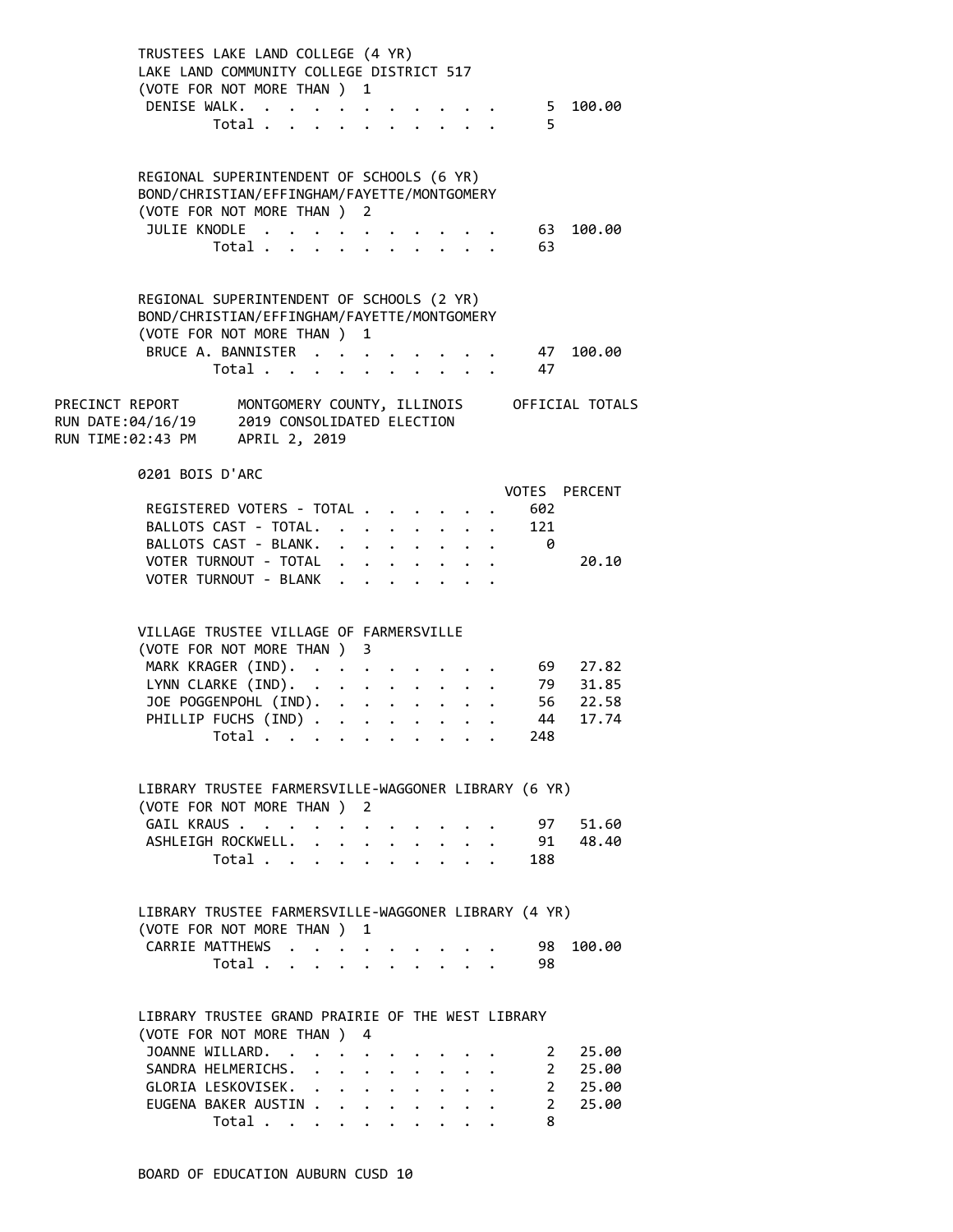TRUSTEES LAKE LAND COLLEGE (4 YR)
LAKE LAND COMMUNITY COLLEGE DISTRICT 517
(VOTE FOR NOT MORE THAN ) 1

| | VOTES | PERCENT |
|---|---|---|
| DENISE WALK. | 5 | 100.00 |
| Total | 5 | |

REGIONAL SUPERINTENDENT OF SCHOOLS (6 YR)
BOND/CHRISTIAN/EFFINGHAM/FAYETTE/MONTGOMERY
(VOTE FOR NOT MORE THAN ) 2

| | VOTES | PERCENT |
|---|---|---|
| JULIE KNODLE | 63 | 100.00 |
| Total | 63 | |

REGIONAL SUPERINTENDENT OF SCHOOLS (2 YR)
BOND/CHRISTIAN/EFFINGHAM/FAYETTE/MONTGOMERY
(VOTE FOR NOT MORE THAN ) 1

| | VOTES | PERCENT |
|---|---|---|
| BRUCE A. BANNISTER | 47 | 100.00 |
| Total | 47 | |

PRECINCT REPORT — MONTGOMERY COUNTY, ILLINOIS — OFFICIAL TOTALS
RUN DATE:04/16/19 — 2019 CONSOLIDATED ELECTION
RUN TIME:02:43 PM — APRIL 2, 2019

## 0201 BOIS D'ARC

| | VOTES | PERCENT |
|---|---|---|
| REGISTERED VOTERS - TOTAL | 602 | |
| BALLOTS CAST - TOTAL. | 121 | |
| BALLOTS CAST - BLANK. | 0 | |
| VOTER TURNOUT - TOTAL | | 20.10 |
| VOTER TURNOUT - BLANK | | |

VILLAGE TRUSTEE VILLAGE OF FARMERSVILLE
(VOTE FOR NOT MORE THAN ) 3

| | VOTES | PERCENT |
|---|---|---|
| MARK KRAGER (IND). | 69 | 27.82 |
| LYNN CLARKE (IND). | 79 | 31.85 |
| JOE POGGENPOHL (IND). | 56 | 22.58 |
| PHILLIP FUCHS (IND) | 44 | 17.74 |
| Total | 248 | |

LIBRARY TRUSTEE FARMERSVILLE-WAGGONER LIBRARY (6 YR)
(VOTE FOR NOT MORE THAN ) 2

| | VOTES | PERCENT |
|---|---|---|
| GAIL KRAUS | 97 | 51.60 |
| ASHLEIGH ROCKWELL. | 91 | 48.40 |
| Total | 188 | |

LIBRARY TRUSTEE FARMERSVILLE-WAGGONER LIBRARY (4 YR)
(VOTE FOR NOT MORE THAN ) 1

| | VOTES | PERCENT |
|---|---|---|
| CARRIE MATTHEWS | 98 | 100.00 |
| Total | 98 | |

LIBRARY TRUSTEE GRAND PRAIRIE OF THE WEST LIBRARY
(VOTE FOR NOT MORE THAN ) 4

| | VOTES | PERCENT |
|---|---|---|
| JOANNE WILLARD. | 2 | 25.00 |
| SANDRA HELMERICHS. | 2 | 25.00 |
| GLORIA LESKOVISEK. | 2 | 25.00 |
| EUGENA BAKER AUSTIN | 2 | 25.00 |
| Total | 8 | |

BOARD OF EDUCATION AUBURN CUSD 10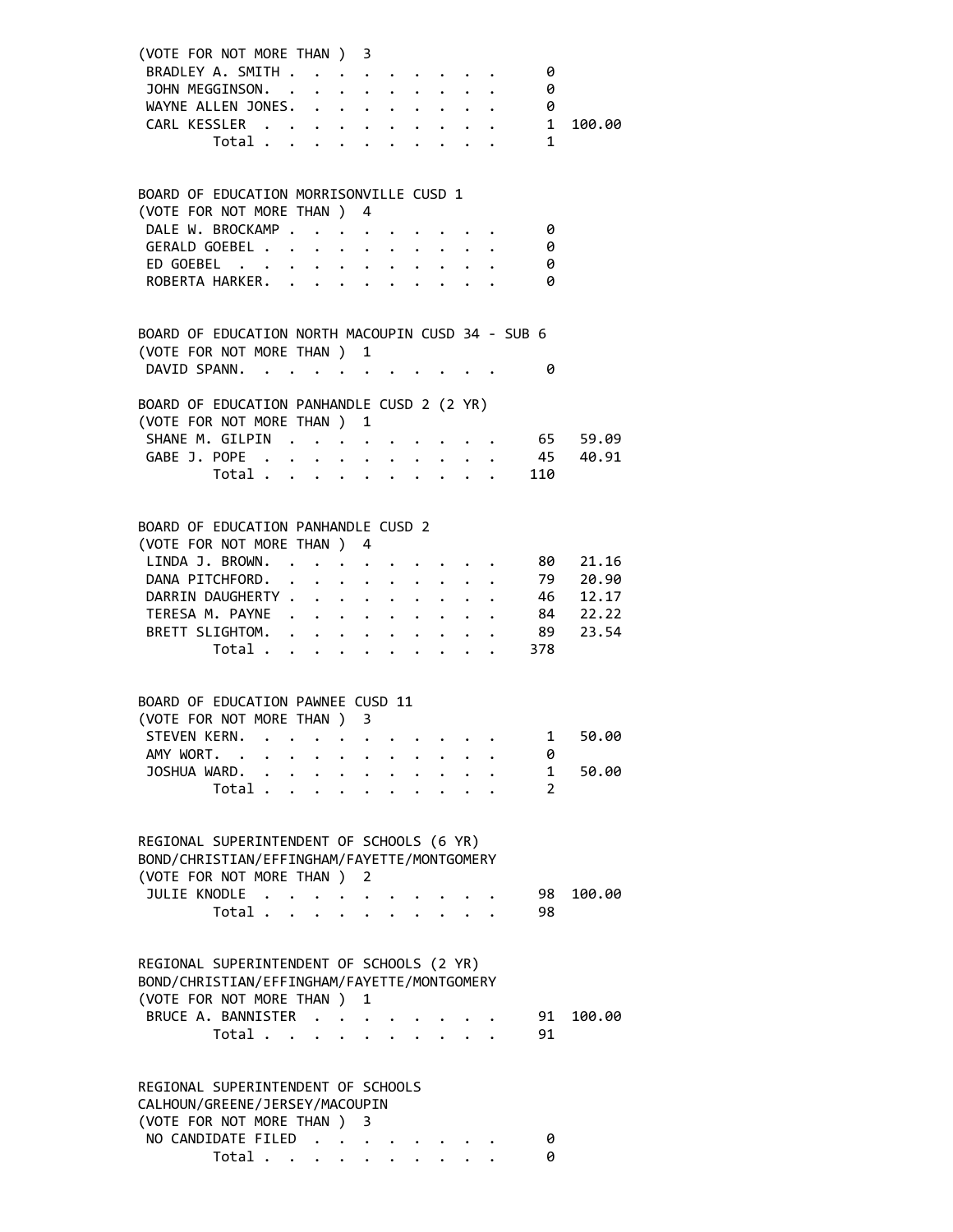(VOTE FOR NOT MORE THAN ) 3

| Candidate | Votes | Percent |
|---|---|---|
| BRADLEY A. SMITH | 0 | |
| JOHN MEGGINSON. | 0 | |
| WAYNE ALLEN JONES. | 0 | |
| CARL KESSLER | 1 | 100.00 |
| Total | 1 | |

BOARD OF EDUCATION MORRISONVILLE CUSD 1
(VOTE FOR NOT MORE THAN ) 4

| Candidate | Votes | Percent |
|---|---|---|
| DALE W. BROCKAMP | 0 | |
| GERALD GOEBEL | 0 | |
| ED GOEBEL | 0 | |
| ROBERTA HARKER. | 0 | |

BOARD OF EDUCATION NORTH MACOUPIN CUSD 34 - SUB 6
(VOTE FOR NOT MORE THAN ) 1

| Candidate | Votes | Percent |
|---|---|---|
| DAVID SPANN. | 0 | |

BOARD OF EDUCATION PANHANDLE CUSD 2 (2 YR)
(VOTE FOR NOT MORE THAN ) 1

| Candidate | Votes | Percent |
|---|---|---|
| SHANE M. GILPIN | 65 | 59.09 |
| GABE J. POPE | 45 | 40.91 |
| Total | 110 | |

BOARD OF EDUCATION PANHANDLE CUSD 2
(VOTE FOR NOT MORE THAN ) 4

| Candidate | Votes | Percent |
|---|---|---|
| LINDA J. BROWN. | 80 | 21.16 |
| DANA PITCHFORD. | 79 | 20.90 |
| DARRIN DAUGHERTY | 46 | 12.17 |
| TERESA M. PAYNE | 84 | 22.22 |
| BRETT SLIGHTOM. | 89 | 23.54 |
| Total | 378 | |

BOARD OF EDUCATION PAWNEE CUSD 11
(VOTE FOR NOT MORE THAN ) 3

| Candidate | Votes | Percent |
|---|---|---|
| STEVEN KERN. | 1 | 50.00 |
| AMY WORT. | 0 | |
| JOSHUA WARD. | 1 | 50.00 |
| Total | 2 | |

REGIONAL SUPERINTENDENT OF SCHOOLS (6 YR)
BOND/CHRISTIAN/EFFINGHAM/FAYETTE/MONTGOMERY
(VOTE FOR NOT MORE THAN ) 2

| Candidate | Votes | Percent |
|---|---|---|
| JULIE KNODLE | 98 | 100.00 |
| Total | 98 | |

REGIONAL SUPERINTENDENT OF SCHOOLS (2 YR)
BOND/CHRISTIAN/EFFINGHAM/FAYETTE/MONTGOMERY
(VOTE FOR NOT MORE THAN ) 1

| Candidate | Votes | Percent |
|---|---|---|
| BRUCE A. BANNISTER | 91 | 100.00 |
| Total | 91 | |

REGIONAL SUPERINTENDENT OF SCHOOLS
CALHOUN/GREENE/JERSEY/MACOUPIN
(VOTE FOR NOT MORE THAN ) 3

| Candidate | Votes | Percent |
|---|---|---|
| NO CANDIDATE FILED | 0 | |
| Total | 0 | |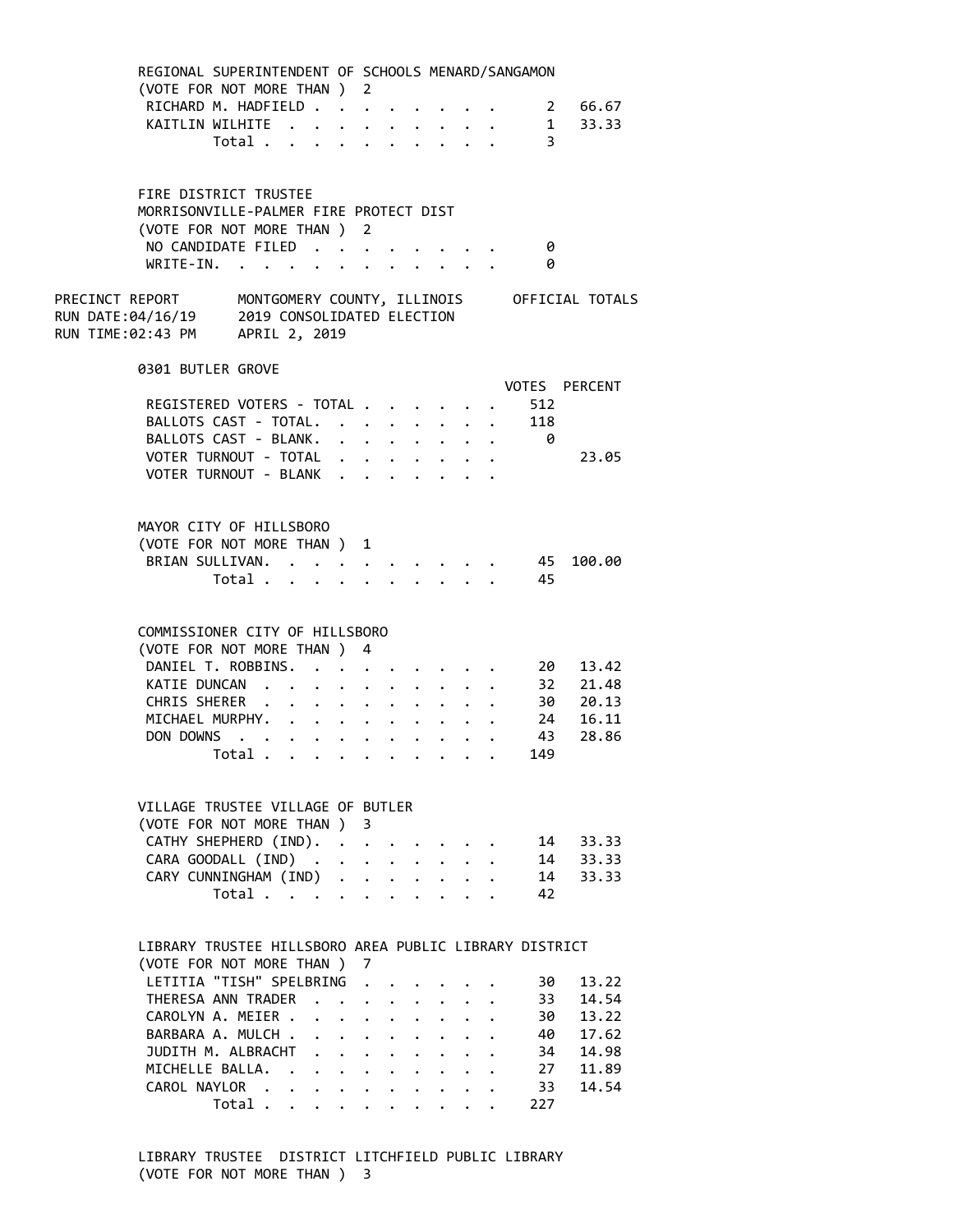REGIONAL SUPERINTENDENT OF SCHOOLS MENARD/SANGAMON
(VOTE FOR NOT MORE THAN ) 2

| | VOTES | PERCENT |
|---|---|---|
| RICHARD M. HADFIELD | 2 | 66.67 |
| KAITLIN WILHITE | 1 | 33.33 |
| Total | 3 | |

FIRE DISTRICT TRUSTEE
MORRISONVILLE-PALMER FIRE PROTECT DIST
(VOTE FOR NOT MORE THAN ) 2

| | VOTES | PERCENT |
|---|---|---|
| NO CANDIDATE FILED | 0 | |
| WRITE-IN. | 0 | |

PRECINCT REPORT — MONTGOMERY COUNTY, ILLINOIS — OFFICIAL TOTALS
RUN DATE:04/16/19 — 2019 CONSOLIDATED ELECTION
RUN TIME:02:43 PM — APRIL 2, 2019

## 0301 BUTLER GROVE

| | VOTES | PERCENT |
|---|---|---|
| REGISTERED VOTERS - TOTAL | 512 | |
| BALLOTS CAST - TOTAL. | 118 | |
| BALLOTS CAST - BLANK. | 0 | |
| VOTER TURNOUT - TOTAL | | 23.05 |
| VOTER TURNOUT - BLANK | | |

MAYOR CITY OF HILLSBORO
(VOTE FOR NOT MORE THAN ) 1

| | VOTES | PERCENT |
|---|---|---|
| BRIAN SULLIVAN. | 45 | 100.00 |
| Total | 45 | |

COMMISSIONER CITY OF HILLSBORO
(VOTE FOR NOT MORE THAN ) 4

| | VOTES | PERCENT |
|---|---|---|
| DANIEL T. ROBBINS. | 20 | 13.42 |
| KATIE DUNCAN | 32 | 21.48 |
| CHRIS SHERER | 30 | 20.13 |
| MICHAEL MURPHY. | 24 | 16.11 |
| DON DOWNS | 43 | 28.86 |
| Total | 149 | |

VILLAGE TRUSTEE VILLAGE OF BUTLER
(VOTE FOR NOT MORE THAN ) 3

| | VOTES | PERCENT |
|---|---|---|
| CATHY SHEPHERD (IND). | 14 | 33.33 |
| CARA GOODALL (IND) | 14 | 33.33 |
| CARY CUNNINGHAM (IND) | 14 | 33.33 |
| Total | 42 | |

LIBRARY TRUSTEE HILLSBORO AREA PUBLIC LIBRARY DISTRICT
(VOTE FOR NOT MORE THAN ) 7

| | VOTES | PERCENT |
|---|---|---|
| LETITIA "TISH" SPELBRING | 30 | 13.22 |
| THERESA ANN TRADER | 33 | 14.54 |
| CAROLYN A. MEIER | 30 | 13.22 |
| BARBARA A. MULCH | 40 | 17.62 |
| JUDITH M. ALBRACHT | 34 | 14.98 |
| MICHELLE BALLA. | 27 | 11.89 |
| CAROL NAYLOR | 33 | 14.54 |
| Total | 227 | |

LIBRARY TRUSTEE DISTRICT LITCHFIELD PUBLIC LIBRARY
(VOTE FOR NOT MORE THAN ) 3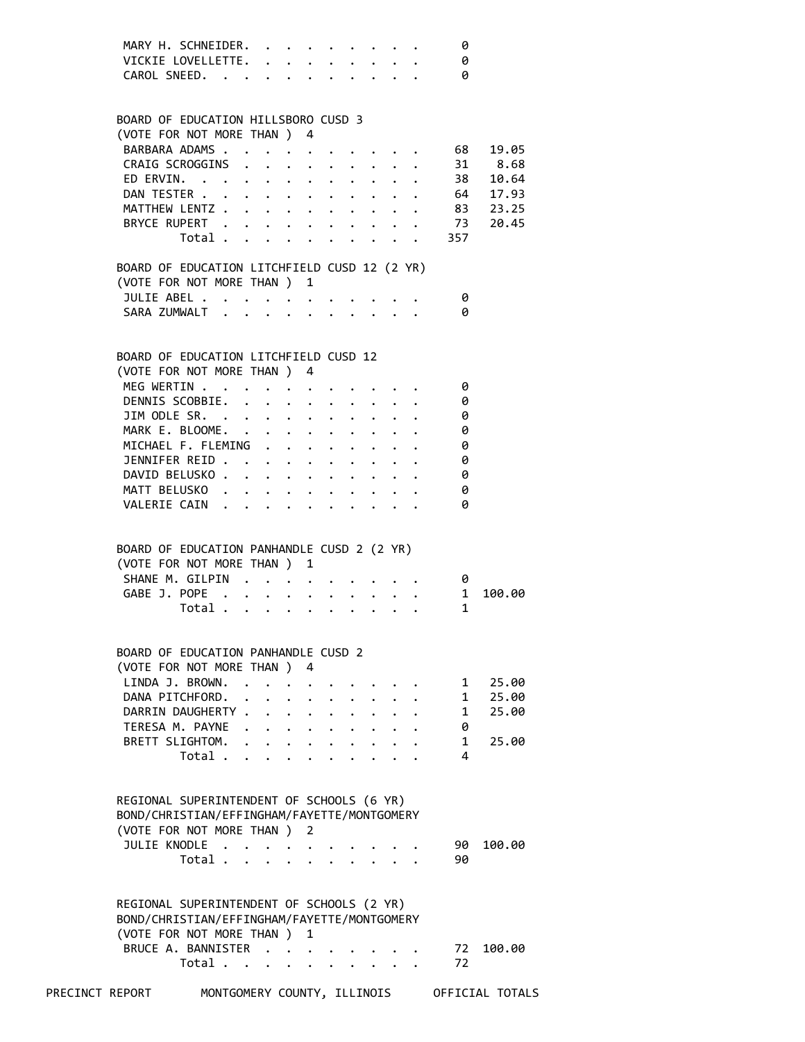| | | |
|---|---|---|
| MARY H. SCHNEIDER | 0 | |
| VICKIE LOVELLETTE | 0 | |
| CAROL SNEED | 0 | |

BOARD OF EDUCATION HILLSBORO CUSD 3
(VOTE FOR NOT MORE THAN ) 4

| | | |
|---|---|---|
| BARBARA ADAMS | 68 | 19.05 |
| CRAIG SCROGGINS | 31 | 8.68 |
| ED ERVIN | 38 | 10.64 |
| DAN TESTER | 64 | 17.93 |
| MATTHEW LENTZ | 83 | 23.25 |
| BRYCE RUPERT | 73 | 20.45 |
| Total | 357 | |

BOARD OF EDUCATION LITCHFIELD CUSD 12 (2 YR)
(VOTE FOR NOT MORE THAN ) 1

| | | |
|---|---|---|
| JULIE ABEL | 0 | |
| SARA ZUMWALT | 0 | |

BOARD OF EDUCATION LITCHFIELD CUSD 12
(VOTE FOR NOT MORE THAN ) 4

| | | |
|---|---|---|
| MEG WERTIN | 0 | |
| DENNIS SCOBBIE | 0 | |
| JIM ODLE SR. | 0 | |
| MARK E. BLOOME | 0 | |
| MICHAEL F. FLEMING | 0 | |
| JENNIFER REID | 0 | |
| DAVID BELUSKO | 0 | |
| MATT BELUSKO | 0 | |
| VALERIE CAIN | 0 | |

BOARD OF EDUCATION PANHANDLE CUSD 2 (2 YR)
(VOTE FOR NOT MORE THAN ) 1

| | | |
|---|---|---|
| SHANE M. GILPIN | 0 | |
| GABE J. POPE | 1 | 100.00 |
| Total | 1 | |

BOARD OF EDUCATION PANHANDLE CUSD 2
(VOTE FOR NOT MORE THAN ) 4

| | | |
|---|---|---|
| LINDA J. BROWN | 1 | 25.00 |
| DANA PITCHFORD | 1 | 25.00 |
| DARRIN DAUGHERTY | 1 | 25.00 |
| TERESA M. PAYNE | 0 | |
| BRETT SLIGHTOM | 1 | 25.00 |
| Total | 4 | |

REGIONAL SUPERINTENDENT OF SCHOOLS (6 YR)
BOND/CHRISTIAN/EFFINGHAM/FAYETTE/MONTGOMERY
(VOTE FOR NOT MORE THAN ) 2

| | | |
|---|---|---|
| JULIE KNODLE | 90 | 100.00 |
| Total | 90 | |

REGIONAL SUPERINTENDENT OF SCHOOLS (2 YR)
BOND/CHRISTIAN/EFFINGHAM/FAYETTE/MONTGOMERY
(VOTE FOR NOT MORE THAN ) 1

| | | |
|---|---|---|
| BRUCE A. BANNISTER | 72 | 100.00 |
| Total | 72 | |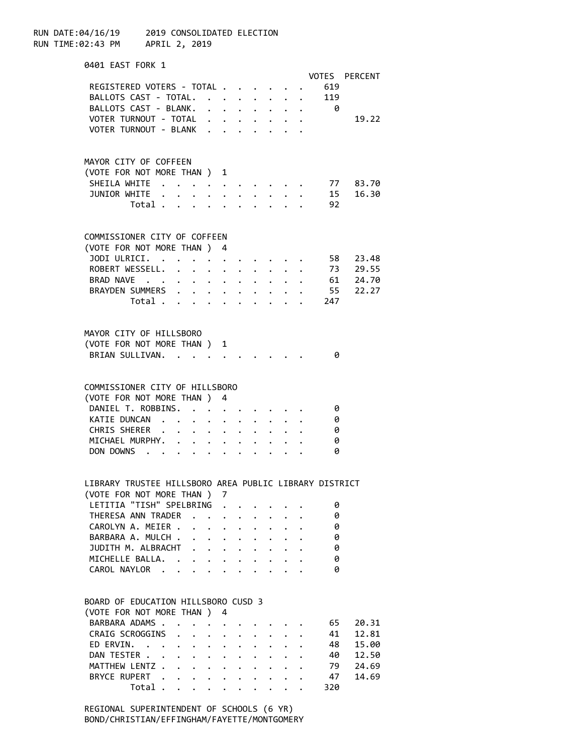RUN DATE:04/16/19 2019 CONSOLIDATED ELECTION
RUN TIME:02:43 PM APRIL 2, 2019

## 0401 EAST FORK 1

| | VOTES | PERCENT |
|---|---|---|
| REGISTERED VOTERS - TOTAL | 619 | |
| BALLOTS CAST - TOTAL. | 119 | |
| BALLOTS CAST - BLANK. | 0 | |
| VOTER TURNOUT - TOTAL | | 19.22 |
| VOTER TURNOUT - BLANK | | |

### MAYOR CITY OF COFFEEN
(VOTE FOR NOT MORE THAN ) 1

| | VOTES | PERCENT |
|---|---|---|
| SHEILA WHITE | 77 | 83.70 |
| JUNIOR WHITE | 15 | 16.30 |
| Total | 92 | |

### COMMISSIONER CITY OF COFFEEN
(VOTE FOR NOT MORE THAN ) 4

| | VOTES | PERCENT |
|---|---|---|
| JODI ULRICI. | 58 | 23.48 |
| ROBERT WESSELL. | 73 | 29.55 |
| BRAD NAVE | 61 | 24.70 |
| BRAYDEN SUMMERS | 55 | 22.27 |
| Total | 247 | |

### MAYOR CITY OF HILLSBORO
(VOTE FOR NOT MORE THAN ) 1

| | VOTES | PERCENT |
|---|---|---|
| BRIAN SULLIVAN. | 0 | |

### COMMISSIONER CITY OF HILLSBORO
(VOTE FOR NOT MORE THAN ) 4

| | VOTES | PERCENT |
|---|---|---|
| DANIEL T. ROBBINS. | 0 | |
| KATIE DUNCAN | 0 | |
| CHRIS SHERER | 0 | |
| MICHAEL MURPHY. | 0 | |
| DON DOWNS | 0 | |

### LIBRARY TRUSTEE HILLSBORO AREA PUBLIC LIBRARY DISTRICT
(VOTE FOR NOT MORE THAN ) 7

| | VOTES | PERCENT |
|---|---|---|
| LETITIA "TISH" SPELBRING | 0 | |
| THERESA ANN TRADER | 0 | |
| CAROLYN A. MEIER | 0 | |
| BARBARA A. MULCH | 0 | |
| JUDITH M. ALBRACHT | 0 | |
| MICHELLE BALLA. | 0 | |
| CAROL NAYLOR | 0 | |

### BOARD OF EDUCATION HILLSBORO CUSD 3
(VOTE FOR NOT MORE THAN ) 4

| | VOTES | PERCENT |
|---|---|---|
| BARBARA ADAMS | 65 | 20.31 |
| CRAIG SCROGGINS | 41 | 12.81 |
| ED ERVIN. | 48 | 15.00 |
| DAN TESTER | 40 | 12.50 |
| MATTHEW LENTZ | 79 | 24.69 |
| BRYCE RUPERT | 47 | 14.69 |
| Total | 320 | |

### REGIONAL SUPERINTENDENT OF SCHOOLS (6 YR)
BOND/CHRISTIAN/EFFINGHAM/FAYETTE/MONTGOMERY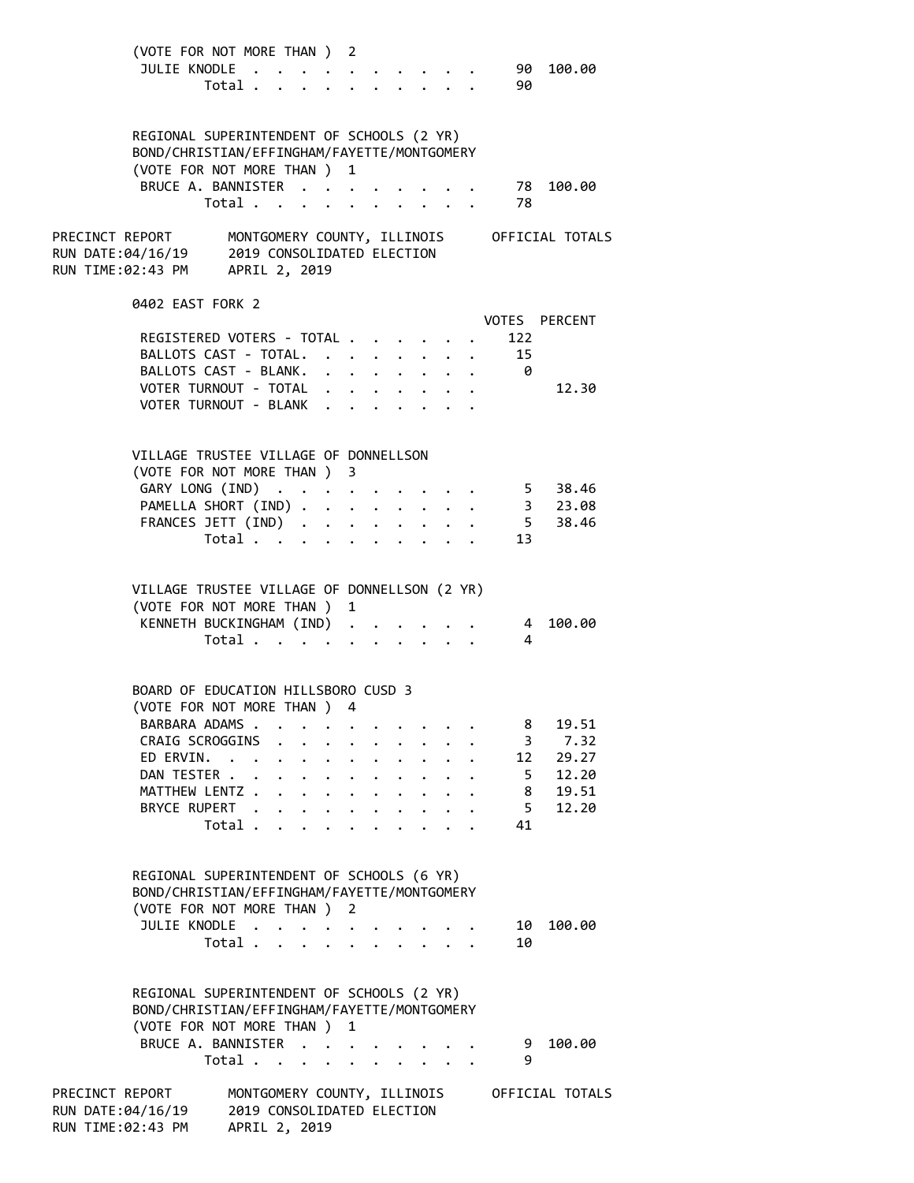(VOTE FOR NOT MORE THAN ) 2

| | VOTES | PERCENT |
|---|---|---|
| JULIE KNODLE | 90 | 100.00 |
| Total | 90 | |

REGIONAL SUPERINTENDENT OF SCHOOLS (2 YR)
BOND/CHRISTIAN/EFFINGHAM/FAYETTE/MONTGOMERY
(VOTE FOR NOT MORE THAN ) 1

| | VOTES | PERCENT |
|---|---|---|
| BRUCE A. BANNISTER | 78 | 100.00 |
| Total | 78 | |

PRECINCT REPORT — MONTGOMERY COUNTY, ILLINOIS — OFFICIAL TOTALS
RUN DATE:04/16/19 — 2019 CONSOLIDATED ELECTION
RUN TIME:02:43 PM — APRIL 2, 2019

## 0402 EAST FORK 2

| | VOTES | PERCENT |
|---|---|---|
| REGISTERED VOTERS - TOTAL | 122 | |
| BALLOTS CAST - TOTAL. | 15 | |
| BALLOTS CAST - BLANK. | 0 | |
| VOTER TURNOUT - TOTAL | | 12.30 |
| VOTER TURNOUT - BLANK | | |

VILLAGE TRUSTEE VILLAGE OF DONNELLSON
(VOTE FOR NOT MORE THAN ) 3

| | VOTES | PERCENT |
|---|---|---|
| GARY LONG (IND) | 5 | 38.46 |
| PAMELLA SHORT (IND) | 3 | 23.08 |
| FRANCES JETT (IND) | 5 | 38.46 |
| Total | 13 | |

VILLAGE TRUSTEE VILLAGE OF DONNELLSON (2 YR)
(VOTE FOR NOT MORE THAN ) 1

| | VOTES | PERCENT |
|---|---|---|
| KENNETH BUCKINGHAM (IND) | 4 | 100.00 |
| Total | 4 | |

BOARD OF EDUCATION HILLSBORO CUSD 3
(VOTE FOR NOT MORE THAN ) 4

| | VOTES | PERCENT |
|---|---|---|
| BARBARA ADAMS | 8 | 19.51 |
| CRAIG SCROGGINS | 3 | 7.32 |
| ED ERVIN. | 12 | 29.27 |
| DAN TESTER | 5 | 12.20 |
| MATTHEW LENTZ | 8 | 19.51 |
| BRYCE RUPERT | 5 | 12.20 |
| Total | 41 | |

REGIONAL SUPERINTENDENT OF SCHOOLS (6 YR)
BOND/CHRISTIAN/EFFINGHAM/FAYETTE/MONTGOMERY
(VOTE FOR NOT MORE THAN ) 2

| | VOTES | PERCENT |
|---|---|---|
| JULIE KNODLE | 10 | 100.00 |
| Total | 10 | |

REGIONAL SUPERINTENDENT OF SCHOOLS (2 YR)
BOND/CHRISTIAN/EFFINGHAM/FAYETTE/MONTGOMERY
(VOTE FOR NOT MORE THAN ) 1

| | VOTES | PERCENT |
|---|---|---|
| BRUCE A. BANNISTER | 9 | 100.00 |
| Total | 9 | |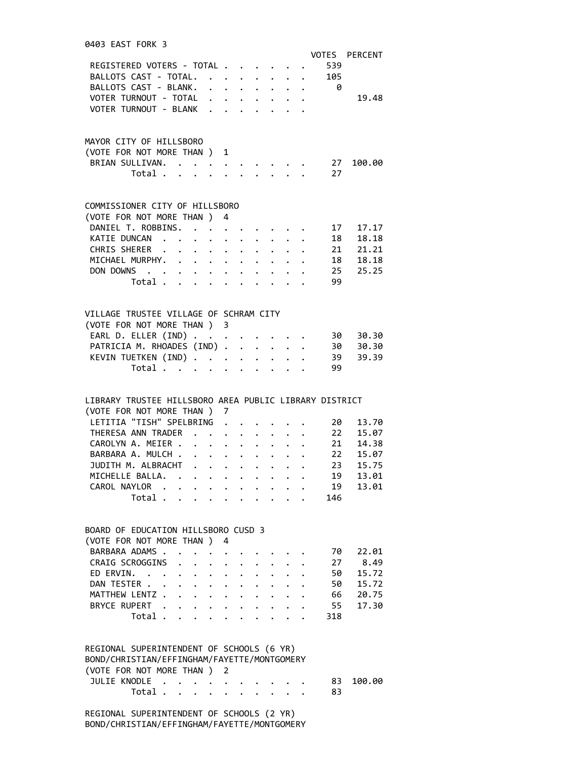## 0403 EAST FORK 3

| | VOTES | PERCENT |
|---|---|---|
| REGISTERED VOTERS - TOTAL | 539 | |
| BALLOTS CAST - TOTAL. | 105 | |
| BALLOTS CAST - BLANK. | 0 | |
| VOTER TURNOUT - TOTAL | | 19.48 |
| VOTER TURNOUT - BLANK | | |

### MAYOR CITY OF HILLSBORO
(VOTE FOR NOT MORE THAN ) 1

| | VOTES | PERCENT |
|---|---|---|
| BRIAN SULLIVAN. | 27 | 100.00 |
| Total | 27 | |

### COMMISSIONER CITY OF HILLSBORO
(VOTE FOR NOT MORE THAN ) 4

| | VOTES | PERCENT |
|---|---|---|
| DANIEL T. ROBBINS. | 17 | 17.17 |
| KATIE DUNCAN | 18 | 18.18 |
| CHRIS SHERER | 21 | 21.21 |
| MICHAEL MURPHY. | 18 | 18.18 |
| DON DOWNS | 25 | 25.25 |
| Total | 99 | |

### VILLAGE TRUSTEE VILLAGE OF SCHRAM CITY
(VOTE FOR NOT MORE THAN ) 3

| | VOTES | PERCENT |
|---|---|---|
| EARL D. ELLER (IND) | 30 | 30.30 |
| PATRICIA M. RHOADES (IND) | 30 | 30.30 |
| KEVIN TUETKEN (IND) | 39 | 39.39 |
| Total | 99 | |

### LIBRARY TRUSTEE HILLSBORO AREA PUBLIC LIBRARY DISTRICT
(VOTE FOR NOT MORE THAN ) 7

| | VOTES | PERCENT |
|---|---|---|
| LETITIA "TISH" SPELBRING | 20 | 13.70 |
| THERESA ANN TRADER | 22 | 15.07 |
| CAROLYN A. MEIER | 21 | 14.38 |
| BARBARA A. MULCH | 22 | 15.07 |
| JUDITH M. ALBRACHT | 23 | 15.75 |
| MICHELLE BALLA. | 19 | 13.01 |
| CAROL NAYLOR | 19 | 13.01 |
| Total | 146 | |

### BOARD OF EDUCATION HILLSBORO CUSD 3
(VOTE FOR NOT MORE THAN ) 4

| | VOTES | PERCENT |
|---|---|---|
| BARBARA ADAMS | 70 | 22.01 |
| CRAIG SCROGGINS | 27 | 8.49 |
| ED ERVIN. | 50 | 15.72 |
| DAN TESTER | 50 | 15.72 |
| MATTHEW LENTZ | 66 | 20.75 |
| BRYCE RUPERT | 55 | 17.30 |
| Total | 318 | |

### REGIONAL SUPERINTENDENT OF SCHOOLS (6 YR)
BOND/CHRISTIAN/EFFINGHAM/FAYETTE/MONTGOMERY
(VOTE FOR NOT MORE THAN ) 2

| | VOTES | PERCENT |
|---|---|---|
| JULIE KNODLE | 83 | 100.00 |
| Total | 83 | |

### REGIONAL SUPERINTENDENT OF SCHOOLS (2 YR)
BOND/CHRISTIAN/EFFINGHAM/FAYETTE/MONTGOMERY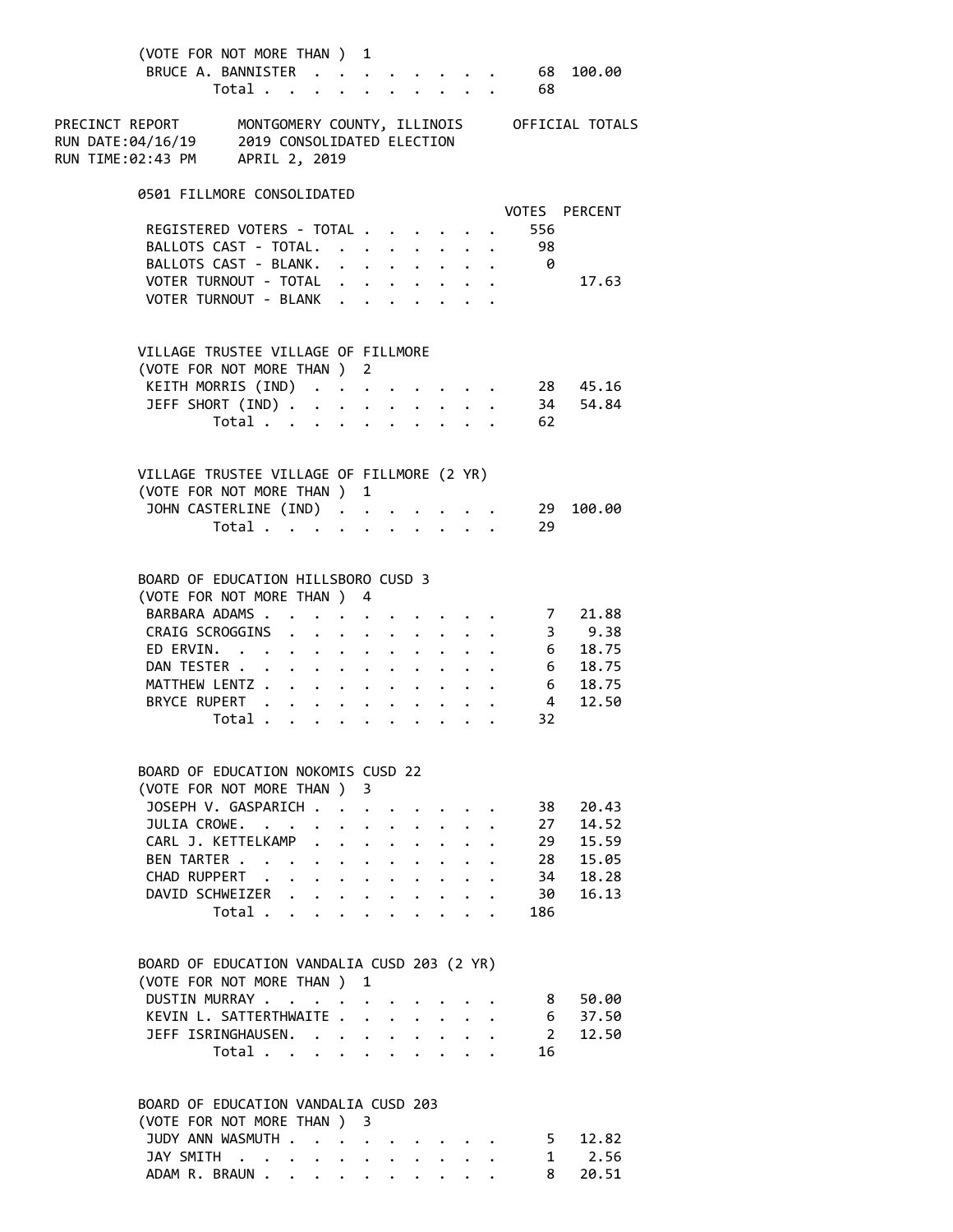(VOTE FOR NOT MORE THAN ) 1

| | VOTES | PERCENT |
|---|---|---|
| BRUCE A. BANNISTER | 68 | 100.00 |
| Total | 68 | |

PRECINCT REPORT　MONTGOMERY COUNTY, ILLINOIS　OFFICIAL TOTALS
RUN DATE:04/16/19　2019 CONSOLIDATED ELECTION
RUN TIME:02:43 PM　APRIL 2, 2019

## 0501 FILLMORE CONSOLIDATED

| | VOTES | PERCENT |
|---|---|---|
| REGISTERED VOTERS - TOTAL | 556 | |
| BALLOTS CAST - TOTAL. | 98 | |
| BALLOTS CAST - BLANK. | 0 | |
| VOTER TURNOUT - TOTAL | | 17.63 |
| VOTER TURNOUT - BLANK | | |

### VILLAGE TRUSTEE VILLAGE OF FILLMORE
(VOTE FOR NOT MORE THAN ) 2

| | VOTES | PERCENT |
|---|---|---|
| KEITH MORRIS (IND) | 28 | 45.16 |
| JEFF SHORT (IND) | 34 | 54.84 |
| Total | 62 | |

### VILLAGE TRUSTEE VILLAGE OF FILLMORE (2 YR)
(VOTE FOR NOT MORE THAN ) 1

| | VOTES | PERCENT |
|---|---|---|
| JOHN CASTERLINE (IND) | 29 | 100.00 |
| Total | 29 | |

### BOARD OF EDUCATION HILLSBORO CUSD 3
(VOTE FOR NOT MORE THAN ) 4

| | VOTES | PERCENT |
|---|---|---|
| BARBARA ADAMS | 7 | 21.88 |
| CRAIG SCROGGINS | 3 | 9.38 |
| ED ERVIN. | 6 | 18.75 |
| DAN TESTER | 6 | 18.75 |
| MATTHEW LENTZ | 6 | 18.75 |
| BRYCE RUPERT | 4 | 12.50 |
| Total | 32 | |

### BOARD OF EDUCATION NOKOMIS CUSD 22
(VOTE FOR NOT MORE THAN ) 3

| | VOTES | PERCENT |
|---|---|---|
| JOSEPH V. GASPARICH | 38 | 20.43 |
| JULIA CROWE. | 27 | 14.52 |
| CARL J. KETTELKAMP | 29 | 15.59 |
| BEN TARTER | 28 | 15.05 |
| CHAD RUPPERT | 34 | 18.28 |
| DAVID SCHWEIZER | 30 | 16.13 |
| Total | 186 | |

### BOARD OF EDUCATION VANDALIA CUSD 203 (2 YR)
(VOTE FOR NOT MORE THAN ) 1

| | VOTES | PERCENT |
|---|---|---|
| DUSTIN MURRAY | 8 | 50.00 |
| KEVIN L. SATTERTHWAITE | 6 | 37.50 |
| JEFF ISRINGHAUSEN. | 2 | 12.50 |
| Total | 16 | |

### BOARD OF EDUCATION VANDALIA CUSD 203
(VOTE FOR NOT MORE THAN ) 3

| | VOTES | PERCENT |
|---|---|---|
| JUDY ANN WASMUTH | 5 | 12.82 |
| JAY SMITH | 1 | 2.56 |
| ADAM R. BRAUN | 8 | 20.51 |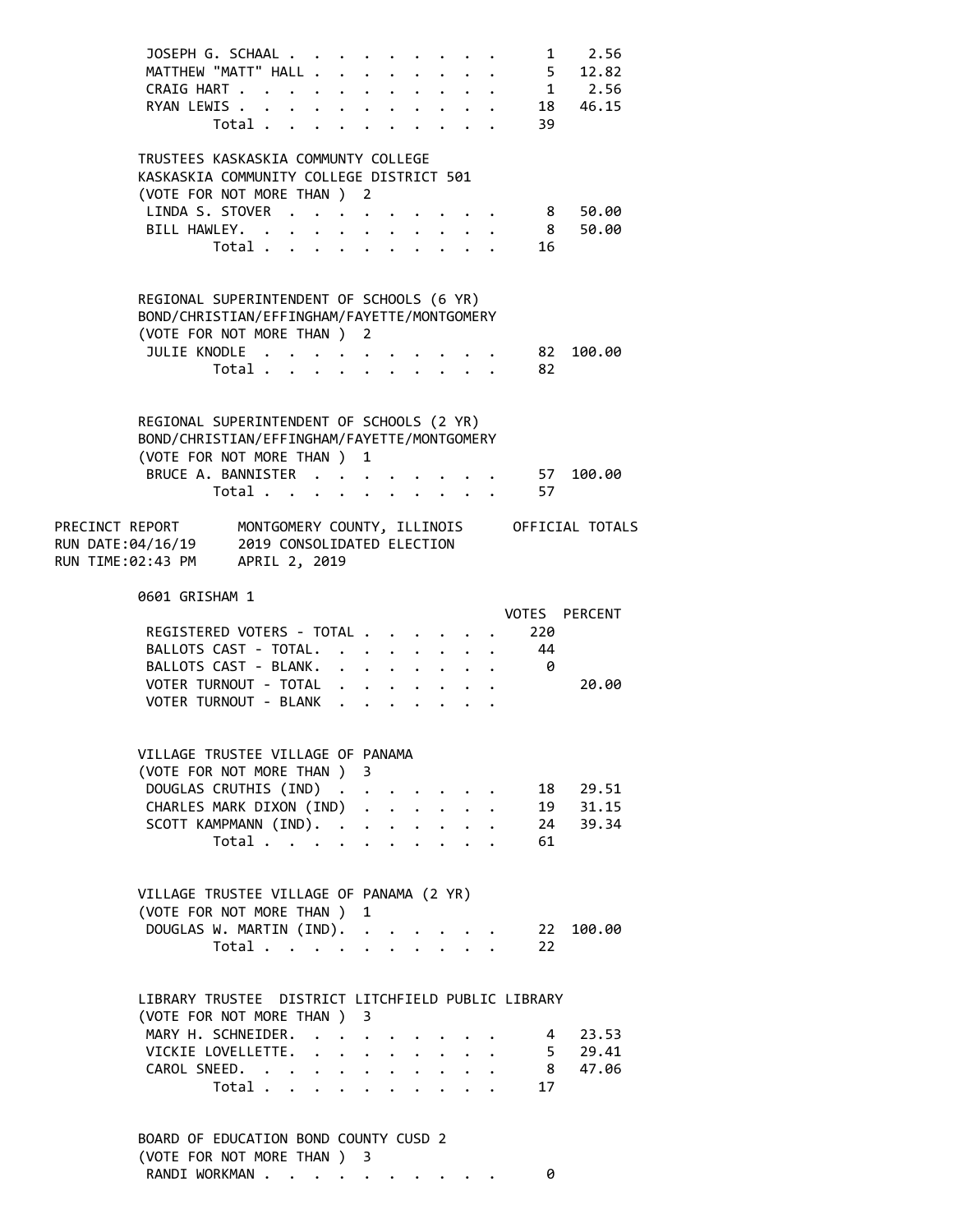| Candidate | Votes | Percent |
|---|---|---|
| JOSEPH G. SCHAAL | 1 | 2.56 |
| MATTHEW "MATT" HALL | 5 | 12.82 |
| CRAIG HART | 1 | 2.56 |
| RYAN LEWIS | 18 | 46.15 |
| Total | 39 | |

TRUSTEES KASKASKIA COMMUNTY COLLEGE
KASKASKIA COMMUNITY COLLEGE DISTRICT 501
(VOTE FOR NOT MORE THAN ) 2

| Candidate | Votes | Percent |
|---|---|---|
| LINDA S. STOVER | 8 | 50.00 |
| BILL HAWLEY. | 8 | 50.00 |
| Total | 16 | |

REGIONAL SUPERINTENDENT OF SCHOOLS (6 YR)
BOND/CHRISTIAN/EFFINGHAM/FAYETTE/MONTGOMERY
(VOTE FOR NOT MORE THAN ) 2

| Candidate | Votes | Percent |
|---|---|---|
| JULIE KNODLE | 82 | 100.00 |
| Total | 82 | |

REGIONAL SUPERINTENDENT OF SCHOOLS (2 YR)
BOND/CHRISTIAN/EFFINGHAM/FAYETTE/MONTGOMERY
(VOTE FOR NOT MORE THAN ) 1

| Candidate | Votes | Percent |
|---|---|---|
| BRUCE A. BANNISTER | 57 | 100.00 |
| Total | 57 | |

PRECINCT REPORT MONTGOMERY COUNTY, ILLINOIS OFFICIAL TOTALS
RUN DATE:04/16/19 2019 CONSOLIDATED ELECTION
RUN TIME:02:43 PM APRIL 2, 2019

## 0601 GRISHAM 1

| | VOTES | PERCENT |
|---|---|---|
| REGISTERED VOTERS - TOTAL | 220 | |
| BALLOTS CAST - TOTAL. | 44 | |
| BALLOTS CAST - BLANK. | 0 | |
| VOTER TURNOUT - TOTAL | | 20.00 |
| VOTER TURNOUT - BLANK | | |

VILLAGE TRUSTEE VILLAGE OF PANAMA
(VOTE FOR NOT MORE THAN ) 3

| Candidate | Votes | Percent |
|---|---|---|
| DOUGLAS CRUTHIS (IND) | 18 | 29.51 |
| CHARLES MARK DIXON (IND) | 19 | 31.15 |
| SCOTT KAMPMANN (IND). | 24 | 39.34 |
| Total | 61 | |

VILLAGE TRUSTEE VILLAGE OF PANAMA (2 YR)
(VOTE FOR NOT MORE THAN ) 1

| Candidate | Votes | Percent |
|---|---|---|
| DOUGLAS W. MARTIN (IND). | 22 | 100.00 |
| Total | 22 | |

LIBRARY TRUSTEE DISTRICT LITCHFIELD PUBLIC LIBRARY
(VOTE FOR NOT MORE THAN ) 3

| Candidate | Votes | Percent |
|---|---|---|
| MARY H. SCHNEIDER. | 4 | 23.53 |
| VICKIE LOVELLETTE. | 5 | 29.41 |
| CAROL SNEED. | 8 | 47.06 |
| Total | 17 | |

BOARD OF EDUCATION BOND COUNTY CUSD 2
(VOTE FOR NOT MORE THAN ) 3

| Candidate | Votes | Percent |
|---|---|---|
| RANDI WORKMAN | 0 | |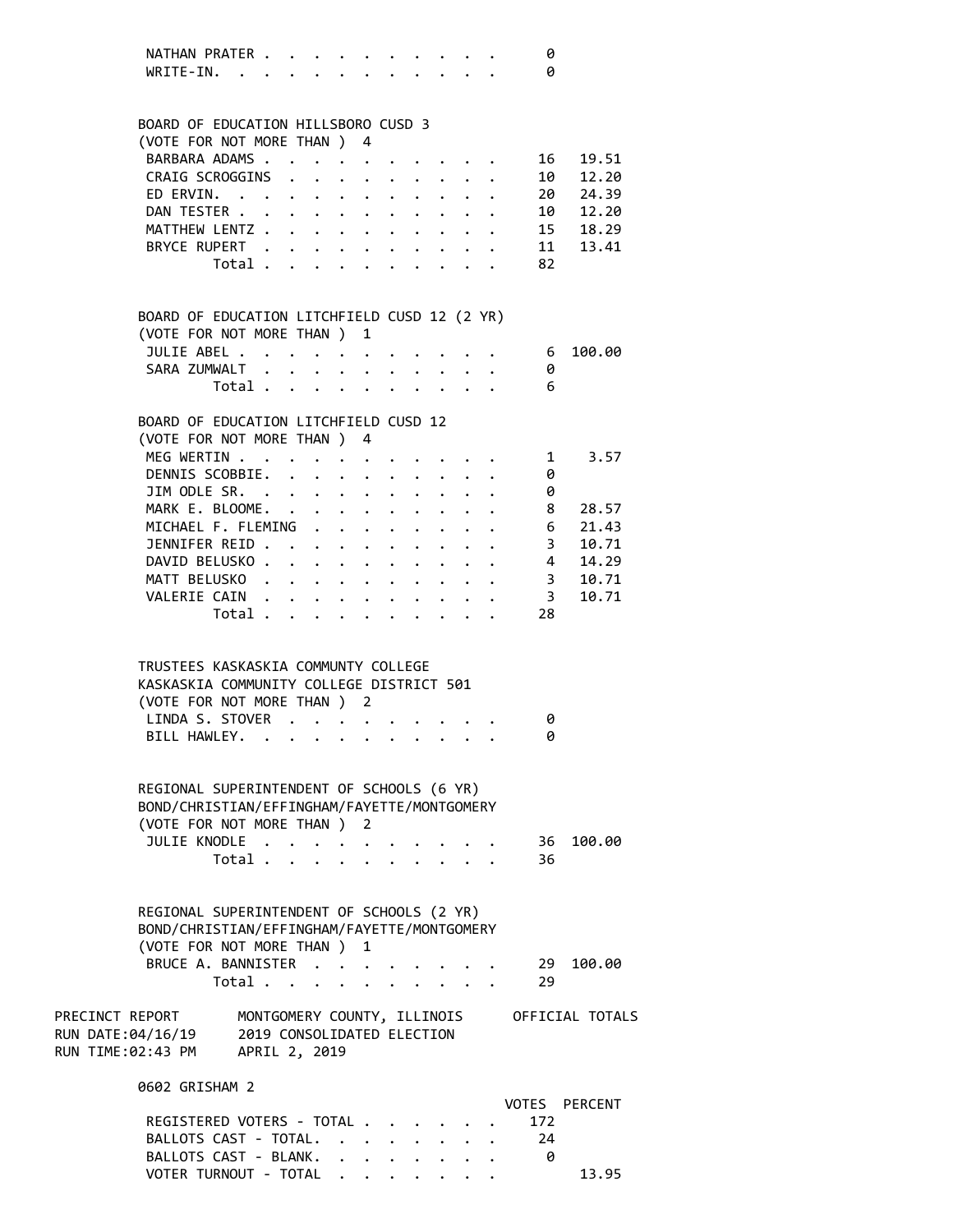| | VOTES | PERCENT |
|---|---|---|
| NATHAN PRATER | 0 | |
| WRITE-IN. | 0 | |

**BOARD OF EDUCATION HILLSBORO CUSD 3**
(VOTE FOR NOT MORE THAN ) 4

| | VOTES | PERCENT |
|---|---|---|
| BARBARA ADAMS | 16 | 19.51 |
| CRAIG SCROGGINS | 10 | 12.20 |
| ED ERVIN. | 20 | 24.39 |
| DAN TESTER | 10 | 12.20 |
| MATTHEW LENTZ | 15 | 18.29 |
| BRYCE RUPERT | 11 | 13.41 |
| Total | 82 | |

**BOARD OF EDUCATION LITCHFIELD CUSD 12 (2 YR)**
(VOTE FOR NOT MORE THAN ) 1

| | VOTES | PERCENT |
|---|---|---|
| JULIE ABEL | 6 | 100.00 |
| SARA ZUMWALT | 0 | |
| Total | 6 | |

**BOARD OF EDUCATION LITCHFIELD CUSD 12**
(VOTE FOR NOT MORE THAN ) 4

| | VOTES | PERCENT |
|---|---|---|
| MEG WERTIN | 1 | 3.57 |
| DENNIS SCOBBIE. | 0 | |
| JIM ODLE SR. | 0 | |
| MARK E. BLOOME. | 8 | 28.57 |
| MICHAEL F. FLEMING | 6 | 21.43 |
| JENNIFER REID | 3 | 10.71 |
| DAVID BELUSKO | 4 | 14.29 |
| MATT BELUSKO | 3 | 10.71 |
| VALERIE CAIN | 3 | 10.71 |
| Total | 28 | |

**TRUSTEES KASKASKIA COMMUNTY COLLEGE**
**KASKASKIA COMMUNITY COLLEGE DISTRICT 501**
(VOTE FOR NOT MORE THAN ) 2

| | VOTES | PERCENT |
|---|---|---|
| LINDA S. STOVER | 0 | |
| BILL HAWLEY. | 0 | |

**REGIONAL SUPERINTENDENT OF SCHOOLS (6 YR)**
**BOND/CHRISTIAN/EFFINGHAM/FAYETTE/MONTGOMERY**
(VOTE FOR NOT MORE THAN ) 2

| | VOTES | PERCENT |
|---|---|---|
| JULIE KNODLE | 36 | 100.00 |
| Total | 36 | |

**REGIONAL SUPERINTENDENT OF SCHOOLS (2 YR)**
**BOND/CHRISTIAN/EFFINGHAM/FAYETTE/MONTGOMERY**
(VOTE FOR NOT MORE THAN ) 1

| | VOTES | PERCENT |
|---|---|---|
| BRUCE A. BANNISTER | 29 | 100.00 |
| Total | 29 | |

PRECINCT REPORT — MONTGOMERY COUNTY, ILLINOIS — OFFICIAL TOTALS
RUN DATE:04/16/19 — 2019 CONSOLIDATED ELECTION
RUN TIME:02:43 PM — APRIL 2, 2019

## 0602 GRISHAM 2

| | VOTES | PERCENT |
|---|---|---|
| REGISTERED VOTERS - TOTAL | 172 | |
| BALLOTS CAST - TOTAL. | 24 | |
| BALLOTS CAST - BLANK. | 0 | |
| VOTER TURNOUT - TOTAL | | 13.95 |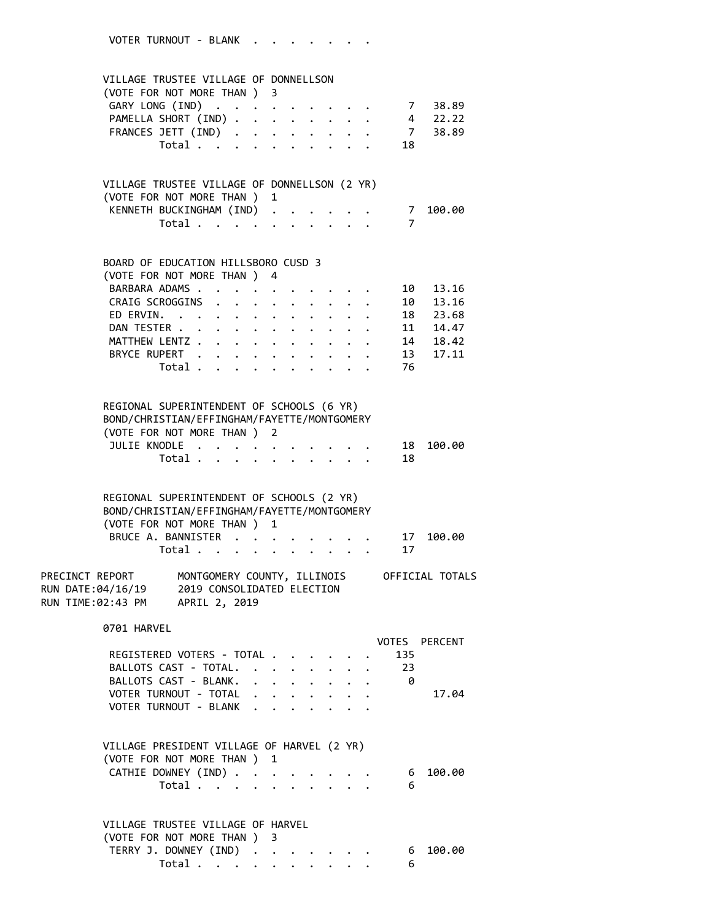VOTER TURNOUT - BLANK

**VILLAGE TRUSTEE VILLAGE OF DONNELLSON**
(VOTE FOR NOT MORE THAN ) 3

| | VOTES | PERCENT |
|---|---|---|
| GARY LONG (IND) | 7 | 38.89 |
| PAMELLA SHORT (IND) | 4 | 22.22 |
| FRANCES JETT (IND) | 7 | 38.89 |
| Total | 18 | |

**VILLAGE TRUSTEE VILLAGE OF DONNELLSON (2 YR)**
(VOTE FOR NOT MORE THAN ) 1

| | VOTES | PERCENT |
|---|---|---|
| KENNETH BUCKINGHAM (IND) | 7 | 100.00 |
| Total | 7 | |

**BOARD OF EDUCATION HILLSBORO CUSD 3**
(VOTE FOR NOT MORE THAN ) 4

| | VOTES | PERCENT |
|---|---|---|
| BARBARA ADAMS | 10 | 13.16 |
| CRAIG SCROGGINS | 10 | 13.16 |
| ED ERVIN. | 18 | 23.68 |
| DAN TESTER | 11 | 14.47 |
| MATTHEW LENTZ | 14 | 18.42 |
| BRYCE RUPERT | 13 | 17.11 |
| Total | 76 | |

**REGIONAL SUPERINTENDENT OF SCHOOLS (6 YR)**
**BOND/CHRISTIAN/EFFINGHAM/FAYETTE/MONTGOMERY**
(VOTE FOR NOT MORE THAN ) 2

| | VOTES | PERCENT |
|---|---|---|
| JULIE KNODLE | 18 | 100.00 |
| Total | 18 | |

**REGIONAL SUPERINTENDENT OF SCHOOLS (2 YR)**
**BOND/CHRISTIAN/EFFINGHAM/FAYETTE/MONTGOMERY**
(VOTE FOR NOT MORE THAN ) 1

| | VOTES | PERCENT |
|---|---|---|
| BRUCE A. BANNISTER | 17 | 100.00 |
| Total | 17 | |

PRECINCT REPORT — MONTGOMERY COUNTY, ILLINOIS — OFFICIAL TOTALS
RUN DATE:04/16/19 — 2019 CONSOLIDATED ELECTION
RUN TIME:02:43 PM — APRIL 2, 2019

## 0701 HARVEL

| | VOTES | PERCENT |
|---|---|---|
| REGISTERED VOTERS - TOTAL | 135 | |
| BALLOTS CAST - TOTAL. | 23 | |
| BALLOTS CAST - BLANK. | 0 | |
| VOTER TURNOUT - TOTAL | | 17.04 |
| VOTER TURNOUT - BLANK | | |

**VILLAGE PRESIDENT VILLAGE OF HARVEL (2 YR)**
(VOTE FOR NOT MORE THAN ) 1

| | VOTES | PERCENT |
|---|---|---|
| CATHIE DOWNEY (IND) | 6 | 100.00 |
| Total | 6 | |

**VILLAGE TRUSTEE VILLAGE OF HARVEL**
(VOTE FOR NOT MORE THAN ) 3

| | VOTES | PERCENT |
|---|---|---|
| TERRY J. DOWNEY (IND) | 6 | 100.00 |
| Total | 6 | |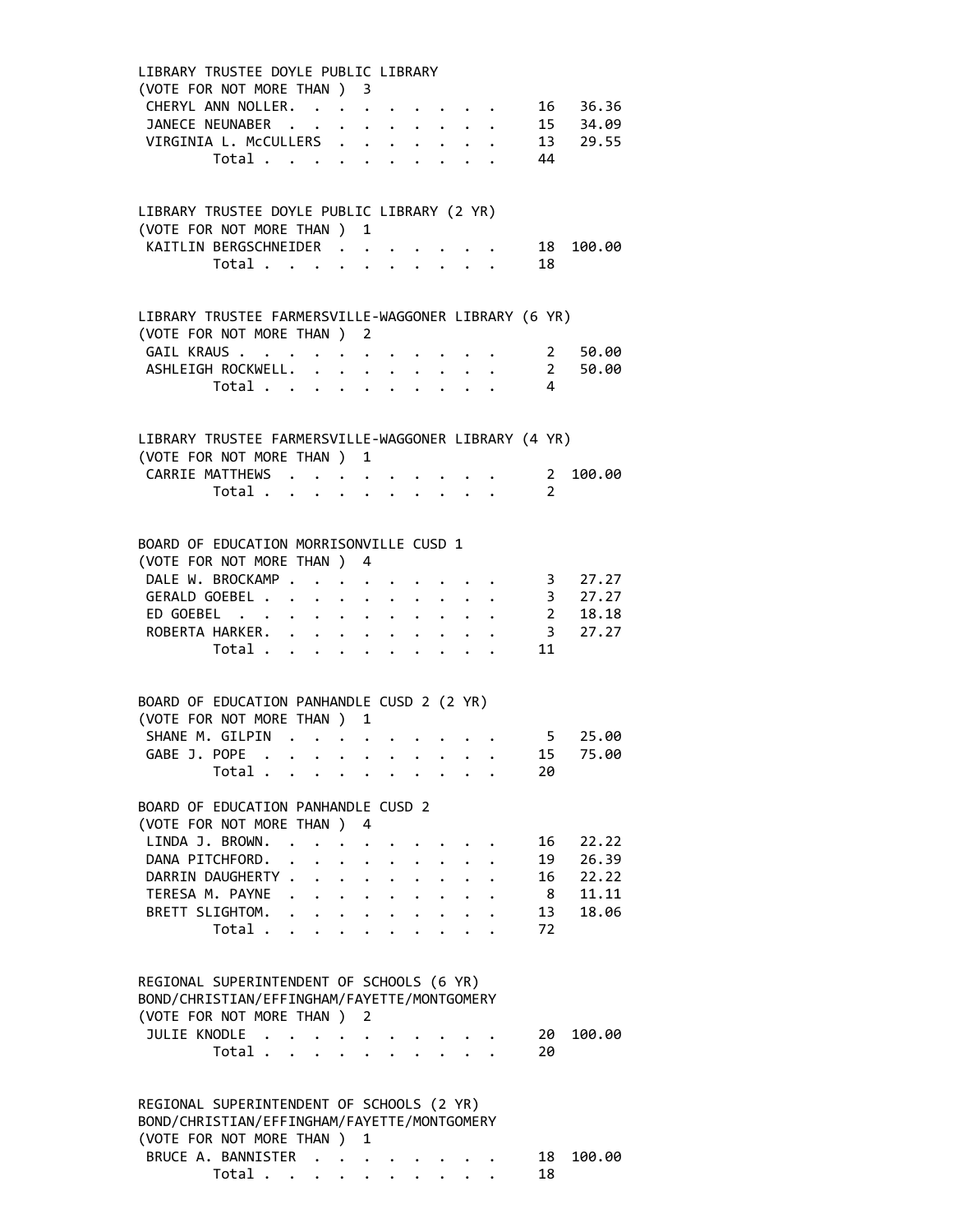LIBRARY TRUSTEE DOYLE PUBLIC LIBRARY
(VOTE FOR NOT MORE THAN ) 3

| Candidate | Votes | Percent |
|---|---|---|
| CHERYL ANN NOLLER | 16 | 36.36 |
| JANECE NEUNABER | 15 | 34.09 |
| VIRGINIA L. McCULLERS | 13 | 29.55 |
| Total | 44 | |

LIBRARY TRUSTEE DOYLE PUBLIC LIBRARY (2 YR)
(VOTE FOR NOT MORE THAN ) 1

| Candidate | Votes | Percent |
|---|---|---|
| KAITLIN BERGSCHNEIDER | 18 | 100.00 |
| Total | 18 | |

LIBRARY TRUSTEE FARMERSVILLE-WAGGONER LIBRARY (6 YR)
(VOTE FOR NOT MORE THAN ) 2

| Candidate | Votes | Percent |
|---|---|---|
| GAIL KRAUS | 2 | 50.00 |
| ASHLEIGH ROCKWELL | 2 | 50.00 |
| Total | 4 | |

LIBRARY TRUSTEE FARMERSVILLE-WAGGONER LIBRARY (4 YR)
(VOTE FOR NOT MORE THAN ) 1

| Candidate | Votes | Percent |
|---|---|---|
| CARRIE MATTHEWS | 2 | 100.00 |
| Total | 2 | |

BOARD OF EDUCATION MORRISONVILLE CUSD 1
(VOTE FOR NOT MORE THAN ) 4

| Candidate | Votes | Percent |
|---|---|---|
| DALE W. BROCKAMP | 3 | 27.27 |
| GERALD GOEBEL | 3 | 27.27 |
| ED GOEBEL | 2 | 18.18 |
| ROBERTA HARKER | 3 | 27.27 |
| Total | 11 | |

BOARD OF EDUCATION PANHANDLE CUSD 2 (2 YR)
(VOTE FOR NOT MORE THAN ) 1

| Candidate | Votes | Percent |
|---|---|---|
| SHANE M. GILPIN | 5 | 25.00 |
| GABE J. POPE | 15 | 75.00 |
| Total | 20 | |

BOARD OF EDUCATION PANHANDLE CUSD 2
(VOTE FOR NOT MORE THAN ) 4

| Candidate | Votes | Percent |
|---|---|---|
| LINDA J. BROWN | 16 | 22.22 |
| DANA PITCHFORD | 19 | 26.39 |
| DARRIN DAUGHERTY | 16 | 22.22 |
| TERESA M. PAYNE | 8 | 11.11 |
| BRETT SLIGHTOM | 13 | 18.06 |
| Total | 72 | |

REGIONAL SUPERINTENDENT OF SCHOOLS (6 YR)
BOND/CHRISTIAN/EFFINGHAM/FAYETTE/MONTGOMERY
(VOTE FOR NOT MORE THAN ) 2

| Candidate | Votes | Percent |
|---|---|---|
| JULIE KNODLE | 20 | 100.00 |
| Total | 20 | |

REGIONAL SUPERINTENDENT OF SCHOOLS (2 YR)
BOND/CHRISTIAN/EFFINGHAM/FAYETTE/MONTGOMERY
(VOTE FOR NOT MORE THAN ) 1

| Candidate | Votes | Percent |
|---|---|---|
| BRUCE A. BANNISTER | 18 | 100.00 |
| Total | 18 | |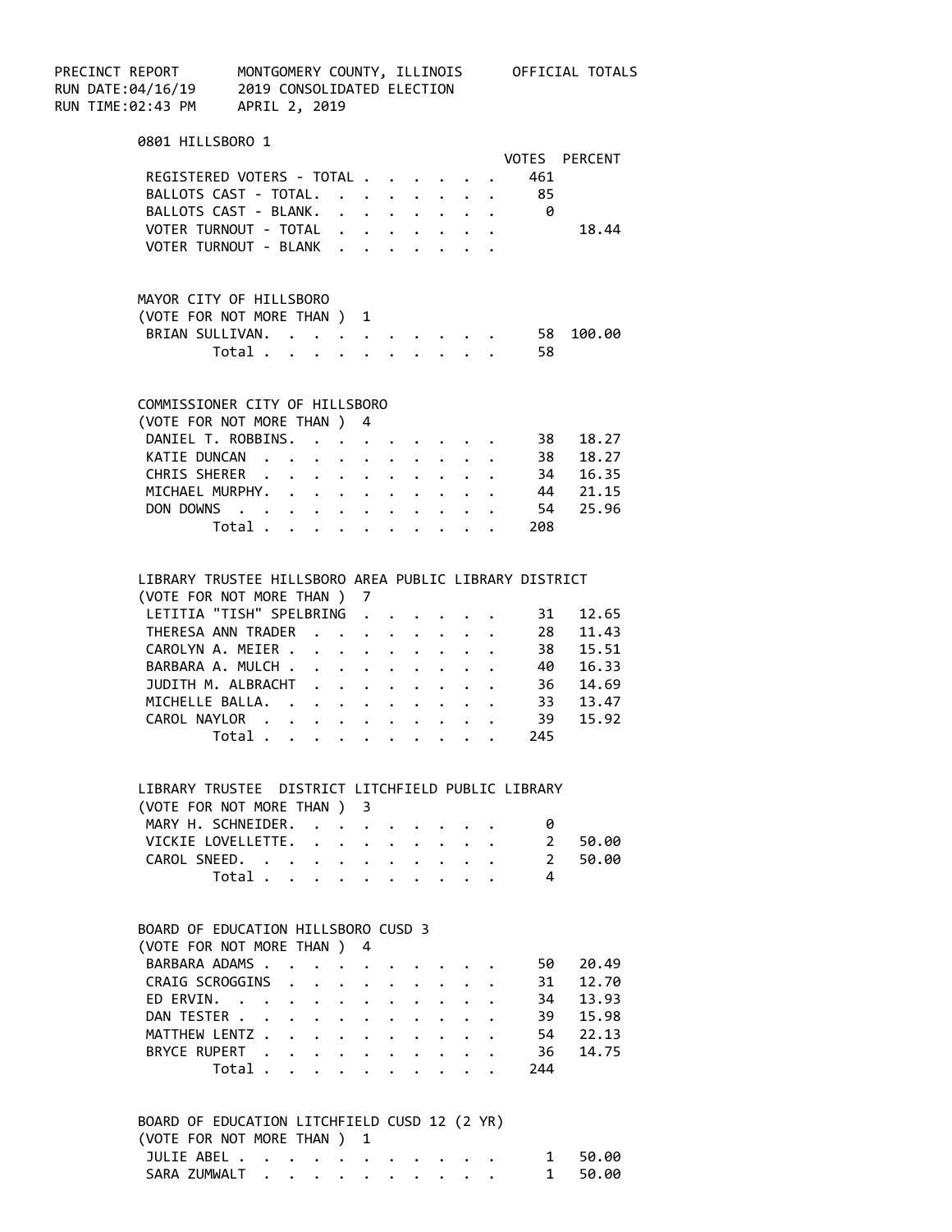PRECINCT REPORT MONTGOMERY COUNTY, ILLINOIS OFFICIAL TOTALS
RUN DATE:04/16/19 2019 CONSOLIDATED ELECTION
RUN TIME:02:43 PM APRIL 2, 2019

## 0801 HILLSBORO 1

| | VOTES | PERCENT |
|---|---|---|
| REGISTERED VOTERS - TOTAL | 461 | |
| BALLOTS CAST - TOTAL. | 85 | |
| BALLOTS CAST - BLANK. | 0 | |
| VOTER TURNOUT - TOTAL | | 18.44 |
| VOTER TURNOUT - BLANK | | |

### MAYOR CITY OF HILLSBORO
(VOTE FOR NOT MORE THAN ) 1

| | VOTES | PERCENT |
|---|---|---|
| BRIAN SULLIVAN. | 58 | 100.00 |
| Total | 58 | |

### COMMISSIONER CITY OF HILLSBORO
(VOTE FOR NOT MORE THAN ) 4

| | VOTES | PERCENT |
|---|---|---|
| DANIEL T. ROBBINS. | 38 | 18.27 |
| KATIE DUNCAN | 38 | 18.27 |
| CHRIS SHERER | 34 | 16.35 |
| MICHAEL MURPHY. | 44 | 21.15 |
| DON DOWNS | 54 | 25.96 |
| Total | 208 | |

### LIBRARY TRUSTEE HILLSBORO AREA PUBLIC LIBRARY DISTRICT
(VOTE FOR NOT MORE THAN ) 7

| | VOTES | PERCENT |
|---|---|---|
| LETITIA "TISH" SPELBRING | 31 | 12.65 |
| THERESA ANN TRADER | 28 | 11.43 |
| CAROLYN A. MEIER | 38 | 15.51 |
| BARBARA A. MULCH | 40 | 16.33 |
| JUDITH M. ALBRACHT | 36 | 14.69 |
| MICHELLE BALLA. | 33 | 13.47 |
| CAROL NAYLOR | 39 | 15.92 |
| Total | 245 | |

### LIBRARY TRUSTEE DISTRICT LITCHFIELD PUBLIC LIBRARY
(VOTE FOR NOT MORE THAN ) 3

| | VOTES | PERCENT |
|---|---|---|
| MARY H. SCHNEIDER. | 0 | |
| VICKIE LOVELLETTE. | 2 | 50.00 |
| CAROL SNEED. | 2 | 50.00 |
| Total | 4 | |

### BOARD OF EDUCATION HILLSBORO CUSD 3
(VOTE FOR NOT MORE THAN ) 4

| | VOTES | PERCENT |
|---|---|---|
| BARBARA ADAMS | 50 | 20.49 |
| CRAIG SCROGGINS | 31 | 12.70 |
| ED ERVIN. | 34 | 13.93 |
| DAN TESTER | 39 | 15.98 |
| MATTHEW LENTZ | 54 | 22.13 |
| BRYCE RUPERT | 36 | 14.75 |
| Total | 244 | |

### BOARD OF EDUCATION LITCHFIELD CUSD 12 (2 YR)
(VOTE FOR NOT MORE THAN ) 1

| | VOTES | PERCENT |
|---|---|---|
| JULIE ABEL | 1 | 50.00 |
| SARA ZUMWALT | 1 | 50.00 |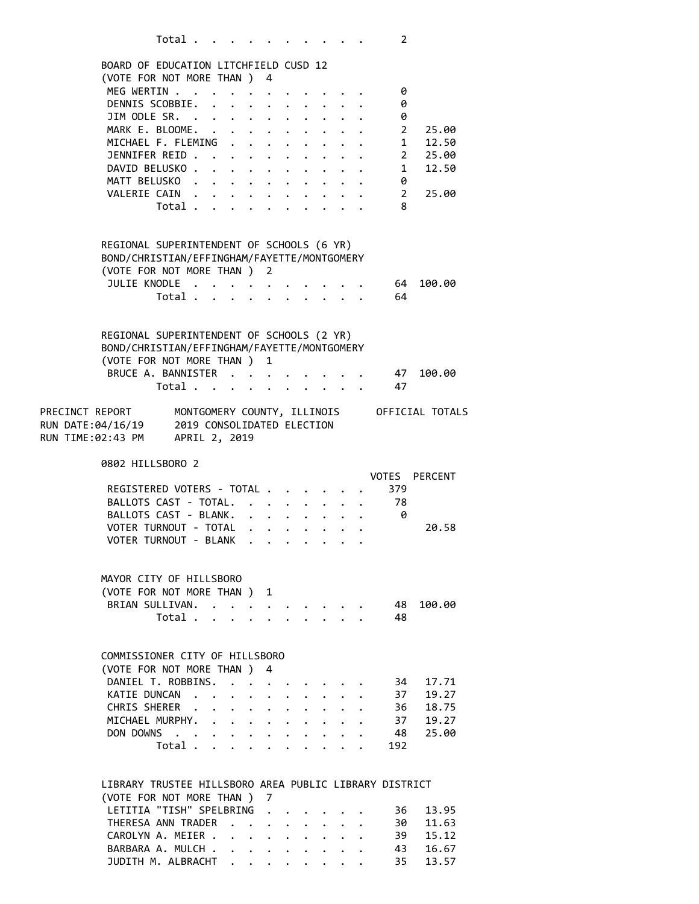| | | |
|---|---|---|
| Total | 2 | |

**BOARD OF EDUCATION LITCHFIELD CUSD 12**
(VOTE FOR NOT MORE THAN ) 4

| | | |
|---|---|---|
| MEG WERTIN | 0 | |
| DENNIS SCOBBIE. | 0 | |
| JIM ODLE SR. | 0 | |
| MARK E. BLOOME. | 2 | 25.00 |
| MICHAEL F. FLEMING | 1 | 12.50 |
| JENNIFER REID | 2 | 25.00 |
| DAVID BELUSKO | 1 | 12.50 |
| MATT BELUSKO | 0 | |
| VALERIE CAIN | 2 | 25.00 |
| Total | 8 | |

**REGIONAL SUPERINTENDENT OF SCHOOLS (6 YR)**
**BOND/CHRISTIAN/EFFINGHAM/FAYETTE/MONTGOMERY**
(VOTE FOR NOT MORE THAN ) 2

| | | |
|---|---|---|
| JULIE KNODLE | 64 | 100.00 |
| Total | 64 | |

**REGIONAL SUPERINTENDENT OF SCHOOLS (2 YR)**
**BOND/CHRISTIAN/EFFINGHAM/FAYETTE/MONTGOMERY**
(VOTE FOR NOT MORE THAN ) 1

| | | |
|---|---|---|
| BRUCE A. BANNISTER | 47 | 100.00 |
| Total | 47 | |

PRECINCT REPORT MONTGOMERY COUNTY, ILLINOIS OFFICIAL TOTALS
RUN DATE:04/16/19 2019 CONSOLIDATED ELECTION
RUN TIME:02:43 PM APRIL 2, 2019

## 0802 HILLSBORO 2

| | VOTES | PERCENT |
|---|---|---|
| REGISTERED VOTERS - TOTAL | 379 | |
| BALLOTS CAST - TOTAL. | 78 | |
| BALLOTS CAST - BLANK. | 0 | |
| VOTER TURNOUT - TOTAL | | 20.58 |
| VOTER TURNOUT - BLANK | | |

**MAYOR CITY OF HILLSBORO**
(VOTE FOR NOT MORE THAN ) 1

| | | |
|---|---|---|
| BRIAN SULLIVAN. | 48 | 100.00 |
| Total | 48 | |

**COMMISSIONER CITY OF HILLSBORO**
(VOTE FOR NOT MORE THAN ) 4

| | | |
|---|---|---|
| DANIEL T. ROBBINS. | 34 | 17.71 |
| KATIE DUNCAN | 37 | 19.27 |
| CHRIS SHERER | 36 | 18.75 |
| MICHAEL MURPHY. | 37 | 19.27 |
| DON DOWNS | 48 | 25.00 |
| Total | 192 | |

**LIBRARY TRUSTEE HILLSBORO AREA PUBLIC LIBRARY DISTRICT**
(VOTE FOR NOT MORE THAN ) 7

| | | |
|---|---|---|
| LETITIA "TISH" SPELBRING | 36 | 13.95 |
| THERESA ANN TRADER | 30 | 11.63 |
| CAROLYN A. MEIER | 39 | 15.12 |
| BARBARA A. MULCH | 43 | 16.67 |
| JUDITH M. ALBRACHT | 35 | 13.57 |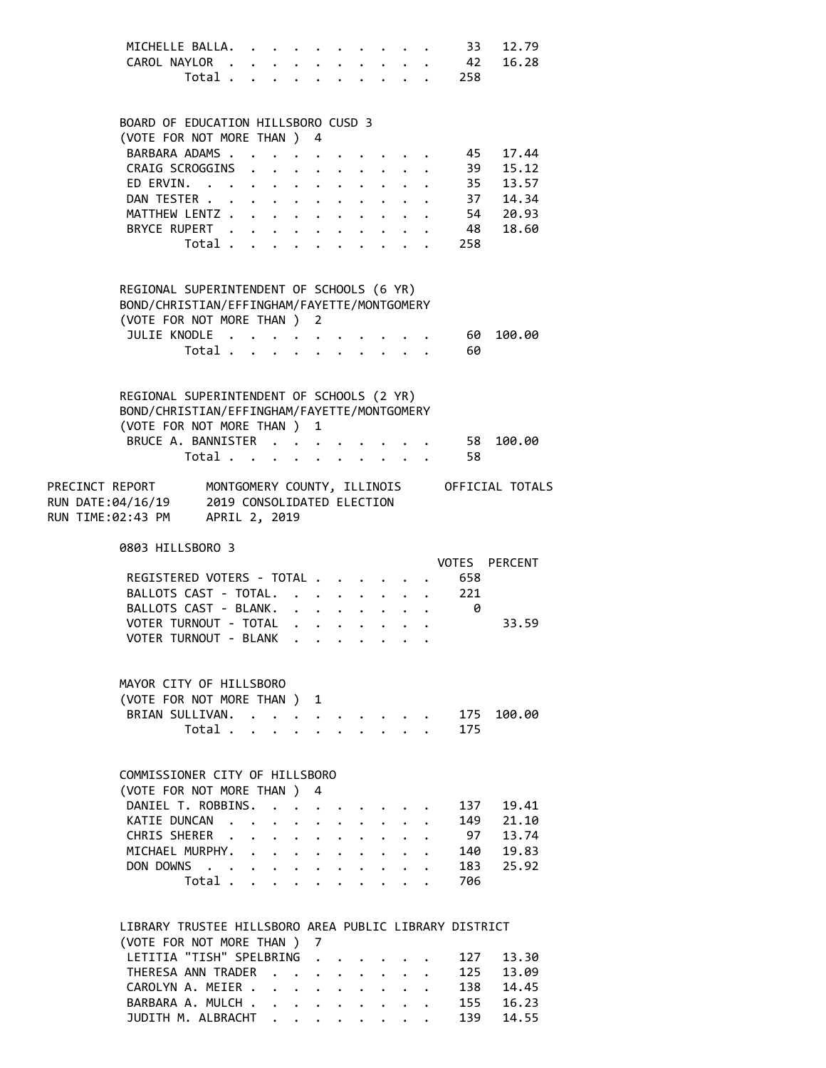| | Votes | Percent |
|---|---|---|
| MICHELLE BALLA | 33 | 12.79 |
| CAROL NAYLOR | 42 | 16.28 |
| Total | 258 | |

**BOARD OF EDUCATION HILLSBORO CUSD 3**
(VOTE FOR NOT MORE THAN ) 4

| | Votes | Percent |
|---|---|---|
| BARBARA ADAMS | 45 | 17.44 |
| CRAIG SCROGGINS | 39 | 15.12 |
| ED ERVIN | 35 | 13.57 |
| DAN TESTER | 37 | 14.34 |
| MATTHEW LENTZ | 54 | 20.93 |
| BRYCE RUPERT | 48 | 18.60 |
| Total | 258 | |

**REGIONAL SUPERINTENDENT OF SCHOOLS (6 YR)**
**BOND/CHRISTIAN/EFFINGHAM/FAYETTE/MONTGOMERY**
(VOTE FOR NOT MORE THAN ) 2

| | Votes | Percent |
|---|---|---|
| JULIE KNODLE | 60 | 100.00 |
| Total | 60 | |

**REGIONAL SUPERINTENDENT OF SCHOOLS (2 YR)**
**BOND/CHRISTIAN/EFFINGHAM/FAYETTE/MONTGOMERY**
(VOTE FOR NOT MORE THAN ) 1

| | Votes | Percent |
|---|---|---|
| BRUCE A. BANNISTER | 58 | 100.00 |
| Total | 58 | |

PRECINCT REPORT — MONTGOMERY COUNTY, ILLINOIS — OFFICIAL TOTALS
RUN DATE:04/16/19 — 2019 CONSOLIDATED ELECTION
RUN TIME:02:43 PM — APRIL 2, 2019

## 0803 HILLSBORO 3

| | VOTES | PERCENT |
|---|---|---|
| REGISTERED VOTERS - TOTAL | 658 | |
| BALLOTS CAST - TOTAL | 221 | |
| BALLOTS CAST - BLANK | 0 | |
| VOTER TURNOUT - TOTAL | | 33.59 |
| VOTER TURNOUT - BLANK | | |

**MAYOR CITY OF HILLSBORO**
(VOTE FOR NOT MORE THAN ) 1

| | Votes | Percent |
|---|---|---|
| BRIAN SULLIVAN | 175 | 100.00 |
| Total | 175 | |

**COMMISSIONER CITY OF HILLSBORO**
(VOTE FOR NOT MORE THAN ) 4

| | Votes | Percent |
|---|---|---|
| DANIEL T. ROBBINS | 137 | 19.41 |
| KATIE DUNCAN | 149 | 21.10 |
| CHRIS SHERER | 97 | 13.74 |
| MICHAEL MURPHY | 140 | 19.83 |
| DON DOWNS | 183 | 25.92 |
| Total | 706 | |

**LIBRARY TRUSTEE HILLSBORO AREA PUBLIC LIBRARY DISTRICT**
(VOTE FOR NOT MORE THAN ) 7

| | Votes | Percent |
|---|---|---|
| LETITIA "TISH" SPELBRING | 127 | 13.30 |
| THERESA ANN TRADER | 125 | 13.09 |
| CAROLYN A. MEIER | 138 | 14.45 |
| BARBARA A. MULCH | 155 | 16.23 |
| JUDITH M. ALBRACHT | 139 | 14.55 |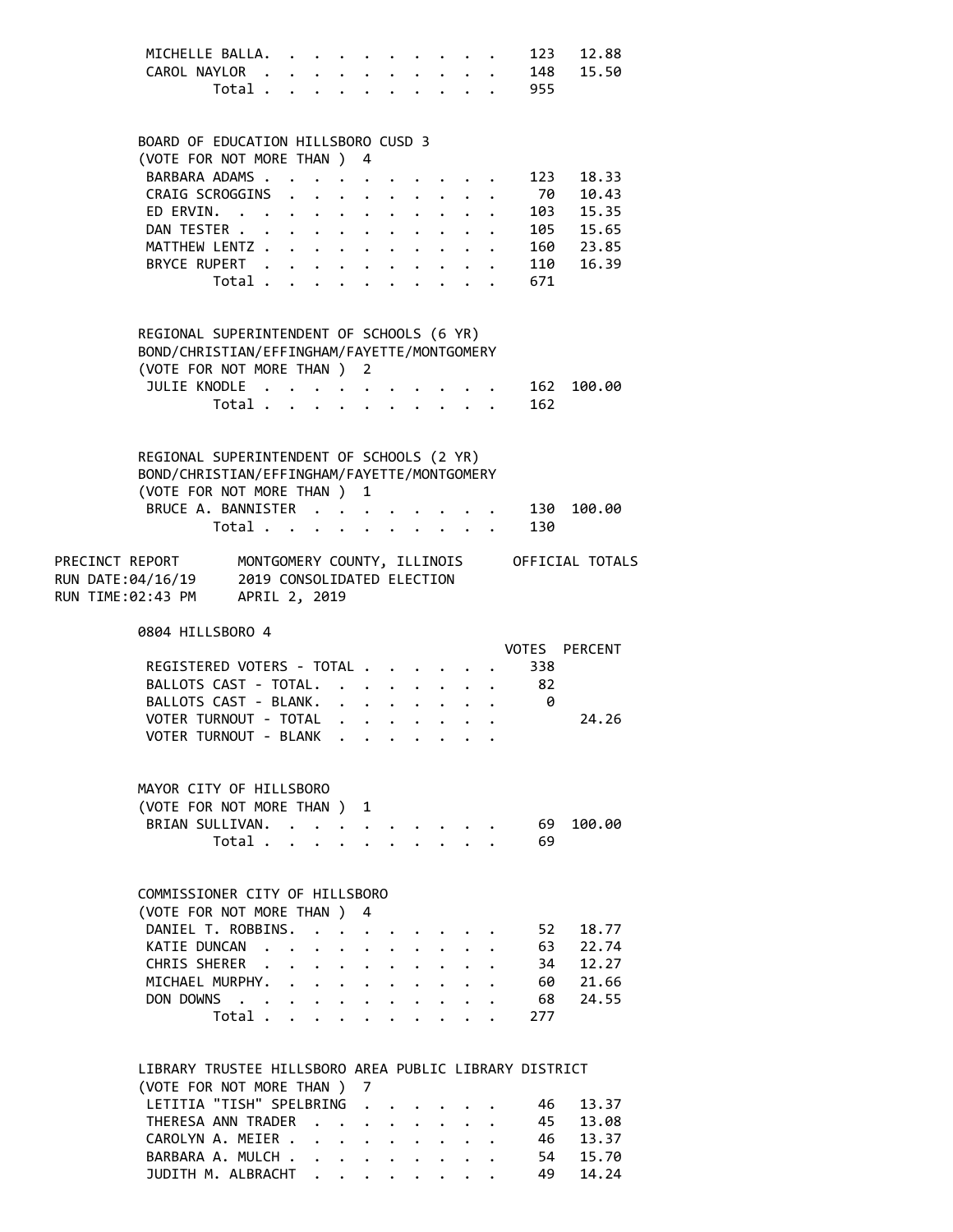| | VOTES | PERCENT |
|---|---|---|
| MICHELLE BALLA | 123 | 12.88 |
| CAROL NAYLOR | 148 | 15.50 |
| Total | 955 | |

BOARD OF EDUCATION HILLSBORO CUSD 3
(VOTE FOR NOT MORE THAN ) 4

| | VOTES | PERCENT |
|---|---|---|
| BARBARA ADAMS | 123 | 18.33 |
| CRAIG SCROGGINS | 70 | 10.43 |
| ED ERVIN | 103 | 15.35 |
| DAN TESTER | 105 | 15.65 |
| MATTHEW LENTZ | 160 | 23.85 |
| BRYCE RUPERT | 110 | 16.39 |
| Total | 671 | |

REGIONAL SUPERINTENDENT OF SCHOOLS (6 YR)
BOND/CHRISTIAN/EFFINGHAM/FAYETTE/MONTGOMERY
(VOTE FOR NOT MORE THAN ) 2

| | VOTES | PERCENT |
|---|---|---|
| JULIE KNODLE | 162 | 100.00 |
| Total | 162 | |

REGIONAL SUPERINTENDENT OF SCHOOLS (2 YR)
BOND/CHRISTIAN/EFFINGHAM/FAYETTE/MONTGOMERY
(VOTE FOR NOT MORE THAN ) 1

| | VOTES | PERCENT |
|---|---|---|
| BRUCE A. BANNISTER | 130 | 100.00 |
| Total | 130 | |

PRECINCT REPORT — MONTGOMERY COUNTY, ILLINOIS — OFFICIAL TOTALS
RUN DATE:04/16/19 — 2019 CONSOLIDATED ELECTION
RUN TIME:02:43 PM — APRIL 2, 2019

## 0804 HILLSBORO 4

| | VOTES | PERCENT |
|---|---|---|
| REGISTERED VOTERS - TOTAL | 338 | |
| BALLOTS CAST - TOTAL | 82 | |
| BALLOTS CAST - BLANK | 0 | |
| VOTER TURNOUT - TOTAL | | 24.26 |
| VOTER TURNOUT - BLANK | | |

MAYOR CITY OF HILLSBORO
(VOTE FOR NOT MORE THAN ) 1

| | VOTES | PERCENT |
|---|---|---|
| BRIAN SULLIVAN | 69 | 100.00 |
| Total | 69 | |

COMMISSIONER CITY OF HILLSBORO
(VOTE FOR NOT MORE THAN ) 4

| | VOTES | PERCENT |
|---|---|---|
| DANIEL T. ROBBINS | 52 | 18.77 |
| KATIE DUNCAN | 63 | 22.74 |
| CHRIS SHERER | 34 | 12.27 |
| MICHAEL MURPHY | 60 | 21.66 |
| DON DOWNS | 68 | 24.55 |
| Total | 277 | |

LIBRARY TRUSTEE HILLSBORO AREA PUBLIC LIBRARY DISTRICT
(VOTE FOR NOT MORE THAN ) 7

| | VOTES | PERCENT |
|---|---|---|
| LETITIA "TISH" SPELBRING | 46 | 13.37 |
| THERESA ANN TRADER | 45 | 13.08 |
| CAROLYN A. MEIER | 46 | 13.37 |
| BARBARA A. MULCH | 54 | 15.70 |
| JUDITH M. ALBRACHT | 49 | 14.24 |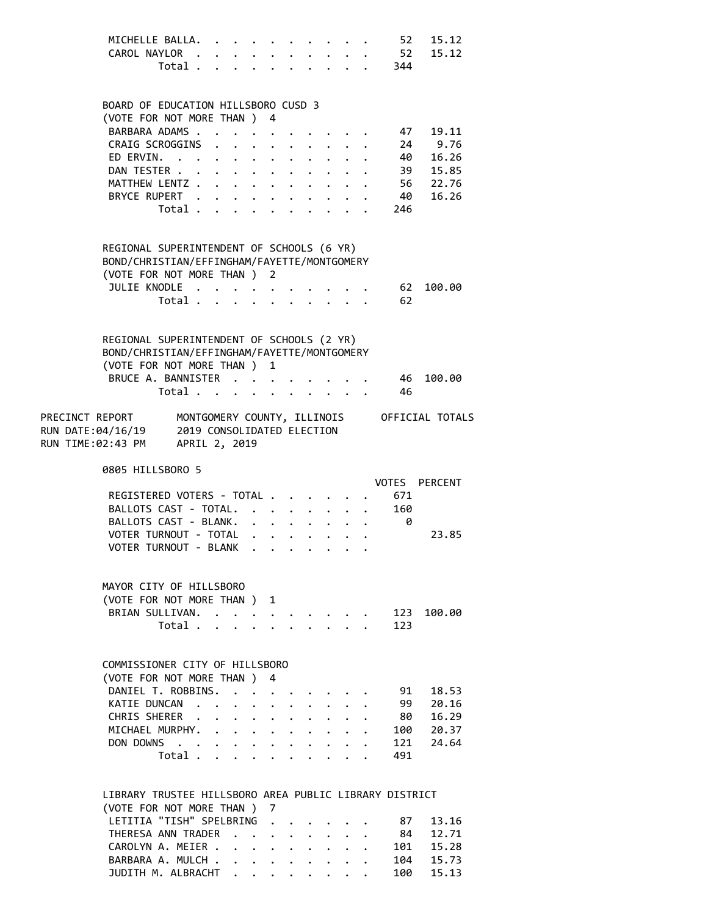| | VOTES | PERCENT |
|---|---|---|
| MICHELLE BALLA | 52 | 15.12 |
| CAROL NAYLOR | 52 | 15.12 |
| Total | 344 | |

BOARD OF EDUCATION HILLSBORO CUSD 3
(VOTE FOR NOT MORE THAN ) 4

| | VOTES | PERCENT |
|---|---|---|
| BARBARA ADAMS | 47 | 19.11 |
| CRAIG SCROGGINS | 24 | 9.76 |
| ED ERVIN | 40 | 16.26 |
| DAN TESTER | 39 | 15.85 |
| MATTHEW LENTZ | 56 | 22.76 |
| BRYCE RUPERT | 40 | 16.26 |
| Total | 246 | |

REGIONAL SUPERINTENDENT OF SCHOOLS (6 YR)
BOND/CHRISTIAN/EFFINGHAM/FAYETTE/MONTGOMERY
(VOTE FOR NOT MORE THAN ) 2

| | VOTES | PERCENT |
|---|---|---|
| JULIE KNODLE | 62 | 100.00 |
| Total | 62 | |

REGIONAL SUPERINTENDENT OF SCHOOLS (2 YR)
BOND/CHRISTIAN/EFFINGHAM/FAYETTE/MONTGOMERY
(VOTE FOR NOT MORE THAN ) 1

| | VOTES | PERCENT |
|---|---|---|
| BRUCE A. BANNISTER | 46 | 100.00 |
| Total | 46 | |

PRECINCT REPORT MONTGOMERY COUNTY, ILLINOIS OFFICIAL TOTALS
RUN DATE:04/16/19 2019 CONSOLIDATED ELECTION
RUN TIME:02:43 PM APRIL 2, 2019

## 0805 HILLSBORO 5

| | VOTES | PERCENT |
|---|---|---|
| REGISTERED VOTERS - TOTAL | 671 | |
| BALLOTS CAST - TOTAL | 160 | |
| BALLOTS CAST - BLANK | 0 | |
| VOTER TURNOUT - TOTAL | | 23.85 |
| VOTER TURNOUT - BLANK | | |

MAYOR CITY OF HILLSBORO
(VOTE FOR NOT MORE THAN ) 1

| | VOTES | PERCENT |
|---|---|---|
| BRIAN SULLIVAN | 123 | 100.00 |
| Total | 123 | |

COMMISSIONER CITY OF HILLSBORO
(VOTE FOR NOT MORE THAN ) 4

| | VOTES | PERCENT |
|---|---|---|
| DANIEL T. ROBBINS | 91 | 18.53 |
| KATIE DUNCAN | 99 | 20.16 |
| CHRIS SHERER | 80 | 16.29 |
| MICHAEL MURPHY | 100 | 20.37 |
| DON DOWNS | 121 | 24.64 |
| Total | 491 | |

LIBRARY TRUSTEE HILLSBORO AREA PUBLIC LIBRARY DISTRICT
(VOTE FOR NOT MORE THAN ) 7

| | VOTES | PERCENT |
|---|---|---|
| LETITIA "TISH" SPELBRING | 87 | 13.16 |
| THERESA ANN TRADER | 84 | 12.71 |
| CAROLYN A. MEIER | 101 | 15.28 |
| BARBARA A. MULCH | 104 | 15.73 |
| JUDITH M. ALBRACHT | 100 | 15.13 |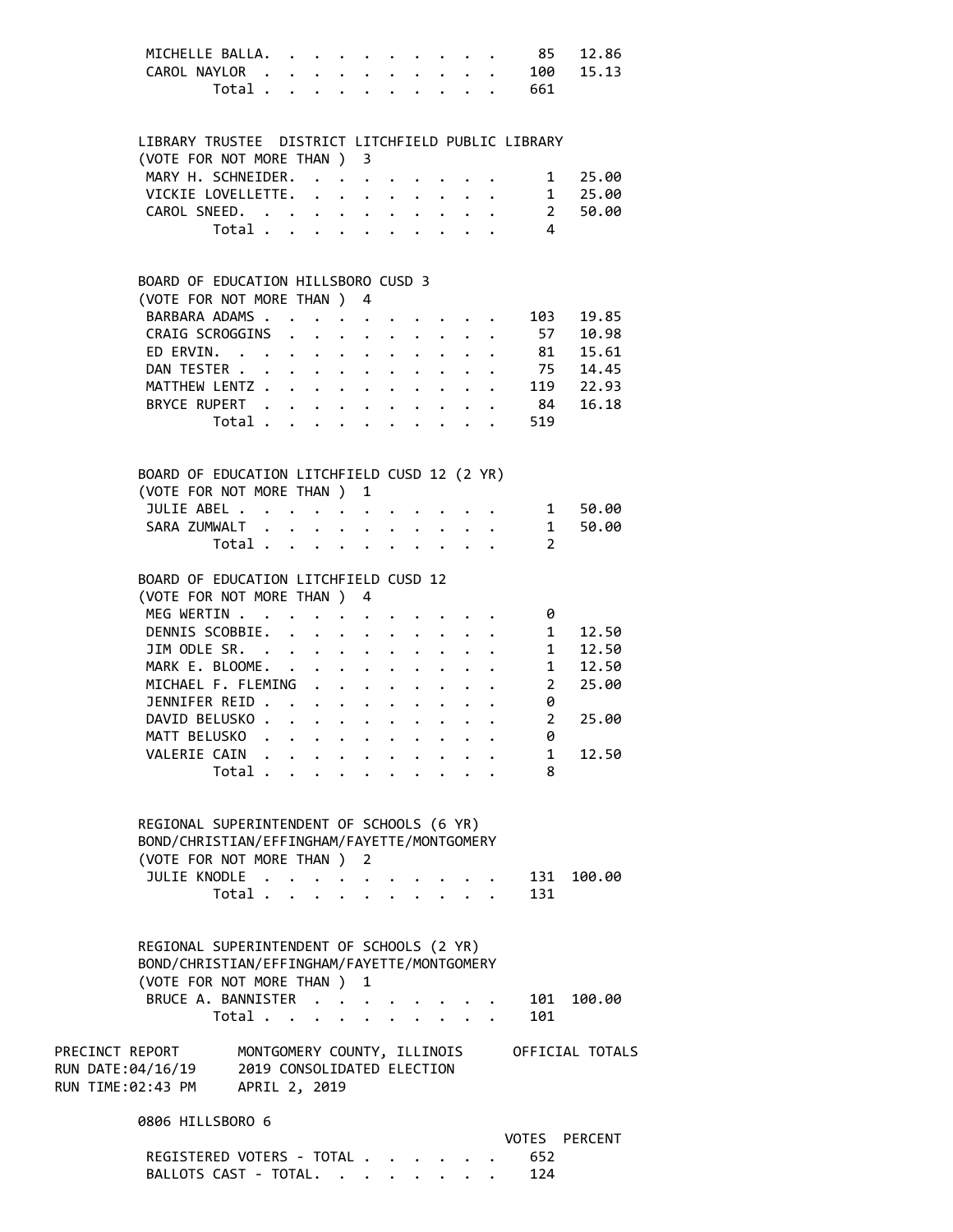| | | |
|---|---|---|
| MICHELLE BALLA | 85 | 12.86 |
| CAROL NAYLOR | 100 | 15.13 |
| Total | 661 | |

LIBRARY TRUSTEE DISTRICT LITCHFIELD PUBLIC LIBRARY
(VOTE FOR NOT MORE THAN ) 3

| | | |
|---|---|---|
| MARY H. SCHNEIDER | 1 | 25.00 |
| VICKIE LOVELLETTE | 1 | 25.00 |
| CAROL SNEED | 2 | 50.00 |
| Total | 4 | |

BOARD OF EDUCATION HILLSBORO CUSD 3
(VOTE FOR NOT MORE THAN ) 4

| | | |
|---|---|---|
| BARBARA ADAMS | 103 | 19.85 |
| CRAIG SCROGGINS | 57 | 10.98 |
| ED ERVIN | 81 | 15.61 |
| DAN TESTER | 75 | 14.45 |
| MATTHEW LENTZ | 119 | 22.93 |
| BRYCE RUPERT | 84 | 16.18 |
| Total | 519 | |

BOARD OF EDUCATION LITCHFIELD CUSD 12 (2 YR)
(VOTE FOR NOT MORE THAN ) 1

| | | |
|---|---|---|
| JULIE ABEL | 1 | 50.00 |
| SARA ZUMWALT | 1 | 50.00 |
| Total | 2 | |

BOARD OF EDUCATION LITCHFIELD CUSD 12
(VOTE FOR NOT MORE THAN ) 4

| | | |
|---|---|---|
| MEG WERTIN | 0 | |
| DENNIS SCOBBIE | 1 | 12.50 |
| JIM ODLE SR. | 1 | 12.50 |
| MARK E. BLOOME | 1 | 12.50 |
| MICHAEL F. FLEMING | 2 | 25.00 |
| JENNIFER REID | 0 | |
| DAVID BELUSKO | 2 | 25.00 |
| MATT BELUSKO | 0 | |
| VALERIE CAIN | 1 | 12.50 |
| Total | 8 | |

REGIONAL SUPERINTENDENT OF SCHOOLS (6 YR)
BOND/CHRISTIAN/EFFINGHAM/FAYETTE/MONTGOMERY
(VOTE FOR NOT MORE THAN ) 2

| | | |
|---|---|---|
| JULIE KNODLE | 131 | 100.00 |
| Total | 131 | |

REGIONAL SUPERINTENDENT OF SCHOOLS (2 YR)
BOND/CHRISTIAN/EFFINGHAM/FAYETTE/MONTGOMERY
(VOTE FOR NOT MORE THAN ) 1

| | | |
|---|---|---|
| BRUCE A. BANNISTER | 101 | 100.00 |
| Total | 101 | |

PRECINCT REPORT MONTGOMERY COUNTY, ILLINOIS OFFICIAL TOTALS
RUN DATE:04/16/19 2019 CONSOLIDATED ELECTION
RUN TIME:02:43 PM APRIL 2, 2019

0806 HILLSBORO 6

| | VOTES | PERCENT |
|---|---|---|
| REGISTERED VOTERS - TOTAL | 652 | |
| BALLOTS CAST - TOTAL | 124 | |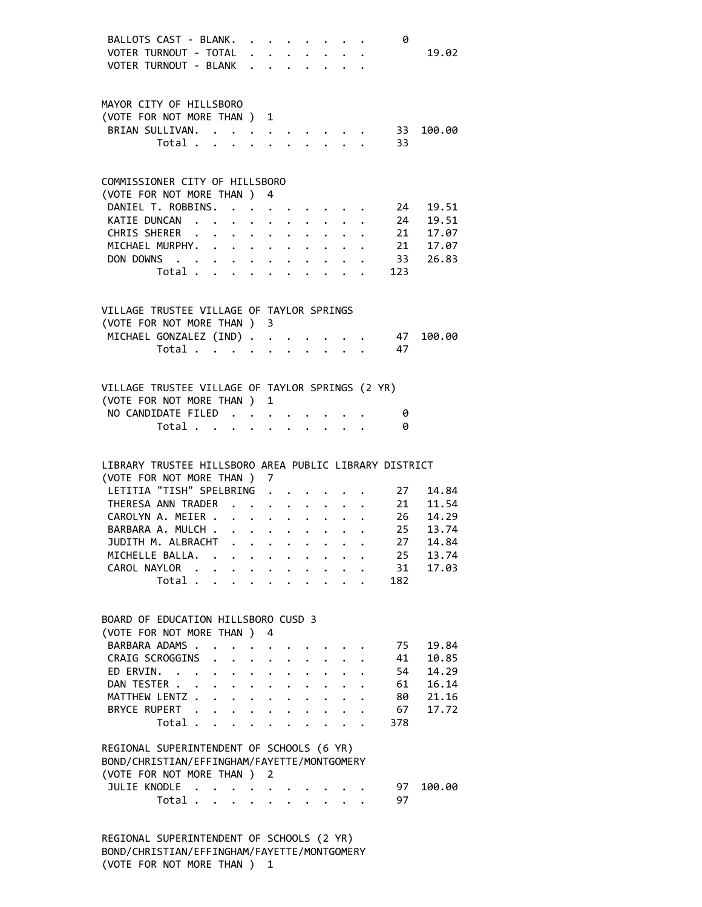| | | |
|---|---|---|
| BALLOTS CAST - BLANK. | 0 | |
| VOTER TURNOUT - TOTAL | | 19.02 |
| VOTER TURNOUT - BLANK | | |

**MAYOR CITY OF HILLSBORO**
(VOTE FOR NOT MORE THAN ) 1

| | | |
|---|---|---|
| BRIAN SULLIVAN. | 33 | 100.00 |
| Total | 33 | |

**COMMISSIONER CITY OF HILLSBORO**
(VOTE FOR NOT MORE THAN ) 4

| | | |
|---|---|---|
| DANIEL T. ROBBINS. | 24 | 19.51 |
| KATIE DUNCAN | 24 | 19.51 |
| CHRIS SHERER | 21 | 17.07 |
| MICHAEL MURPHY. | 21 | 17.07 |
| DON DOWNS | 33 | 26.83 |
| Total | 123 | |

**VILLAGE TRUSTEE VILLAGE OF TAYLOR SPRINGS**
(VOTE FOR NOT MORE THAN ) 3

| | | |
|---|---|---|
| MICHAEL GONZALEZ (IND) | 47 | 100.00 |
| Total | 47 | |

**VILLAGE TRUSTEE VILLAGE OF TAYLOR SPRINGS (2 YR)**
(VOTE FOR NOT MORE THAN ) 1

| | | |
|---|---|---|
| NO CANDIDATE FILED | 0 | |
| Total | 0 | |

**LIBRARY TRUSTEE HILLSBORO AREA PUBLIC LIBRARY DISTRICT**
(VOTE FOR NOT MORE THAN ) 7

| | | |
|---|---|---|
| LETITIA "TISH" SPELBRING | 27 | 14.84 |
| THERESA ANN TRADER | 21 | 11.54 |
| CAROLYN A. MEIER | 26 | 14.29 |
| BARBARA A. MULCH | 25 | 13.74 |
| JUDITH M. ALBRACHT | 27 | 14.84 |
| MICHELLE BALLA. | 25 | 13.74 |
| CAROL NAYLOR | 31 | 17.03 |
| Total | 182 | |

**BOARD OF EDUCATION HILLSBORO CUSD 3**
(VOTE FOR NOT MORE THAN ) 4

| | | |
|---|---|---|
| BARBARA ADAMS | 75 | 19.84 |
| CRAIG SCROGGINS | 41 | 10.85 |
| ED ERVIN. | 54 | 14.29 |
| DAN TESTER | 61 | 16.14 |
| MATTHEW LENTZ | 80 | 21.16 |
| BRYCE RUPERT | 67 | 17.72 |
| Total | 378 | |

**REGIONAL SUPERINTENDENT OF SCHOOLS (6 YR)**
**BOND/CHRISTIAN/EFFINGHAM/FAYETTE/MONTGOMERY**
(VOTE FOR NOT MORE THAN ) 2

| | | |
|---|---|---|
| JULIE KNODLE | 97 | 100.00 |
| Total | 97 | |

**REGIONAL SUPERINTENDENT OF SCHOOLS (2 YR)**
**BOND/CHRISTIAN/EFFINGHAM/FAYETTE/MONTGOMERY**
(VOTE FOR NOT MORE THAN ) 1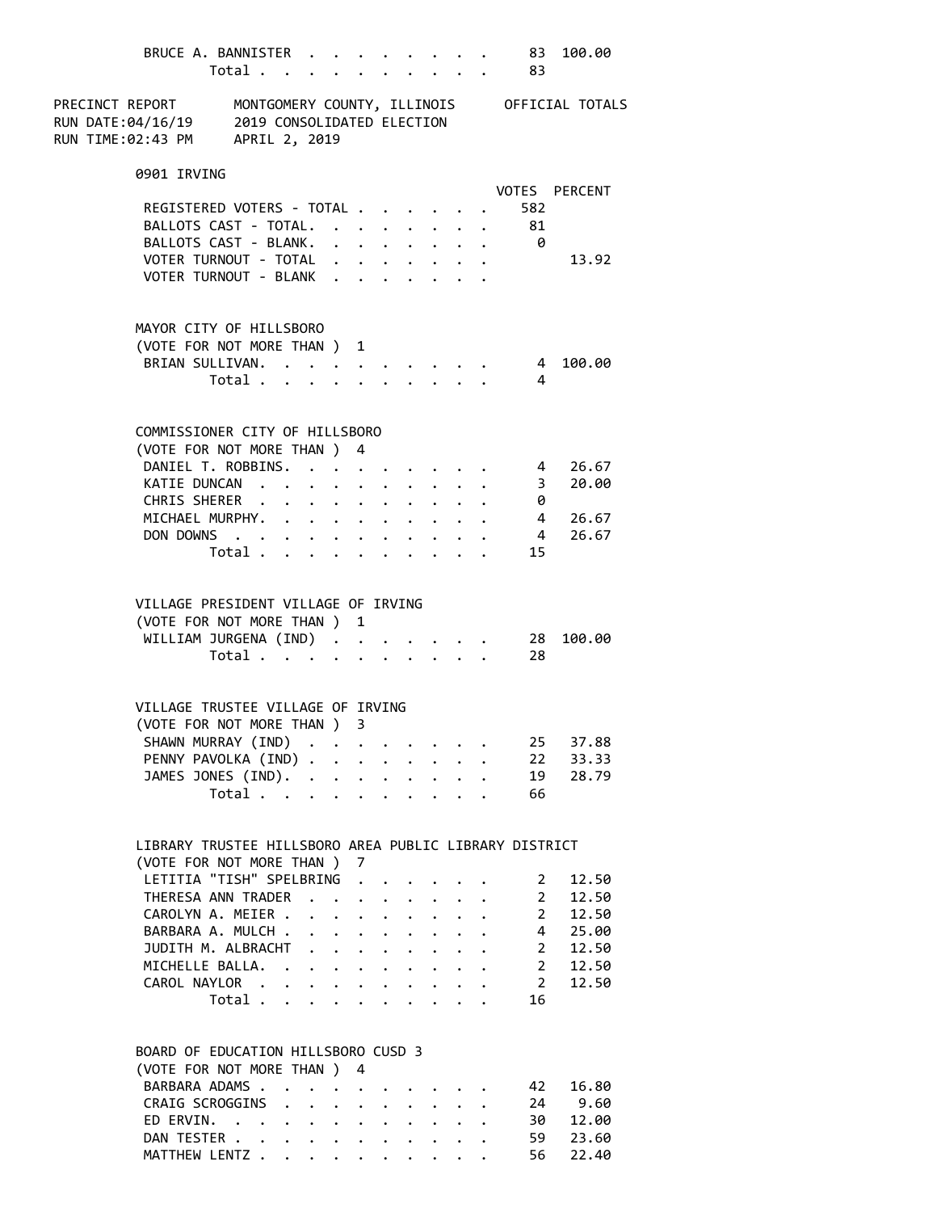| | VOTES | PERCENT |
|---|---|---|
| BRUCE A. BANNISTER | 83 | 100.00 |
| Total | 83 | |

PRECINCT REPORT MONTGOMERY COUNTY, ILLINOIS OFFICIAL TOTALS
RUN DATE:04/16/19 2019 CONSOLIDATED ELECTION
RUN TIME:02:43 PM APRIL 2, 2019

## 0901 IRVING

| | VOTES | PERCENT |
|---|---|---|
| REGISTERED VOTERS - TOTAL | 582 | |
| BALLOTS CAST - TOTAL. | 81 | |
| BALLOTS CAST - BLANK. | 0 | |
| VOTER TURNOUT - TOTAL | | 13.92 |
| VOTER TURNOUT - BLANK | | |

### MAYOR CITY OF HILLSBORO
(VOTE FOR NOT MORE THAN ) 1

| | VOTES | PERCENT |
|---|---|---|
| BRIAN SULLIVAN. | 4 | 100.00 |
| Total | 4 | |

### COMMISSIONER CITY OF HILLSBORO
(VOTE FOR NOT MORE THAN ) 4

| | VOTES | PERCENT |
|---|---|---|
| DANIEL T. ROBBINS. | 4 | 26.67 |
| KATIE DUNCAN | 3 | 20.00 |
| CHRIS SHERER | 0 | |
| MICHAEL MURPHY. | 4 | 26.67 |
| DON DOWNS | 4 | 26.67 |
| Total | 15 | |

### VILLAGE PRESIDENT VILLAGE OF IRVING
(VOTE FOR NOT MORE THAN ) 1

| | VOTES | PERCENT |
|---|---|---|
| WILLIAM JURGENA (IND) | 28 | 100.00 |
| Total | 28 | |

### VILLAGE TRUSTEE VILLAGE OF IRVING
(VOTE FOR NOT MORE THAN ) 3

| | VOTES | PERCENT |
|---|---|---|
| SHAWN MURRAY (IND) | 25 | 37.88 |
| PENNY PAVOLKA (IND) | 22 | 33.33 |
| JAMES JONES (IND). | 19 | 28.79 |
| Total | 66 | |

### LIBRARY TRUSTEE HILLSBORO AREA PUBLIC LIBRARY DISTRICT
(VOTE FOR NOT MORE THAN ) 7

| | VOTES | PERCENT |
|---|---|---|
| LETITIA "TISH" SPELBRING | 2 | 12.50 |
| THERESA ANN TRADER | 2 | 12.50 |
| CAROLYN A. MEIER | 2 | 12.50 |
| BARBARA A. MULCH | 4 | 25.00 |
| JUDITH M. ALBRACHT | 2 | 12.50 |
| MICHELLE BALLA. | 2 | 12.50 |
| CAROL NAYLOR | 2 | 12.50 |
| Total | 16 | |

### BOARD OF EDUCATION HILLSBORO CUSD 3
(VOTE FOR NOT MORE THAN ) 4

| | VOTES | PERCENT |
|---|---|---|
| BARBARA ADAMS | 42 | 16.80 |
| CRAIG SCROGGINS | 24 | 9.60 |
| ED ERVIN. | 30 | 12.00 |
| DAN TESTER | 59 | 23.60 |
| MATTHEW LENTZ | 56 | 22.40 |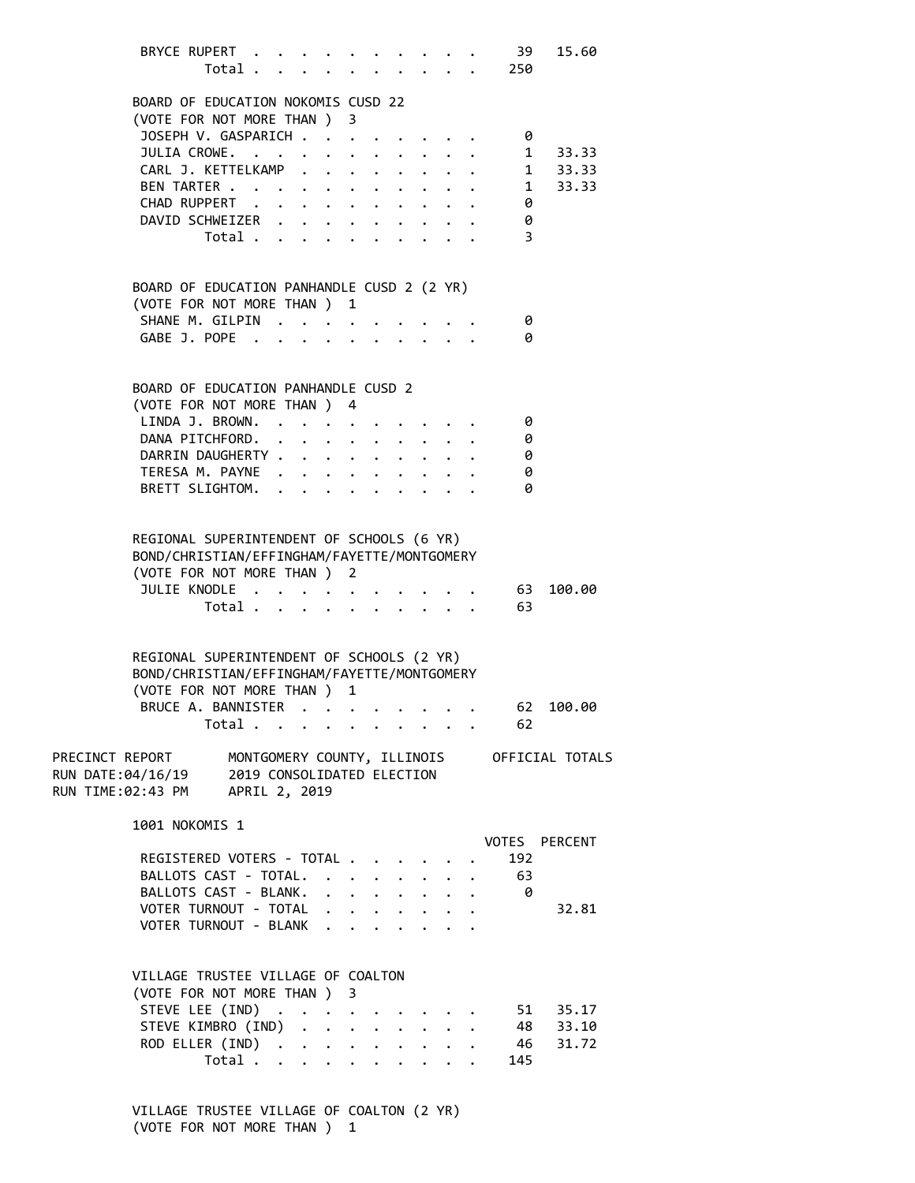| | VOTES | PERCENT |
|---|---|---|
| BRYCE RUPERT | 39 | 15.60 |
| Total | 250 | |

BOARD OF EDUCATION NOKOMIS CUSD 22
(VOTE FOR NOT MORE THAN ) 3

| | VOTES | PERCENT |
|---|---|---|
| JOSEPH V. GASPARICH | 0 | |
| JULIA CROWE. | 1 | 33.33 |
| CARL J. KETTELKAMP | 1 | 33.33 |
| BEN TARTER | 1 | 33.33 |
| CHAD RUPPERT | 0 | |
| DAVID SCHWEIZER | 0 | |
| Total | 3 | |

BOARD OF EDUCATION PANHANDLE CUSD 2 (2 YR)
(VOTE FOR NOT MORE THAN ) 1

| | VOTES | PERCENT |
|---|---|---|
| SHANE M. GILPIN | 0 | |
| GABE J. POPE | 0 | |

BOARD OF EDUCATION PANHANDLE CUSD 2
(VOTE FOR NOT MORE THAN ) 4

| | VOTES | PERCENT |
|---|---|---|
| LINDA J. BROWN. | 0 | |
| DANA PITCHFORD. | 0 | |
| DARRIN DAUGHERTY | 0 | |
| TERESA M. PAYNE | 0 | |
| BRETT SLIGHTOM. | 0 | |

REGIONAL SUPERINTENDENT OF SCHOOLS (6 YR)
BOND/CHRISTIAN/EFFINGHAM/FAYETTE/MONTGOMERY
(VOTE FOR NOT MORE THAN ) 2

| | VOTES | PERCENT |
|---|---|---|
| JULIE KNODLE | 63 | 100.00 |
| Total | 63 | |

REGIONAL SUPERINTENDENT OF SCHOOLS (2 YR)
BOND/CHRISTIAN/EFFINGHAM/FAYETTE/MONTGOMERY
(VOTE FOR NOT MORE THAN ) 1

| | VOTES | PERCENT |
|---|---|---|
| BRUCE A. BANNISTER | 62 | 100.00 |
| Total | 62 | |

PRECINCT REPORT MONTGOMERY COUNTY, ILLINOIS OFFICIAL TOTALS
RUN DATE:04/16/19 2019 CONSOLIDATED ELECTION
RUN TIME:02:43 PM APRIL 2, 2019

## 1001 NOKOMIS 1

| | VOTES | PERCENT |
|---|---|---|
| REGISTERED VOTERS - TOTAL | 192 | |
| BALLOTS CAST - TOTAL. | 63 | |
| BALLOTS CAST - BLANK. | 0 | |
| VOTER TURNOUT - TOTAL | | 32.81 |
| VOTER TURNOUT - BLANK | | |

VILLAGE TRUSTEE VILLAGE OF COALTON
(VOTE FOR NOT MORE THAN ) 3

| | VOTES | PERCENT |
|---|---|---|
| STEVE LEE (IND) | 51 | 35.17 |
| STEVE KIMBRO (IND) | 48 | 33.10 |
| ROD ELLER (IND) | 46 | 31.72 |
| Total | 145 | |

VILLAGE TRUSTEE VILLAGE OF COALTON (2 YR)
(VOTE FOR NOT MORE THAN ) 1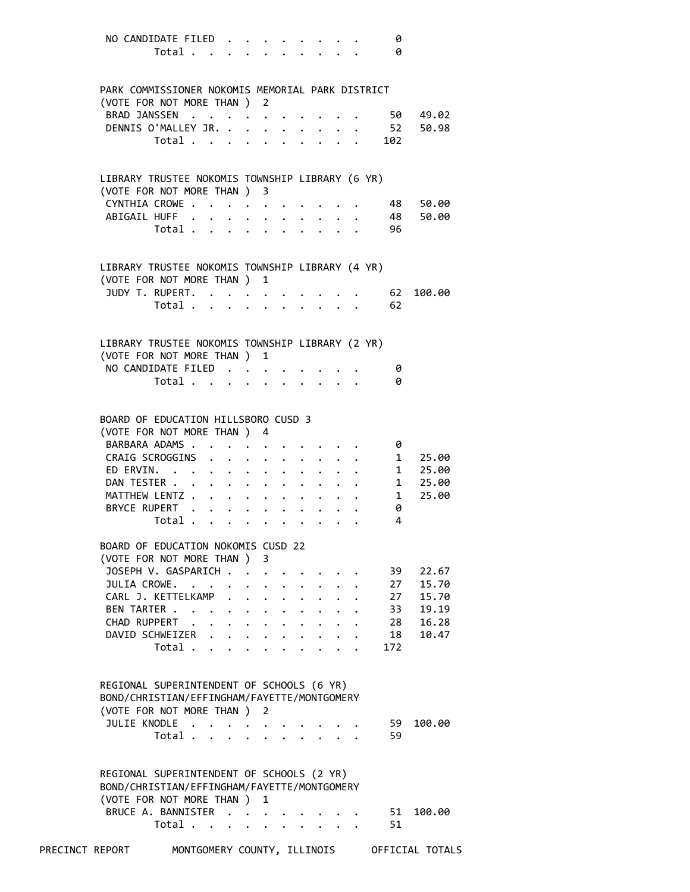| | | |
|---|---|---|
| NO CANDIDATE FILED | 0 | |
| Total | 0 | |

PARK COMMISSIONER NOKOMIS MEMORIAL PARK DISTRICT
(VOTE FOR NOT MORE THAN ) 2

| | | |
|---|---|---|
| BRAD JANSSEN | 50 | 49.02 |
| DENNIS O'MALLEY JR. | 52 | 50.98 |
| Total | 102 | |

LIBRARY TRUSTEE NOKOMIS TOWNSHIP LIBRARY (6 YR)
(VOTE FOR NOT MORE THAN ) 3

| | | |
|---|---|---|
| CYNTHIA CROWE | 48 | 50.00 |
| ABIGAIL HUFF | 48 | 50.00 |
| Total | 96 | |

LIBRARY TRUSTEE NOKOMIS TOWNSHIP LIBRARY (4 YR)
(VOTE FOR NOT MORE THAN ) 1

| | | |
|---|---|---|
| JUDY T. RUPERT. | 62 | 100.00 |
| Total | 62 | |

LIBRARY TRUSTEE NOKOMIS TOWNSHIP LIBRARY (2 YR)
(VOTE FOR NOT MORE THAN ) 1

| | | |
|---|---|---|
| NO CANDIDATE FILED | 0 | |
| Total | 0 | |

BOARD OF EDUCATION HILLSBORO CUSD 3
(VOTE FOR NOT MORE THAN ) 4

| | | |
|---|---|---|
| BARBARA ADAMS | 0 | |
| CRAIG SCROGGINS | 1 | 25.00 |
| ED ERVIN. | 1 | 25.00 |
| DAN TESTER | 1 | 25.00 |
| MATTHEW LENTZ | 1 | 25.00 |
| BRYCE RUPERT | 0 | |
| Total | 4 | |

BOARD OF EDUCATION NOKOMIS CUSD 22
(VOTE FOR NOT MORE THAN ) 3

| | | |
|---|---|---|
| JOSEPH V. GASPARICH | 39 | 22.67 |
| JULIA CROWE. | 27 | 15.70 |
| CARL J. KETTELKAMP | 27 | 15.70 |
| BEN TARTER | 33 | 19.19 |
| CHAD RUPPERT | 28 | 16.28 |
| DAVID SCHWEIZER | 18 | 10.47 |
| Total | 172 | |

REGIONAL SUPERINTENDENT OF SCHOOLS (6 YR)
BOND/CHRISTIAN/EFFINGHAM/FAYETTE/MONTGOMERY
(VOTE FOR NOT MORE THAN ) 2

| | | |
|---|---|---|
| JULIE KNODLE | 59 | 100.00 |
| Total | 59 | |

REGIONAL SUPERINTENDENT OF SCHOOLS (2 YR)
BOND/CHRISTIAN/EFFINGHAM/FAYETTE/MONTGOMERY
(VOTE FOR NOT MORE THAN ) 1

| | | |
|---|---|---|
| BRUCE A. BANNISTER | 51 | 100.00 |
| Total | 51 | |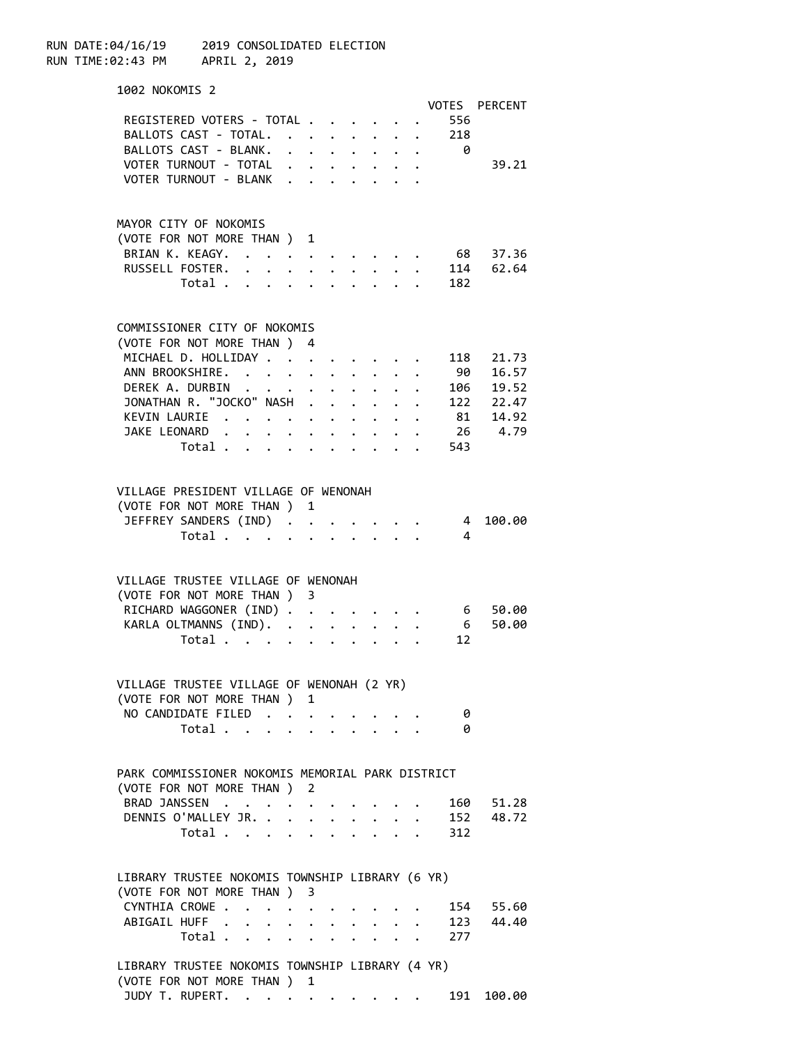RUN DATE:04/16/19 2019 CONSOLIDATED ELECTION
RUN TIME:02:43 PM APRIL 2, 2019

## 1002 NOKOMIS 2

| | VOTES | PERCENT |
|---|---|---|
| REGISTERED VOTERS - TOTAL | 556 | |
| BALLOTS CAST - TOTAL. | 218 | |
| BALLOTS CAST - BLANK. | 0 | |
| VOTER TURNOUT - TOTAL | | 39.21 |
| VOTER TURNOUT - BLANK | | |

### MAYOR CITY OF NOKOMIS
(VOTE FOR NOT MORE THAN ) 1

| | VOTES | PERCENT |
|---|---|---|
| BRIAN K. KEAGY. | 68 | 37.36 |
| RUSSELL FOSTER. | 114 | 62.64 |
| Total | 182 | |

### COMMISSIONER CITY OF NOKOMIS
(VOTE FOR NOT MORE THAN ) 4

| | VOTES | PERCENT |
|---|---|---|
| MICHAEL D. HOLLIDAY | 118 | 21.73 |
| ANN BROOKSHIRE. | 90 | 16.57 |
| DEREK A. DURBIN | 106 | 19.52 |
| JONATHAN R. "JOCKO" NASH | 122 | 22.47 |
| KEVIN LAURIE | 81 | 14.92 |
| JAKE LEONARD | 26 | 4.79 |
| Total | 543 | |

### VILLAGE PRESIDENT VILLAGE OF WENONAH
(VOTE FOR NOT MORE THAN ) 1

| | VOTES | PERCENT |
|---|---|---|
| JEFFREY SANDERS (IND) | 4 | 100.00 |
| Total | 4 | |

### VILLAGE TRUSTEE VILLAGE OF WENONAH
(VOTE FOR NOT MORE THAN ) 3

| | VOTES | PERCENT |
|---|---|---|
| RICHARD WAGGONER (IND) | 6 | 50.00 |
| KARLA OLTMANNS (IND). | 6 | 50.00 |
| Total | 12 | |

### VILLAGE TRUSTEE VILLAGE OF WENONAH (2 YR)
(VOTE FOR NOT MORE THAN ) 1

| | VOTES | PERCENT |
|---|---|---|
| NO CANDIDATE FILED | 0 | |
| Total | 0 | |

### PARK COMMISSIONER NOKOMIS MEMORIAL PARK DISTRICT
(VOTE FOR NOT MORE THAN ) 2

| | VOTES | PERCENT |
|---|---|---|
| BRAD JANSSEN | 160 | 51.28 |
| DENNIS O'MALLEY JR. | 152 | 48.72 |
| Total | 312 | |

### LIBRARY TRUSTEE NOKOMIS TOWNSHIP LIBRARY (6 YR)
(VOTE FOR NOT MORE THAN ) 3

| | VOTES | PERCENT |
|---|---|---|
| CYNTHIA CROWE | 154 | 55.60 |
| ABIGAIL HUFF | 123 | 44.40 |
| Total | 277 | |

### LIBRARY TRUSTEE NOKOMIS TOWNSHIP LIBRARY (4 YR)
(VOTE FOR NOT MORE THAN ) 1

| | VOTES | PERCENT |
|---|---|---|
| JUDY T. RUPERT. | 191 | 100.00 |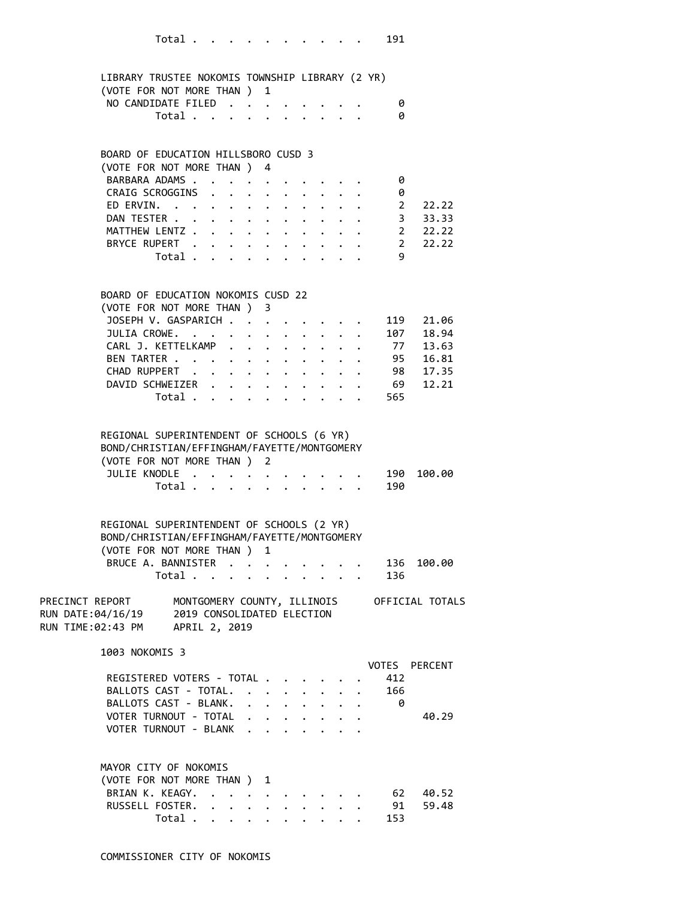| | | |
|---|---|---|
| Total | 191 | |

**LIBRARY TRUSTEE NOKOMIS TOWNSHIP LIBRARY (2 YR)**
(VOTE FOR NOT MORE THAN ) 1

| | | |
|---|---|---|
| NO CANDIDATE FILED | 0 | |
| Total | 0 | |

**BOARD OF EDUCATION HILLSBORO CUSD 3**
(VOTE FOR NOT MORE THAN ) 4

| | | |
|---|---|---|
| BARBARA ADAMS | 0 | |
| CRAIG SCROGGINS | 0 | |
| ED ERVIN. | 2 | 22.22 |
| DAN TESTER | 3 | 33.33 |
| MATTHEW LENTZ | 2 | 22.22 |
| BRYCE RUPERT | 2 | 22.22 |
| Total | 9 | |

**BOARD OF EDUCATION NOKOMIS CUSD 22**
(VOTE FOR NOT MORE THAN ) 3

| | | |
|---|---|---|
| JOSEPH V. GASPARICH | 119 | 21.06 |
| JULIA CROWE. | 107 | 18.94 |
| CARL J. KETTELKAMP | 77 | 13.63 |
| BEN TARTER | 95 | 16.81 |
| CHAD RUPPERT | 98 | 17.35 |
| DAVID SCHWEIZER | 69 | 12.21 |
| Total | 565 | |

**REGIONAL SUPERINTENDENT OF SCHOOLS (6 YR)**
**BOND/CHRISTIAN/EFFINGHAM/FAYETTE/MONTGOMERY**
(VOTE FOR NOT MORE THAN ) 2

| | | |
|---|---|---|
| JULIE KNODLE | 190 | 100.00 |
| Total | 190 | |

**REGIONAL SUPERINTENDENT OF SCHOOLS (2 YR)**
**BOND/CHRISTIAN/EFFINGHAM/FAYETTE/MONTGOMERY**
(VOTE FOR NOT MORE THAN ) 1

| | | |
|---|---|---|
| BRUCE A. BANNISTER | 136 | 100.00 |
| Total | 136 | |

PRECINCT REPORT — MONTGOMERY COUNTY, ILLINOIS — OFFICIAL TOTALS
RUN DATE:04/16/19 — 2019 CONSOLIDATED ELECTION
RUN TIME:02:43 PM — APRIL 2, 2019

## 1003 NOKOMIS 3

| | VOTES | PERCENT |
|---|---|---|
| REGISTERED VOTERS - TOTAL | 412 | |
| BALLOTS CAST - TOTAL. | 166 | |
| BALLOTS CAST - BLANK. | 0 | |
| VOTER TURNOUT - TOTAL | | 40.29 |
| VOTER TURNOUT - BLANK | | |

**MAYOR CITY OF NOKOMIS**
(VOTE FOR NOT MORE THAN ) 1

| | | |
|---|---|---|
| BRIAN K. KEAGY. | 62 | 40.52 |
| RUSSELL FOSTER. | 91 | 59.48 |
| Total | 153 | |

**COMMISSIONER CITY OF NOKOMIS**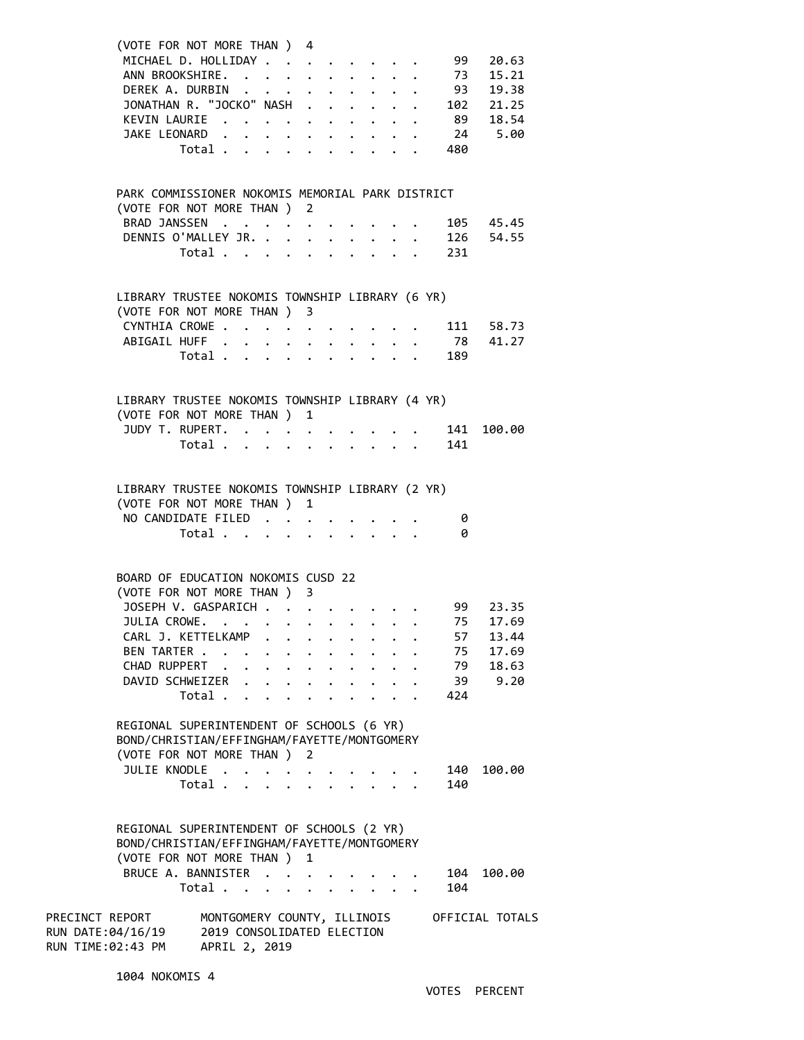(VOTE FOR NOT MORE THAN ) 4

| Candidate | Votes | Percent |
|---|---|---|
| MICHAEL D. HOLLIDAY | 99 | 20.63 |
| ANN BROOKSHIRE. | 73 | 15.21 |
| DEREK A. DURBIN | 93 | 19.38 |
| JONATHAN R. "JOCKO" NASH | 102 | 21.25 |
| KEVIN LAURIE | 89 | 18.54 |
| JAKE LEONARD | 24 | 5.00 |
| Total | 480 | |

PARK COMMISSIONER NOKOMIS MEMORIAL PARK DISTRICT
(VOTE FOR NOT MORE THAN ) 2

| Candidate | Votes | Percent |
|---|---|---|
| BRAD JANSSEN | 105 | 45.45 |
| DENNIS O'MALLEY JR. | 126 | 54.55 |
| Total | 231 | |

LIBRARY TRUSTEE NOKOMIS TOWNSHIP LIBRARY (6 YR)
(VOTE FOR NOT MORE THAN ) 3

| Candidate | Votes | Percent |
|---|---|---|
| CYNTHIA CROWE | 111 | 58.73 |
| ABIGAIL HUFF | 78 | 41.27 |
| Total | 189 | |

LIBRARY TRUSTEE NOKOMIS TOWNSHIP LIBRARY (4 YR)
(VOTE FOR NOT MORE THAN ) 1

| Candidate | Votes | Percent |
|---|---|---|
| JUDY T. RUPERT. | 141 | 100.00 |
| Total | 141 | |

LIBRARY TRUSTEE NOKOMIS TOWNSHIP LIBRARY (2 YR)
(VOTE FOR NOT MORE THAN ) 1

| Candidate | Votes | Percent |
|---|---|---|
| NO CANDIDATE FILED | 0 | |
| Total | 0 | |

BOARD OF EDUCATION NOKOMIS CUSD 22
(VOTE FOR NOT MORE THAN ) 3

| Candidate | Votes | Percent |
|---|---|---|
| JOSEPH V. GASPARICH | 99 | 23.35 |
| JULIA CROWE. | 75 | 17.69 |
| CARL J. KETTELKAMP | 57 | 13.44 |
| BEN TARTER | 75 | 17.69 |
| CHAD RUPPERT | 79 | 18.63 |
| DAVID SCHWEIZER | 39 | 9.20 |
| Total | 424 | |

REGIONAL SUPERINTENDENT OF SCHOOLS (6 YR)
BOND/CHRISTIAN/EFFINGHAM/FAYETTE/MONTGOMERY
(VOTE FOR NOT MORE THAN ) 2

| Candidate | Votes | Percent |
|---|---|---|
| JULIE KNODLE | 140 | 100.00 |
| Total | 140 | |

REGIONAL SUPERINTENDENT OF SCHOOLS (2 YR)
BOND/CHRISTIAN/EFFINGHAM/FAYETTE/MONTGOMERY
(VOTE FOR NOT MORE THAN ) 1

| Candidate | Votes | Percent |
|---|---|---|
| BRUCE A. BANNISTER | 104 | 100.00 |
| Total | 104 | |

PRECINCT REPORT — MONTGOMERY COUNTY, ILLINOIS — OFFICIAL TOTALS
RUN DATE:04/16/19 — 2019 CONSOLIDATED ELECTION
RUN TIME:02:43 PM — APRIL 2, 2019

1004 NOKOMIS 4

VOTES PERCENT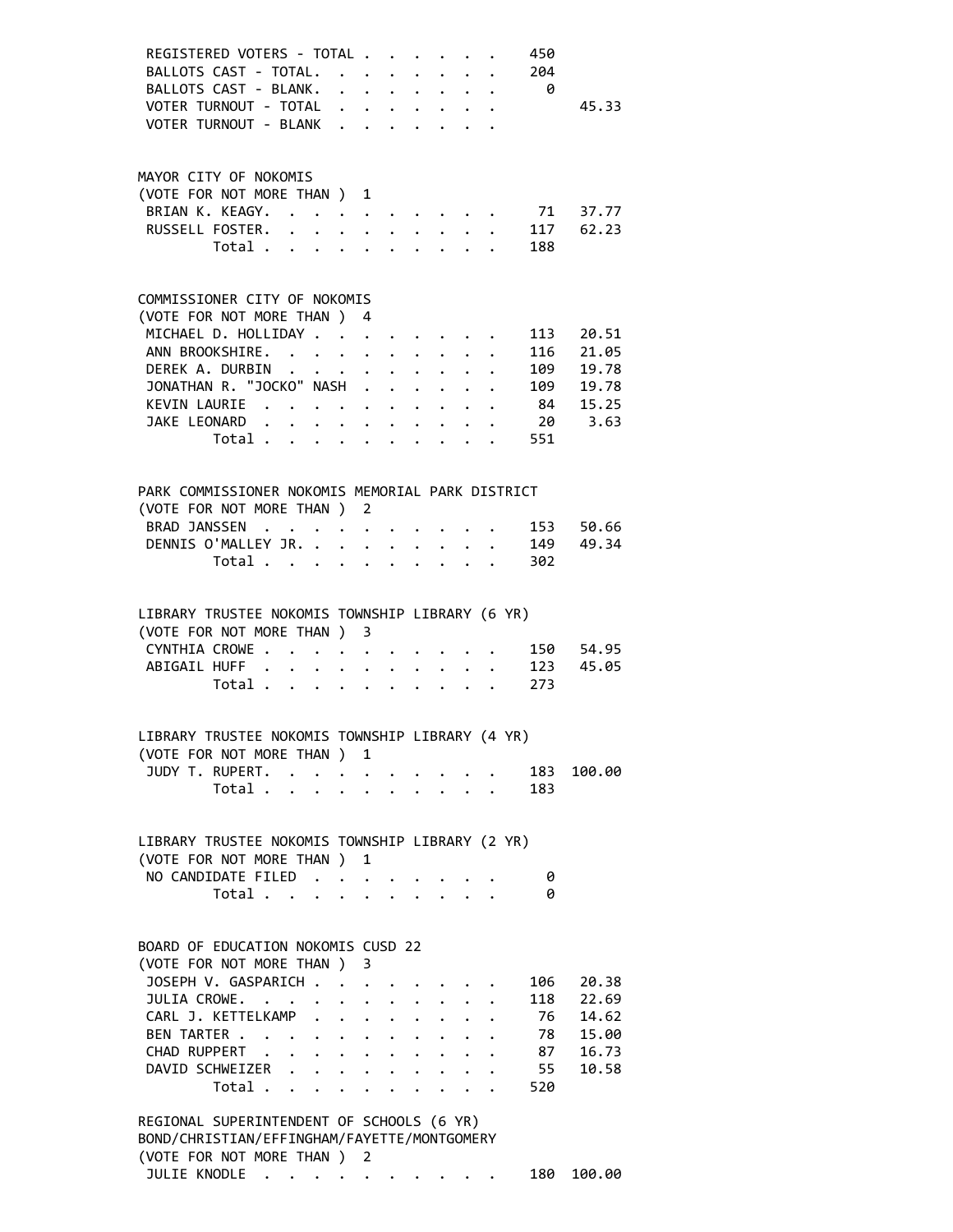| | | |
|---|---|---|
| REGISTERED VOTERS - TOTAL | 450 | |
| BALLOTS CAST - TOTAL | 204 | |
| BALLOTS CAST - BLANK | 0 | |
| VOTER TURNOUT - TOTAL | | 45.33 |
| VOTER TURNOUT - BLANK | | |

## MAYOR CITY OF NOKOMIS

(VOTE FOR NOT MORE THAN ) 1

| | | |
|---|---|---|
| BRIAN K. KEAGY | 71 | 37.77 |
| RUSSELL FOSTER | 117 | 62.23 |
| Total | 188 | |

## COMMISSIONER CITY OF NOKOMIS

(VOTE FOR NOT MORE THAN ) 4

| | | |
|---|---|---|
| MICHAEL D. HOLLIDAY | 113 | 20.51 |
| ANN BROOKSHIRE | 116 | 21.05 |
| DEREK A. DURBIN | 109 | 19.78 |
| JONATHAN R. "JOCKO" NASH | 109 | 19.78 |
| KEVIN LAURIE | 84 | 15.25 |
| JAKE LEONARD | 20 | 3.63 |
| Total | 551 | |

## PARK COMMISSIONER NOKOMIS MEMORIAL PARK DISTRICT

(VOTE FOR NOT MORE THAN ) 2

| | | |
|---|---|---|
| BRAD JANSSEN | 153 | 50.66 |
| DENNIS O'MALLEY JR. | 149 | 49.34 |
| Total | 302 | |

## LIBRARY TRUSTEE NOKOMIS TOWNSHIP LIBRARY (6 YR)

(VOTE FOR NOT MORE THAN ) 3

| | | |
|---|---|---|
| CYNTHIA CROWE | 150 | 54.95 |
| ABIGAIL HUFF | 123 | 45.05 |
| Total | 273 | |

## LIBRARY TRUSTEE NOKOMIS TOWNSHIP LIBRARY (4 YR)

(VOTE FOR NOT MORE THAN ) 1

| | | |
|---|---|---|
| JUDY T. RUPERT | 183 | 100.00 |
| Total | 183 | |

## LIBRARY TRUSTEE NOKOMIS TOWNSHIP LIBRARY (2 YR)

(VOTE FOR NOT MORE THAN ) 1

| | | |
|---|---|---|
| NO CANDIDATE FILED | 0 | |
| Total | 0 | |

## BOARD OF EDUCATION NOKOMIS CUSD 22

(VOTE FOR NOT MORE THAN ) 3

| | | |
|---|---|---|
| JOSEPH V. GASPARICH | 106 | 20.38 |
| JULIA CROWE | 118 | 22.69 |
| CARL J. KETTELKAMP | 76 | 14.62 |
| BEN TARTER | 78 | 15.00 |
| CHAD RUPPERT | 87 | 16.73 |
| DAVID SCHWEIZER | 55 | 10.58 |
| Total | 520 | |

## REGIONAL SUPERINTENDENT OF SCHOOLS (6 YR) BOND/CHRISTIAN/EFFINGHAM/FAYETTE/MONTGOMERY

(VOTE FOR NOT MORE THAN ) 2

| | | |
|---|---|---|
| JULIE KNODLE | 180 | 100.00 |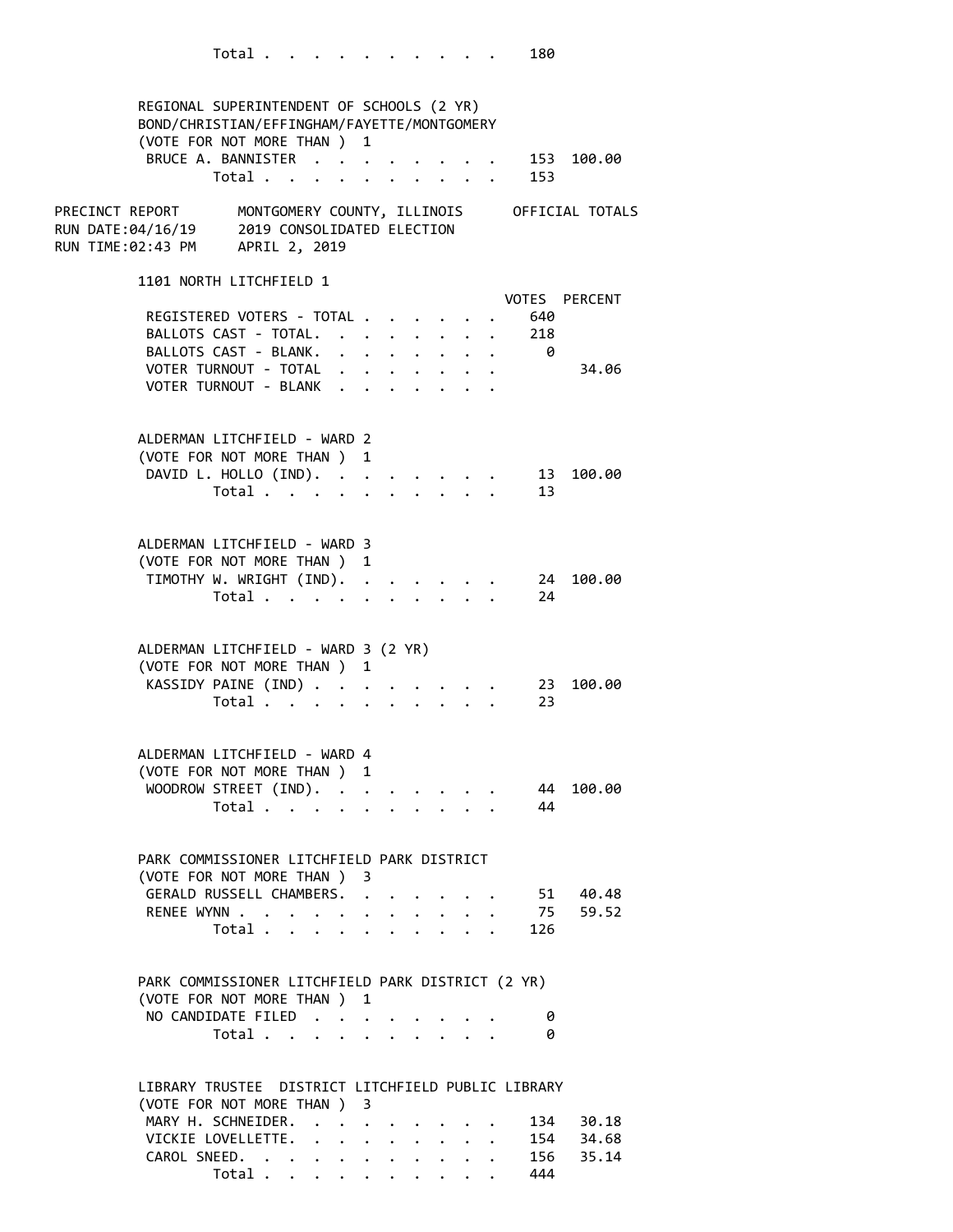| | Votes | Percent |
|---|---|---|
| Total | 180 | |

REGIONAL SUPERINTENDENT OF SCHOOLS (2 YR)
BOND/CHRISTIAN/EFFINGHAM/FAYETTE/MONTGOMERY
(VOTE FOR NOT MORE THAN ) 1

| | Votes | Percent |
|---|---|---|
| BRUCE A. BANNISTER | 153 | 100.00 |
| Total | 153 | |

PRECINCT REPORT — MONTGOMERY COUNTY, ILLINOIS — OFFICIAL TOTALS
RUN DATE:04/16/19 — 2019 CONSOLIDATED ELECTION
RUN TIME:02:43 PM — APRIL 2, 2019

## 1101 NORTH LITCHFIELD 1

| | VOTES | PERCENT |
|---|---|---|
| REGISTERED VOTERS - TOTAL | 640 | |
| BALLOTS CAST - TOTAL. | 218 | |
| BALLOTS CAST - BLANK. | 0 | |
| VOTER TURNOUT - TOTAL | | 34.06 |
| VOTER TURNOUT - BLANK | | |

ALDERMAN LITCHFIELD - WARD 2
(VOTE FOR NOT MORE THAN ) 1

| | Votes | Percent |
|---|---|---|
| DAVID L. HOLLO (IND). | 13 | 100.00 |
| Total | 13 | |

ALDERMAN LITCHFIELD - WARD 3
(VOTE FOR NOT MORE THAN ) 1

| | Votes | Percent |
|---|---|---|
| TIMOTHY W. WRIGHT (IND). | 24 | 100.00 |
| Total | 24 | |

ALDERMAN LITCHFIELD - WARD 3 (2 YR)
(VOTE FOR NOT MORE THAN ) 1

| | Votes | Percent |
|---|---|---|
| KASSIDY PAINE (IND) | 23 | 100.00 |
| Total | 23 | |

ALDERMAN LITCHFIELD - WARD 4
(VOTE FOR NOT MORE THAN ) 1

| | Votes | Percent |
|---|---|---|
| WOODROW STREET (IND). | 44 | 100.00 |
| Total | 44 | |

PARK COMMISSIONER LITCHFIELD PARK DISTRICT
(VOTE FOR NOT MORE THAN ) 3

| | Votes | Percent |
|---|---|---|
| GERALD RUSSELL CHAMBERS. | 51 | 40.48 |
| RENEE WYNN | 75 | 59.52 |
| Total | 126 | |

PARK COMMISSIONER LITCHFIELD PARK DISTRICT (2 YR)
(VOTE FOR NOT MORE THAN ) 1

| | Votes | Percent |
|---|---|---|
| NO CANDIDATE FILED | 0 | |
| Total | 0 | |

LIBRARY TRUSTEE DISTRICT LITCHFIELD PUBLIC LIBRARY
(VOTE FOR NOT MORE THAN ) 3

| | Votes | Percent |
|---|---|---|
| MARY H. SCHNEIDER. | 134 | 30.18 |
| VICKIE LOVELLETTE. | 154 | 34.68 |
| CAROL SNEED. | 156 | 35.14 |
| Total | 444 | |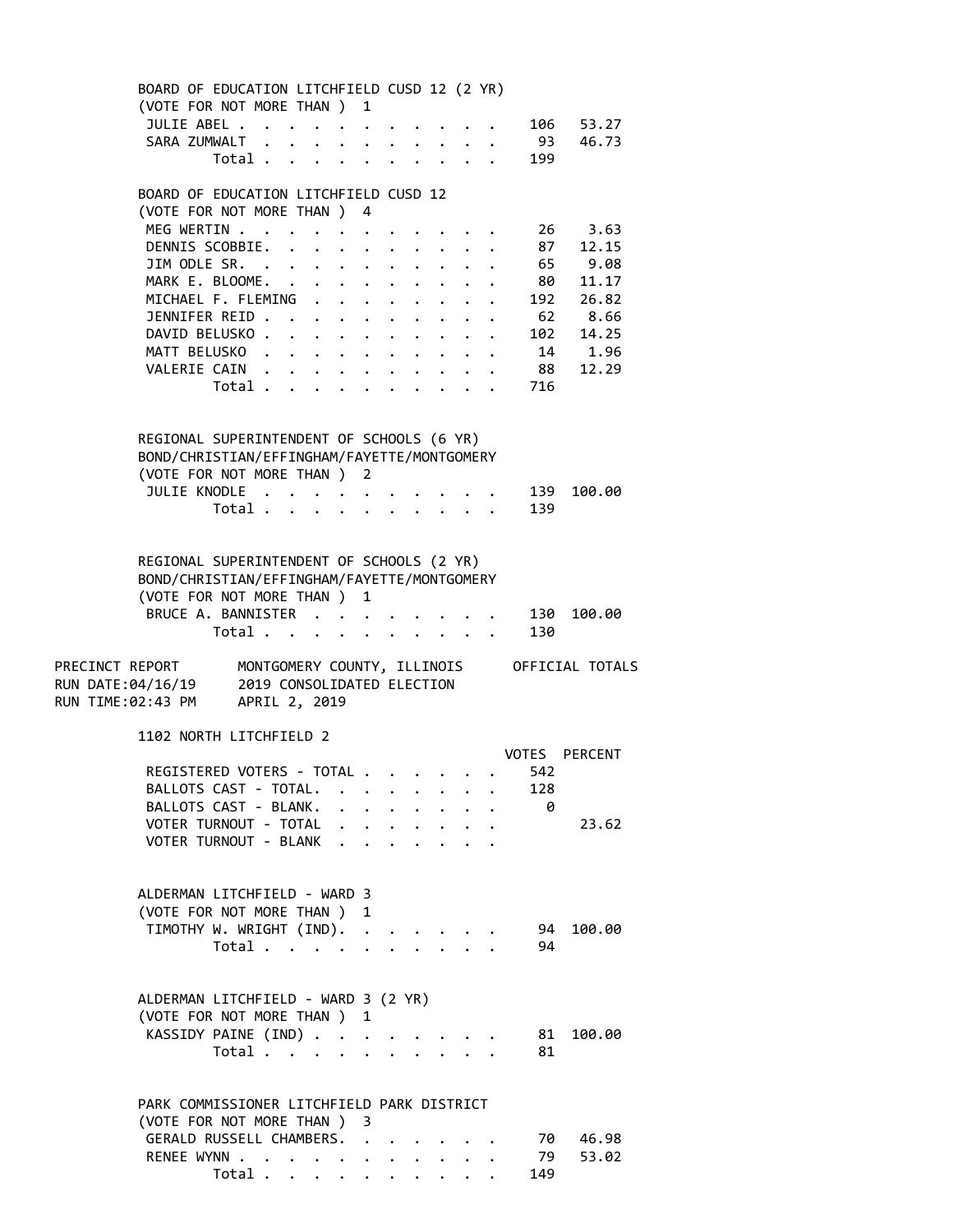BOARD OF EDUCATION LITCHFIELD CUSD 12 (2 YR)
(VOTE FOR NOT MORE THAN ) 1

| Candidate | Votes | Percent |
|---|---|---|
| JULIE ABEL | 106 | 53.27 |
| SARA ZUMWALT | 93 | 46.73 |
| Total | 199 | |

BOARD OF EDUCATION LITCHFIELD CUSD 12
(VOTE FOR NOT MORE THAN ) 4

| Candidate | Votes | Percent |
|---|---|---|
| MEG WERTIN | 26 | 3.63 |
| DENNIS SCOBBIE. | 87 | 12.15 |
| JIM ODLE SR. | 65 | 9.08 |
| MARK E. BLOOME. | 80 | 11.17 |
| MICHAEL F. FLEMING | 192 | 26.82 |
| JENNIFER REID | 62 | 8.66 |
| DAVID BELUSKO | 102 | 14.25 |
| MATT BELUSKO | 14 | 1.96 |
| VALERIE CAIN | 88 | 12.29 |
| Total | 716 | |

REGIONAL SUPERINTENDENT OF SCHOOLS (6 YR)
BOND/CHRISTIAN/EFFINGHAM/FAYETTE/MONTGOMERY
(VOTE FOR NOT MORE THAN ) 2

| Candidate | Votes | Percent |
|---|---|---|
| JULIE KNODLE | 139 | 100.00 |
| Total | 139 | |

REGIONAL SUPERINTENDENT OF SCHOOLS (2 YR)
BOND/CHRISTIAN/EFFINGHAM/FAYETTE/MONTGOMERY
(VOTE FOR NOT MORE THAN ) 1

| Candidate | Votes | Percent |
|---|---|---|
| BRUCE A. BANNISTER | 130 | 100.00 |
| Total | 130 | |

PRECINCT REPORT — MONTGOMERY COUNTY, ILLINOIS — OFFICIAL TOTALS
RUN DATE:04/16/19 — 2019 CONSOLIDATED ELECTION
RUN TIME:02:43 PM — APRIL 2, 2019

## 1102 NORTH LITCHFIELD 2

| | VOTES | PERCENT |
|---|---|---|
| REGISTERED VOTERS - TOTAL | 542 | |
| BALLOTS CAST - TOTAL. | 128 | |
| BALLOTS CAST - BLANK. | 0 | |
| VOTER TURNOUT - TOTAL | | 23.62 |
| VOTER TURNOUT - BLANK | | |

ALDERMAN LITCHFIELD - WARD 3
(VOTE FOR NOT MORE THAN ) 1

| Candidate | Votes | Percent |
|---|---|---|
| TIMOTHY W. WRIGHT (IND). | 94 | 100.00 |
| Total | 94 | |

ALDERMAN LITCHFIELD - WARD 3 (2 YR)
(VOTE FOR NOT MORE THAN ) 1

| Candidate | Votes | Percent |
|---|---|---|
| KASSIDY PAINE (IND) | 81 | 100.00 |
| Total | 81 | |

PARK COMMISSIONER LITCHFIELD PARK DISTRICT
(VOTE FOR NOT MORE THAN ) 3

| Candidate | Votes | Percent |
|---|---|---|
| GERALD RUSSELL CHAMBERS. | 70 | 46.98 |
| RENEE WYNN | 79 | 53.02 |
| Total | 149 | |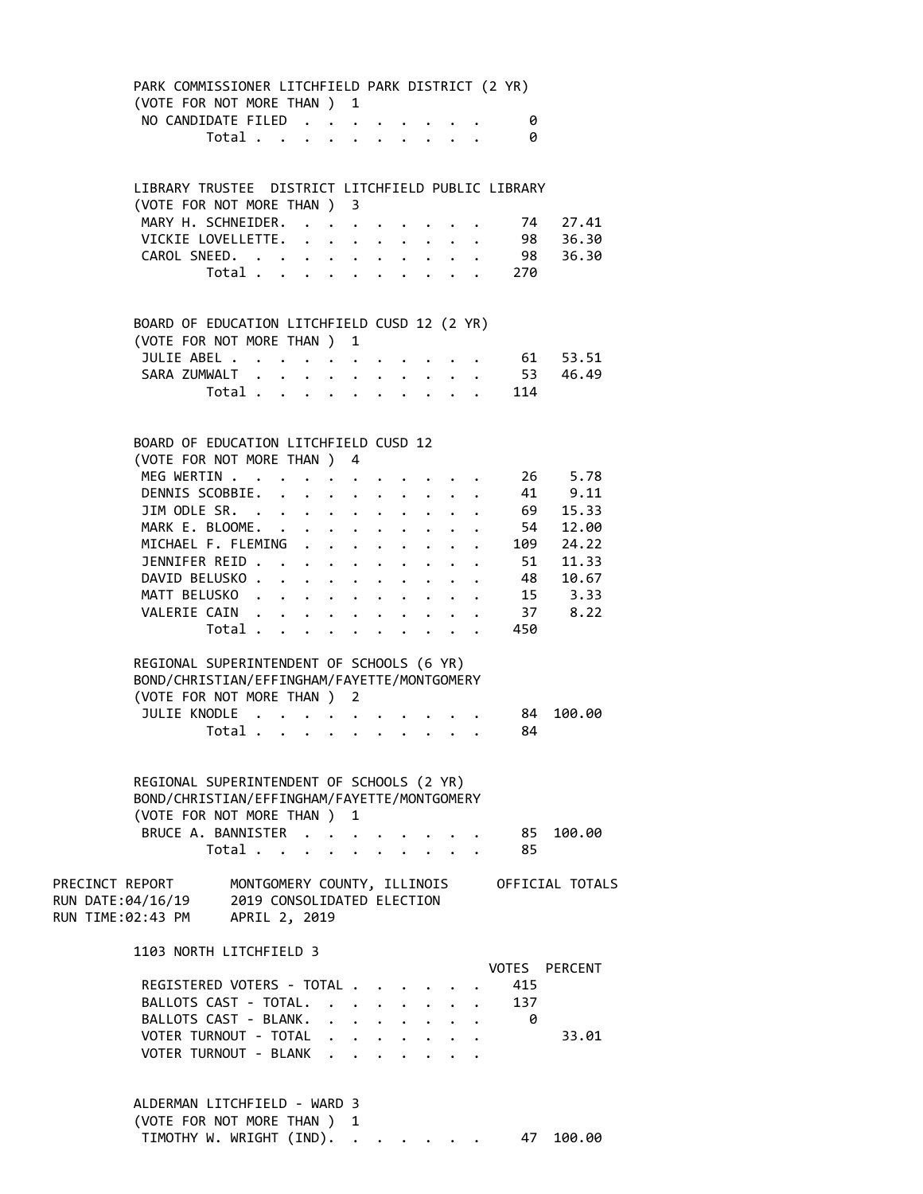PARK COMMISSIONER LITCHFIELD PARK DISTRICT (2 YR)
(VOTE FOR NOT MORE THAN ) 1

| | VOTES | PERCENT |
|---|---|---|
| NO CANDIDATE FILED | 0 | |
| Total | 0 | |

LIBRARY TRUSTEE DISTRICT LITCHFIELD PUBLIC LIBRARY
(VOTE FOR NOT MORE THAN ) 3

| | VOTES | PERCENT |
|---|---|---|
| MARY H. SCHNEIDER | 74 | 27.41 |
| VICKIE LOVELLETTE | 98 | 36.30 |
| CAROL SNEED | 98 | 36.30 |
| Total | 270 | |

BOARD OF EDUCATION LITCHFIELD CUSD 12 (2 YR)
(VOTE FOR NOT MORE THAN ) 1

| | VOTES | PERCENT |
|---|---|---|
| JULIE ABEL | 61 | 53.51 |
| SARA ZUMWALT | 53 | 46.49 |
| Total | 114 | |

BOARD OF EDUCATION LITCHFIELD CUSD 12
(VOTE FOR NOT MORE THAN ) 4

| | VOTES | PERCENT |
|---|---|---|
| MEG WERTIN | 26 | 5.78 |
| DENNIS SCOBBIE | 41 | 9.11 |
| JIM ODLE SR. | 69 | 15.33 |
| MARK E. BLOOME | 54 | 12.00 |
| MICHAEL F. FLEMING | 109 | 24.22 |
| JENNIFER REID | 51 | 11.33 |
| DAVID BELUSKO | 48 | 10.67 |
| MATT BELUSKO | 15 | 3.33 |
| VALERIE CAIN | 37 | 8.22 |
| Total | 450 | |

REGIONAL SUPERINTENDENT OF SCHOOLS (6 YR)
BOND/CHRISTIAN/EFFINGHAM/FAYETTE/MONTGOMERY
(VOTE FOR NOT MORE THAN ) 2

| | VOTES | PERCENT |
|---|---|---|
| JULIE KNODLE | 84 | 100.00 |
| Total | 84 | |

REGIONAL SUPERINTENDENT OF SCHOOLS (2 YR)
BOND/CHRISTIAN/EFFINGHAM/FAYETTE/MONTGOMERY
(VOTE FOR NOT MORE THAN ) 1

| | VOTES | PERCENT |
|---|---|---|
| BRUCE A. BANNISTER | 85 | 100.00 |
| Total | 85 | |

PRECINCT REPORT — MONTGOMERY COUNTY, ILLINOIS — OFFICIAL TOTALS
RUN DATE:04/16/19 — 2019 CONSOLIDATED ELECTION
RUN TIME:02:43 PM — APRIL 2, 2019

1103 NORTH LITCHFIELD 3

| | VOTES | PERCENT |
|---|---|---|
| REGISTERED VOTERS - TOTAL | 415 | |
| BALLOTS CAST - TOTAL | 137 | |
| BALLOTS CAST - BLANK | 0 | |
| VOTER TURNOUT - TOTAL | | 33.01 |
| VOTER TURNOUT - BLANK | | |

ALDERMAN LITCHFIELD - WARD 3
(VOTE FOR NOT MORE THAN ) 1

| | VOTES | PERCENT |
|---|---|---|
| TIMOTHY W. WRIGHT (IND) | 47 | 100.00 |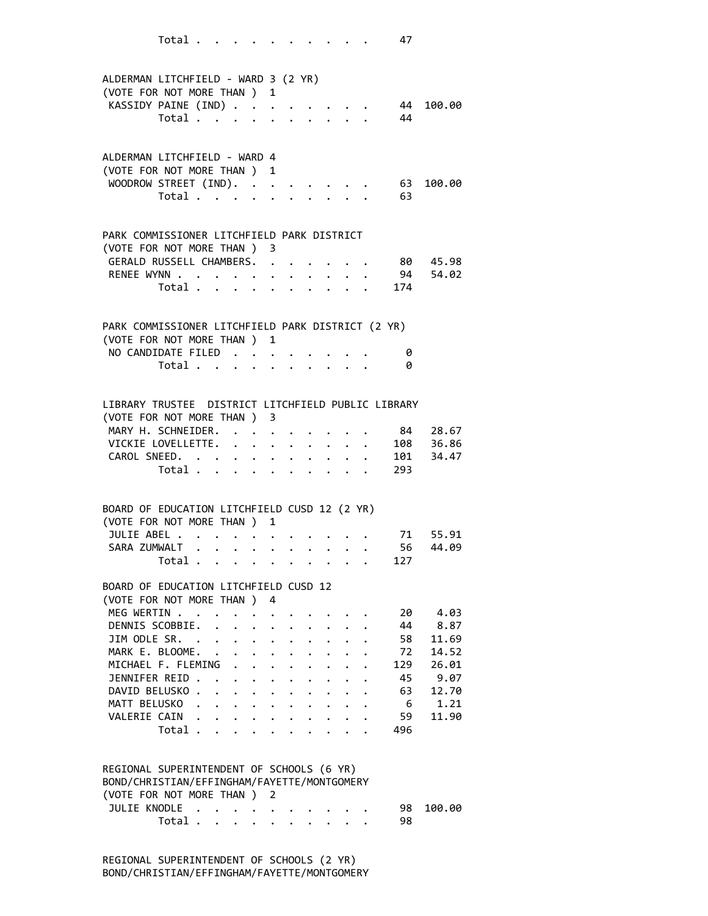| | | |
|---|---|---|
| Total | 47 | |

ALDERMAN LITCHFIELD - WARD 3 (2 YR)
(VOTE FOR NOT MORE THAN ) 1

| Candidate | Votes | Percent |
|---|---|---|
| KASSIDY PAINE (IND) | 44 | 100.00 |
| Total | 44 | |

ALDERMAN LITCHFIELD - WARD 4
(VOTE FOR NOT MORE THAN ) 1

| Candidate | Votes | Percent |
|---|---|---|
| WOODROW STREET (IND) | 63 | 100.00 |
| Total | 63 | |

PARK COMMISSIONER LITCHFIELD PARK DISTRICT
(VOTE FOR NOT MORE THAN ) 3

| Candidate | Votes | Percent |
|---|---|---|
| GERALD RUSSELL CHAMBERS | 80 | 45.98 |
| RENEE WYNN | 94 | 54.02 |
| Total | 174 | |

PARK COMMISSIONER LITCHFIELD PARK DISTRICT (2 YR)
(VOTE FOR NOT MORE THAN ) 1

| Candidate | Votes | Percent |
|---|---|---|
| NO CANDIDATE FILED | 0 | |
| Total | 0 | |

LIBRARY TRUSTEE DISTRICT LITCHFIELD PUBLIC LIBRARY
(VOTE FOR NOT MORE THAN ) 3

| Candidate | Votes | Percent |
|---|---|---|
| MARY H. SCHNEIDER | 84 | 28.67 |
| VICKIE LOVELLETTE | 108 | 36.86 |
| CAROL SNEED | 101 | 34.47 |
| Total | 293 | |

BOARD OF EDUCATION LITCHFIELD CUSD 12 (2 YR)
(VOTE FOR NOT MORE THAN ) 1

| Candidate | Votes | Percent |
|---|---|---|
| JULIE ABEL | 71 | 55.91 |
| SARA ZUMWALT | 56 | 44.09 |
| Total | 127 | |

BOARD OF EDUCATION LITCHFIELD CUSD 12
(VOTE FOR NOT MORE THAN ) 4

| Candidate | Votes | Percent |
|---|---|---|
| MEG WERTIN | 20 | 4.03 |
| DENNIS SCOBBIE | 44 | 8.87 |
| JIM ODLE SR. | 58 | 11.69 |
| MARK E. BLOOME | 72 | 14.52 |
| MICHAEL F. FLEMING | 129 | 26.01 |
| JENNIFER REID | 45 | 9.07 |
| DAVID BELUSKO | 63 | 12.70 |
| MATT BELUSKO | 6 | 1.21 |
| VALERIE CAIN | 59 | 11.90 |
| Total | 496 | |

REGIONAL SUPERINTENDENT OF SCHOOLS (6 YR)
BOND/CHRISTIAN/EFFINGHAM/FAYETTE/MONTGOMERY
(VOTE FOR NOT MORE THAN ) 2

| Candidate | Votes | Percent |
|---|---|---|
| JULIE KNODLE | 98 | 100.00 |
| Total | 98 | |

REGIONAL SUPERINTENDENT OF SCHOOLS (2 YR)
BOND/CHRISTIAN/EFFINGHAM/FAYETTE/MONTGOMERY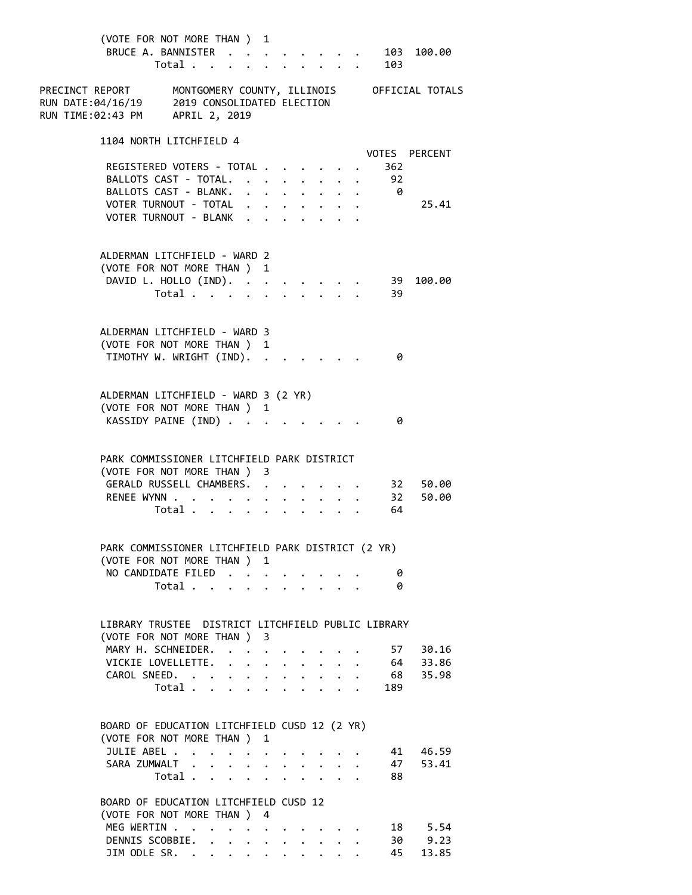(VOTE FOR NOT MORE THAN ) 1

| | VOTES | PERCENT |
|---|---|---|
| BRUCE A. BANNISTER | 103 | 100.00 |
| Total | 103 | |

PRECINCT REPORT MONTGOMERY COUNTY, ILLINOIS OFFICIAL TOTALS
RUN DATE:04/16/19 2019 CONSOLIDATED ELECTION
RUN TIME:02:43 PM APRIL 2, 2019

## 1104 NORTH LITCHFIELD 4

| | VOTES | PERCENT |
|---|---|---|
| REGISTERED VOTERS - TOTAL | 362 | |
| BALLOTS CAST - TOTAL. | 92 | |
| BALLOTS CAST - BLANK. | 0 | |
| VOTER TURNOUT - TOTAL | | 25.41 |
| VOTER TURNOUT - BLANK | | |

### ALDERMAN LITCHFIELD - WARD 2
(VOTE FOR NOT MORE THAN ) 1

| | VOTES | PERCENT |
|---|---|---|
| DAVID L. HOLLO (IND). | 39 | 100.00 |
| Total | 39 | |

### ALDERMAN LITCHFIELD - WARD 3
(VOTE FOR NOT MORE THAN ) 1

| | VOTES | PERCENT |
|---|---|---|
| TIMOTHY W. WRIGHT (IND). | 0 | |

### ALDERMAN LITCHFIELD - WARD 3 (2 YR)
(VOTE FOR NOT MORE THAN ) 1

| | VOTES | PERCENT |
|---|---|---|
| KASSIDY PAINE (IND) | 0 | |

### PARK COMMISSIONER LITCHFIELD PARK DISTRICT
(VOTE FOR NOT MORE THAN ) 3

| | VOTES | PERCENT |
|---|---|---|
| GERALD RUSSELL CHAMBERS. | 32 | 50.00 |
| RENEE WYNN | 32 | 50.00 |
| Total | 64 | |

### PARK COMMISSIONER LITCHFIELD PARK DISTRICT (2 YR)
(VOTE FOR NOT MORE THAN ) 1

| | VOTES | PERCENT |
|---|---|---|
| NO CANDIDATE FILED | 0 | |
| Total | 0 | |

### LIBRARY TRUSTEE DISTRICT LITCHFIELD PUBLIC LIBRARY
(VOTE FOR NOT MORE THAN ) 3

| | VOTES | PERCENT |
|---|---|---|
| MARY H. SCHNEIDER. | 57 | 30.16 |
| VICKIE LOVELLETTE. | 64 | 33.86 |
| CAROL SNEED. | 68 | 35.98 |
| Total | 189 | |

### BOARD OF EDUCATION LITCHFIELD CUSD 12 (2 YR)
(VOTE FOR NOT MORE THAN ) 1

| | VOTES | PERCENT |
|---|---|---|
| JULIE ABEL | 41 | 46.59 |
| SARA ZUMWALT | 47 | 53.41 |
| Total | 88 | |

### BOARD OF EDUCATION LITCHFIELD CUSD 12
(VOTE FOR NOT MORE THAN ) 4

| | VOTES | PERCENT |
|---|---|---|
| MEG WERTIN | 18 | 5.54 |
| DENNIS SCOBBIE. | 30 | 9.23 |
| JIM ODLE SR. | 45 | 13.85 |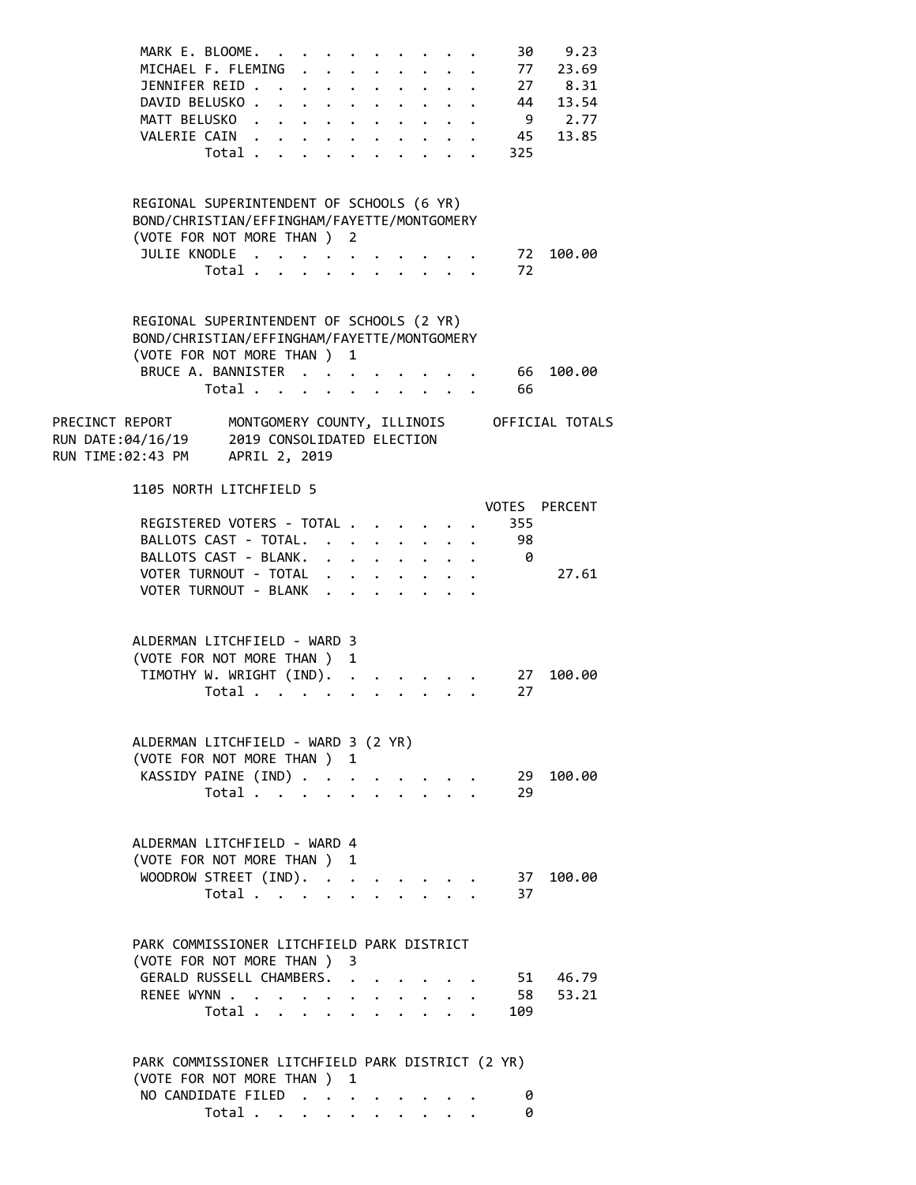| | VOTES | PERCENT |
|---|---|---|
| MARK E. BLOOME | 30 | 9.23 |
| MICHAEL F. FLEMING | 77 | 23.69 |
| JENNIFER REID | 27 | 8.31 |
| DAVID BELUSKO | 44 | 13.54 |
| MATT BELUSKO | 9 | 2.77 |
| VALERIE CAIN | 45 | 13.85 |
| Total | 325 | |

REGIONAL SUPERINTENDENT OF SCHOOLS (6 YR)
BOND/CHRISTIAN/EFFINGHAM/FAYETTE/MONTGOMERY
(VOTE FOR NOT MORE THAN ) 2

| | VOTES | PERCENT |
|---|---|---|
| JULIE KNODLE | 72 | 100.00 |
| Total | 72 | |

REGIONAL SUPERINTENDENT OF SCHOOLS (2 YR)
BOND/CHRISTIAN/EFFINGHAM/FAYETTE/MONTGOMERY
(VOTE FOR NOT MORE THAN ) 1

| | VOTES | PERCENT |
|---|---|---|
| BRUCE A. BANNISTER | 66 | 100.00 |
| Total | 66 | |

PRECINCT REPORT — MONTGOMERY COUNTY, ILLINOIS — OFFICIAL TOTALS
RUN DATE:04/16/19 — 2019 CONSOLIDATED ELECTION
RUN TIME:02:43 PM — APRIL 2, 2019

## 1105 NORTH LITCHFIELD 5

| | VOTES | PERCENT |
|---|---|---|
| REGISTERED VOTERS - TOTAL | 355 | |
| BALLOTS CAST - TOTAL | 98 | |
| BALLOTS CAST - BLANK | 0 | |
| VOTER TURNOUT - TOTAL | | 27.61 |
| VOTER TURNOUT - BLANK | | |

ALDERMAN LITCHFIELD - WARD 3
(VOTE FOR NOT MORE THAN ) 1

| | VOTES | PERCENT |
|---|---|---|
| TIMOTHY W. WRIGHT (IND) | 27 | 100.00 |
| Total | 27 | |

ALDERMAN LITCHFIELD - WARD 3 (2 YR)
(VOTE FOR NOT MORE THAN ) 1

| | VOTES | PERCENT |
|---|---|---|
| KASSIDY PAINE (IND) | 29 | 100.00 |
| Total | 29 | |

ALDERMAN LITCHFIELD - WARD 4
(VOTE FOR NOT MORE THAN ) 1

| | VOTES | PERCENT |
|---|---|---|
| WOODROW STREET (IND) | 37 | 100.00 |
| Total | 37 | |

PARK COMMISSIONER LITCHFIELD PARK DISTRICT
(VOTE FOR NOT MORE THAN ) 3

| | VOTES | PERCENT |
|---|---|---|
| GERALD RUSSELL CHAMBERS | 51 | 46.79 |
| RENEE WYNN | 58 | 53.21 |
| Total | 109 | |

PARK COMMISSIONER LITCHFIELD PARK DISTRICT (2 YR)
(VOTE FOR NOT MORE THAN ) 1

| | VOTES | PERCENT |
|---|---|---|
| NO CANDIDATE FILED | 0 | |
| Total | 0 | |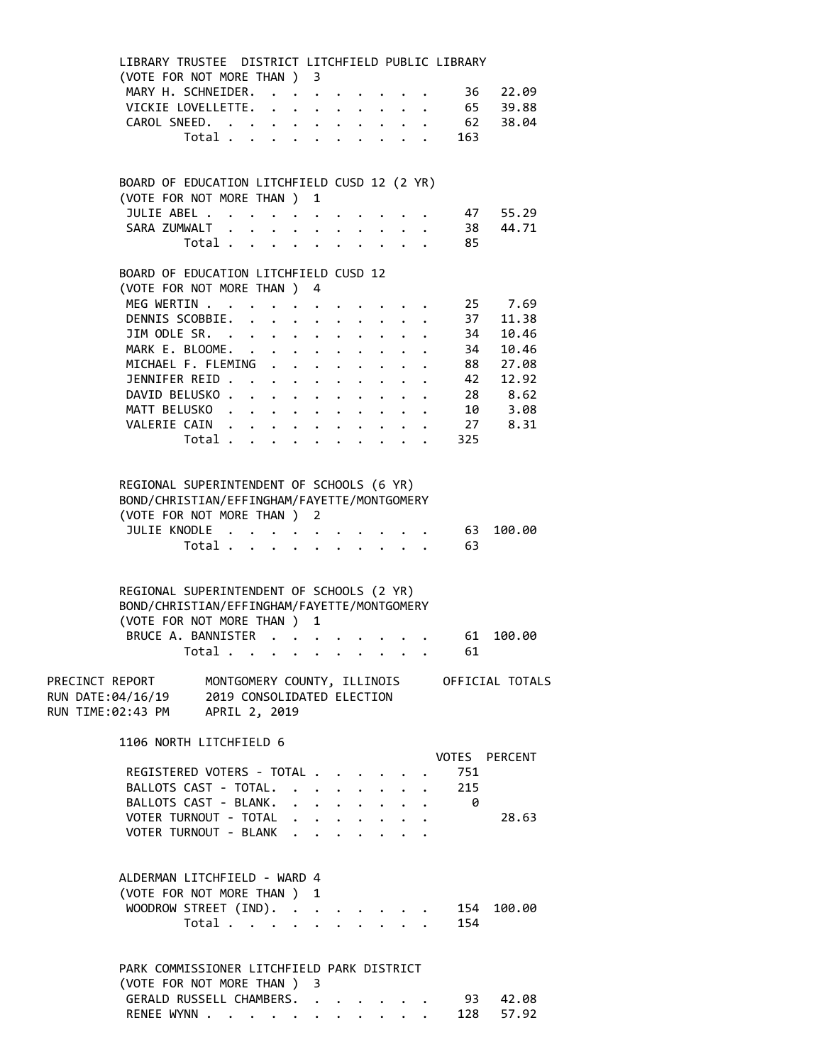LIBRARY TRUSTEE DISTRICT LITCHFIELD PUBLIC LIBRARY
(VOTE FOR NOT MORE THAN ) 3

| Candidate | Votes | Percent |
|---|---|---|
| MARY H. SCHNEIDER | 36 | 22.09 |
| VICKIE LOVELLETTE | 65 | 39.88 |
| CAROL SNEED | 62 | 38.04 |
| Total | 163 | |

BOARD OF EDUCATION LITCHFIELD CUSD 12 (2 YR)
(VOTE FOR NOT MORE THAN ) 1

| Candidate | Votes | Percent |
|---|---|---|
| JULIE ABEL | 47 | 55.29 |
| SARA ZUMWALT | 38 | 44.71 |
| Total | 85 | |

BOARD OF EDUCATION LITCHFIELD CUSD 12
(VOTE FOR NOT MORE THAN ) 4

| Candidate | Votes | Percent |
|---|---|---|
| MEG WERTIN | 25 | 7.69 |
| DENNIS SCOBBIE | 37 | 11.38 |
| JIM ODLE SR. | 34 | 10.46 |
| MARK E. BLOOME | 34 | 10.46 |
| MICHAEL F. FLEMING | 88 | 27.08 |
| JENNIFER REID | 42 | 12.92 |
| DAVID BELUSKO | 28 | 8.62 |
| MATT BELUSKO | 10 | 3.08 |
| VALERIE CAIN | 27 | 8.31 |
| Total | 325 | |

REGIONAL SUPERINTENDENT OF SCHOOLS (6 YR)
BOND/CHRISTIAN/EFFINGHAM/FAYETTE/MONTGOMERY
(VOTE FOR NOT MORE THAN ) 2

| Candidate | Votes | Percent |
|---|---|---|
| JULIE KNODLE | 63 | 100.00 |
| Total | 63 | |

REGIONAL SUPERINTENDENT OF SCHOOLS (2 YR)
BOND/CHRISTIAN/EFFINGHAM/FAYETTE/MONTGOMERY
(VOTE FOR NOT MORE THAN ) 1

| Candidate | Votes | Percent |
|---|---|---|
| BRUCE A. BANNISTER | 61 | 100.00 |
| Total | 61 | |

PRECINCT REPORT MONTGOMERY COUNTY, ILLINOIS OFFICIAL TOTALS
RUN DATE:04/16/19 2019 CONSOLIDATED ELECTION
RUN TIME:02:43 PM APRIL 2, 2019

## 1106 NORTH LITCHFIELD 6

| | VOTES | PERCENT |
|---|---|---|
| REGISTERED VOTERS - TOTAL | 751 | |
| BALLOTS CAST - TOTAL | 215 | |
| BALLOTS CAST - BLANK | 0 | |
| VOTER TURNOUT - TOTAL | | 28.63 |
| VOTER TURNOUT - BLANK | | |

ALDERMAN LITCHFIELD - WARD 4
(VOTE FOR NOT MORE THAN ) 1

| Candidate | Votes | Percent |
|---|---|---|
| WOODROW STREET (IND). | 154 | 100.00 |
| Total | 154 | |

PARK COMMISSIONER LITCHFIELD PARK DISTRICT
(VOTE FOR NOT MORE THAN ) 3

| Candidate | Votes | Percent |
|---|---|---|
| GERALD RUSSELL CHAMBERS | 93 | 42.08 |
| RENEE WYNN | 128 | 57.92 |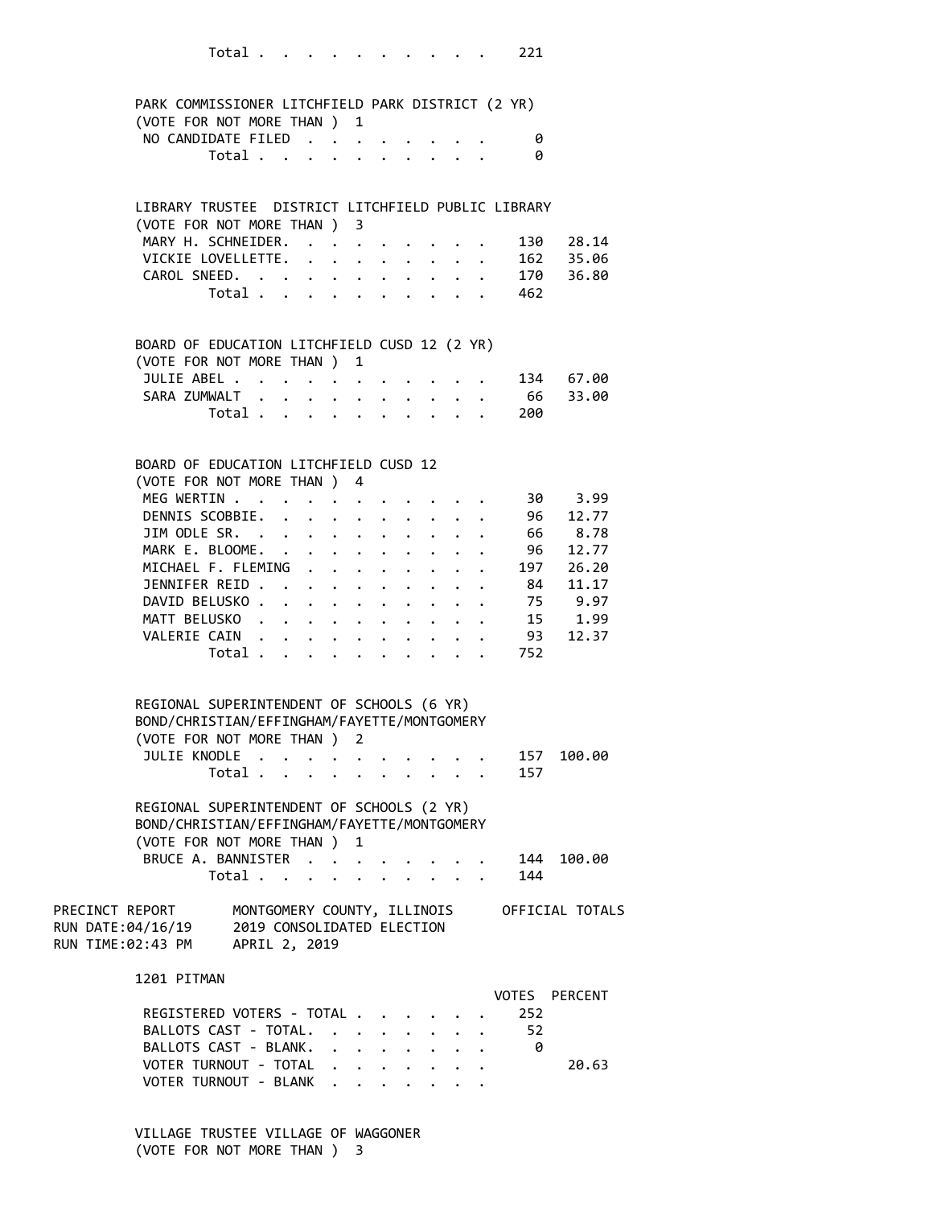| | Votes | Percent |
|---|---|---|
| Total | 221 | |

PARK COMMISSIONER LITCHFIELD PARK DISTRICT (2 YR)
(VOTE FOR NOT MORE THAN ) 1

| Candidate | Votes | Percent |
|---|---|---|
| NO CANDIDATE FILED | 0 | |
| Total | 0 | |

LIBRARY TRUSTEE DISTRICT LITCHFIELD PUBLIC LIBRARY
(VOTE FOR NOT MORE THAN ) 3

| Candidate | Votes | Percent |
|---|---|---|
| MARY H. SCHNEIDER | 130 | 28.14 |
| VICKIE LOVELLETTE | 162 | 35.06 |
| CAROL SNEED | 170 | 36.80 |
| Total | 462 | |

BOARD OF EDUCATION LITCHFIELD CUSD 12 (2 YR)
(VOTE FOR NOT MORE THAN ) 1

| Candidate | Votes | Percent |
|---|---|---|
| JULIE ABEL | 134 | 67.00 |
| SARA ZUMWALT | 66 | 33.00 |
| Total | 200 | |

BOARD OF EDUCATION LITCHFIELD CUSD 12
(VOTE FOR NOT MORE THAN ) 4

| Candidate | Votes | Percent |
|---|---|---|
| MEG WERTIN | 30 | 3.99 |
| DENNIS SCOBBIE | 96 | 12.77 |
| JIM ODLE SR. | 66 | 8.78 |
| MARK E. BLOOME | 96 | 12.77 |
| MICHAEL F. FLEMING | 197 | 26.20 |
| JENNIFER REID | 84 | 11.17 |
| DAVID BELUSKO | 75 | 9.97 |
| MATT BELUSKO | 15 | 1.99 |
| VALERIE CAIN | 93 | 12.37 |
| Total | 752 | |

REGIONAL SUPERINTENDENT OF SCHOOLS (6 YR)
BOND/CHRISTIAN/EFFINGHAM/FAYETTE/MONTGOMERY
(VOTE FOR NOT MORE THAN ) 2

| Candidate | Votes | Percent |
|---|---|---|
| JULIE KNODLE | 157 | 100.00 |
| Total | 157 | |

REGIONAL SUPERINTENDENT OF SCHOOLS (2 YR)
BOND/CHRISTIAN/EFFINGHAM/FAYETTE/MONTGOMERY
(VOTE FOR NOT MORE THAN ) 1

| Candidate | Votes | Percent |
|---|---|---|
| BRUCE A. BANNISTER | 144 | 100.00 |
| Total | 144 | |

PRECINCT REPORT — MONTGOMERY COUNTY, ILLINOIS — OFFICIAL TOTALS
RUN DATE:04/16/19 — 2019 CONSOLIDATED ELECTION
RUN TIME:02:43 PM — APRIL 2, 2019

## 1201 PITMAN

| | VOTES | PERCENT |
|---|---|---|
| REGISTERED VOTERS - TOTAL | 252 | |
| BALLOTS CAST - TOTAL | 52 | |
| BALLOTS CAST - BLANK | 0 | |
| VOTER TURNOUT - TOTAL | | 20.63 |
| VOTER TURNOUT - BLANK | | |

VILLAGE TRUSTEE VILLAGE OF WAGGONER
(VOTE FOR NOT MORE THAN ) 3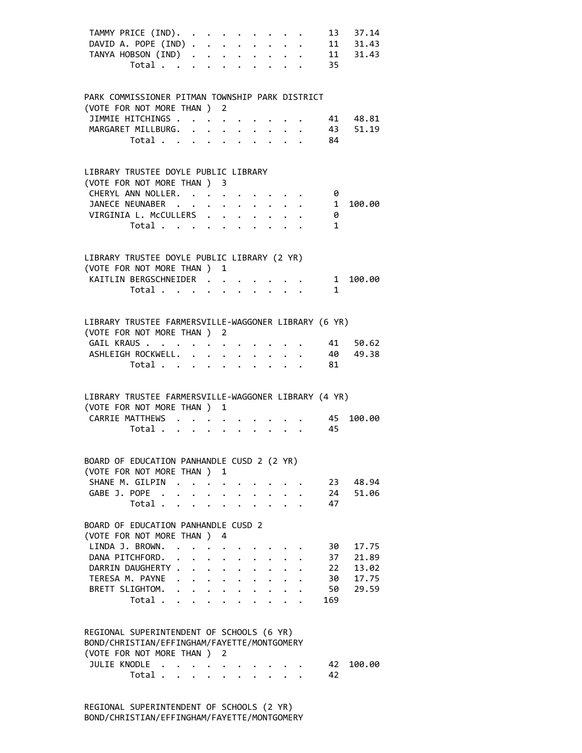| | | |
|---|---|---|
| TAMMY PRICE (IND). | 13 | 37.14 |
| DAVID A. POPE (IND) | 11 | 31.43 |
| TANYA HOBSON (IND) | 11 | 31.43 |
| Total | 35 | |

PARK COMMISSIONER PITMAN TOWNSHIP PARK DISTRICT
(VOTE FOR NOT MORE THAN ) 2

| | | |
|---|---|---|
| JIMMIE HITCHINGS | 41 | 48.81 |
| MARGARET MILLBURG. | 43 | 51.19 |
| Total | 84 | |

LIBRARY TRUSTEE DOYLE PUBLIC LIBRARY
(VOTE FOR NOT MORE THAN ) 3

| | | |
|---|---|---|
| CHERYL ANN NOLLER. | 0 | |
| JANECE NEUNABER | 1 | 100.00 |
| VIRGINIA L. McCULLERS | 0 | |
| Total | 1 | |

LIBRARY TRUSTEE DOYLE PUBLIC LIBRARY (2 YR)
(VOTE FOR NOT MORE THAN ) 1

| | | |
|---|---|---|
| KAITLIN BERGSCHNEIDER | 1 | 100.00 |
| Total | 1 | |

LIBRARY TRUSTEE FARMERSVILLE-WAGGONER LIBRARY (6 YR)
(VOTE FOR NOT MORE THAN ) 2

| | | |
|---|---|---|
| GAIL KRAUS | 41 | 50.62 |
| ASHLEIGH ROCKWELL. | 40 | 49.38 |
| Total | 81 | |

LIBRARY TRUSTEE FARMERSVILLE-WAGGONER LIBRARY (4 YR)
(VOTE FOR NOT MORE THAN ) 1

| | | |
|---|---|---|
| CARRIE MATTHEWS | 45 | 100.00 |
| Total | 45 | |

BOARD OF EDUCATION PANHANDLE CUSD 2 (2 YR)
(VOTE FOR NOT MORE THAN ) 1

| | | |
|---|---|---|
| SHANE M. GILPIN | 23 | 48.94 |
| GABE J. POPE | 24 | 51.06 |
| Total | 47 | |

BOARD OF EDUCATION PANHANDLE CUSD 2
(VOTE FOR NOT MORE THAN ) 4

| | | |
|---|---|---|
| LINDA J. BROWN. | 30 | 17.75 |
| DANA PITCHFORD. | 37 | 21.89 |
| DARRIN DAUGHERTY | 22 | 13.02 |
| TERESA M. PAYNE | 30 | 17.75 |
| BRETT SLIGHTOM. | 50 | 29.59 |
| Total | 169 | |

REGIONAL SUPERINTENDENT OF SCHOOLS (6 YR)
BOND/CHRISTIAN/EFFINGHAM/FAYETTE/MONTGOMERY
(VOTE FOR NOT MORE THAN ) 2

| | | |
|---|---|---|
| JULIE KNODLE | 42 | 100.00 |
| Total | 42 | |

REGIONAL SUPERINTENDENT OF SCHOOLS (2 YR)
BOND/CHRISTIAN/EFFINGHAM/FAYETTE/MONTGOMERY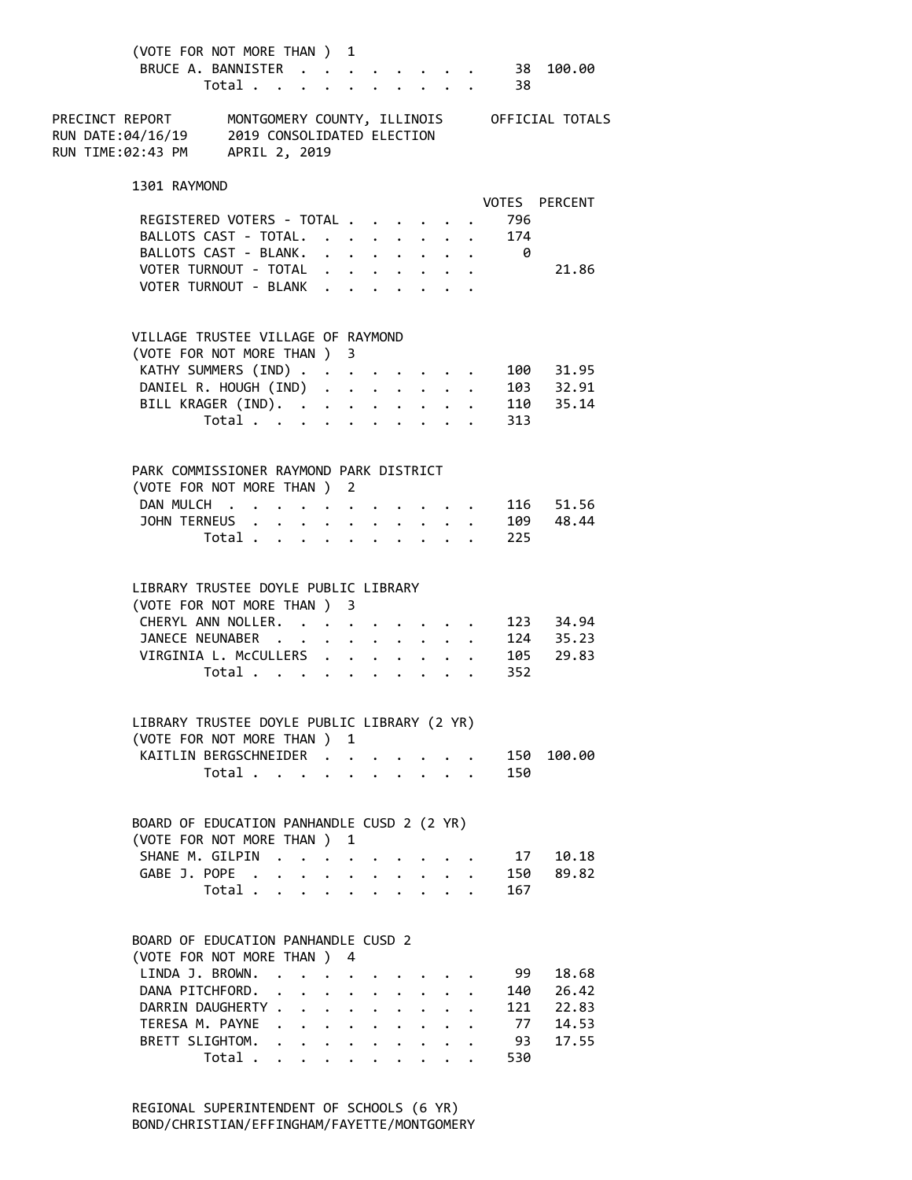(VOTE FOR NOT MORE THAN ) 1

| | VOTES | PERCENT |
|---|---|---|
| BRUCE A. BANNISTER | 38 | 100.00 |
| Total | 38 | |

PRECINCT REPORT MONTGOMERY COUNTY, ILLINOIS OFFICIAL TOTALS
RUN DATE:04/16/19 2019 CONSOLIDATED ELECTION
RUN TIME:02:43 PM APRIL 2, 2019

## 1301 RAYMOND

| | VOTES | PERCENT |
|---|---|---|
| REGISTERED VOTERS - TOTAL | 796 | |
| BALLOTS CAST - TOTAL. | 174 | |
| BALLOTS CAST - BLANK. | 0 | |
| VOTER TURNOUT - TOTAL | | 21.86 |
| VOTER TURNOUT - BLANK | | |

### VILLAGE TRUSTEE VILLAGE OF RAYMOND
(VOTE FOR NOT MORE THAN ) 3

| | VOTES | PERCENT |
|---|---|---|
| KATHY SUMMERS (IND) | 100 | 31.95 |
| DANIEL R. HOUGH (IND) | 103 | 32.91 |
| BILL KRAGER (IND). | 110 | 35.14 |
| Total | 313 | |

### PARK COMMISSIONER RAYMOND PARK DISTRICT
(VOTE FOR NOT MORE THAN ) 2

| | VOTES | PERCENT |
|---|---|---|
| DAN MULCH | 116 | 51.56 |
| JOHN TERNEUS | 109 | 48.44 |
| Total | 225 | |

### LIBRARY TRUSTEE DOYLE PUBLIC LIBRARY
(VOTE FOR NOT MORE THAN ) 3

| | VOTES | PERCENT |
|---|---|---|
| CHERYL ANN NOLLER. | 123 | 34.94 |
| JANECE NEUNABER | 124 | 35.23 |
| VIRGINIA L. McCULLERS | 105 | 29.83 |
| Total | 352 | |

### LIBRARY TRUSTEE DOYLE PUBLIC LIBRARY (2 YR)
(VOTE FOR NOT MORE THAN ) 1

| | VOTES | PERCENT |
|---|---|---|
| KAITLIN BERGSCHNEIDER | 150 | 100.00 |
| Total | 150 | |

### BOARD OF EDUCATION PANHANDLE CUSD 2 (2 YR)
(VOTE FOR NOT MORE THAN ) 1

| | VOTES | PERCENT |
|---|---|---|
| SHANE M. GILPIN | 17 | 10.18 |
| GABE J. POPE | 150 | 89.82 |
| Total | 167 | |

### BOARD OF EDUCATION PANHANDLE CUSD 2
(VOTE FOR NOT MORE THAN ) 4

| | VOTES | PERCENT |
|---|---|---|
| LINDA J. BROWN. | 99 | 18.68 |
| DANA PITCHFORD. | 140 | 26.42 |
| DARRIN DAUGHERTY | 121 | 22.83 |
| TERESA M. PAYNE | 77 | 14.53 |
| BRETT SLIGHTOM. | 93 | 17.55 |
| Total | 530 | |

### REGIONAL SUPERINTENDENT OF SCHOOLS (6 YR)
BOND/CHRISTIAN/EFFINGHAM/FAYETTE/MONTGOMERY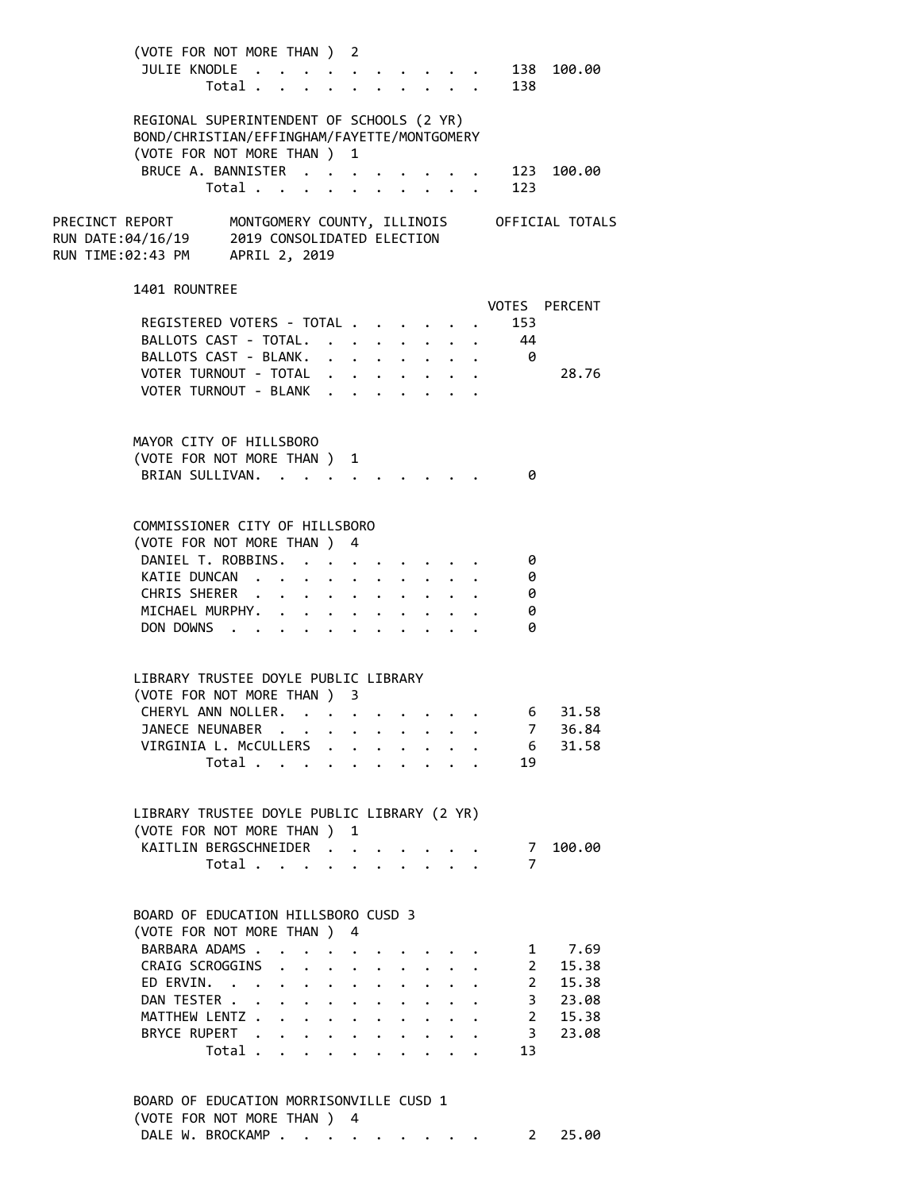(VOTE FOR NOT MORE THAN ) 2

| | Votes | Percent |
|---|---|---|
| JULIE KNODLE | 138 | 100.00 |
| Total | 138 | |

REGIONAL SUPERINTENDENT OF SCHOOLS (2 YR)
BOND/CHRISTIAN/EFFINGHAM/FAYETTE/MONTGOMERY
(VOTE FOR NOT MORE THAN ) 1

| | Votes | Percent |
|---|---|---|
| BRUCE A. BANNISTER | 123 | 100.00 |
| Total | 123 | |

PRECINCT REPORT — MONTGOMERY COUNTY, ILLINOIS — OFFICIAL TOTALS
RUN DATE:04/16/19 — 2019 CONSOLIDATED ELECTION
RUN TIME:02:43 PM — APRIL 2, 2019

## 1401 ROUNTREE

| | VOTES | PERCENT |
|---|---|---|
| REGISTERED VOTERS - TOTAL | 153 | |
| BALLOTS CAST - TOTAL. | 44 | |
| BALLOTS CAST - BLANK. | 0 | |
| VOTER TURNOUT - TOTAL | | 28.76 |
| VOTER TURNOUT - BLANK | | |

MAYOR CITY OF HILLSBORO
(VOTE FOR NOT MORE THAN ) 1

| | Votes | Percent |
|---|---|---|
| BRIAN SULLIVAN. | 0 | |

COMMISSIONER CITY OF HILLSBORO
(VOTE FOR NOT MORE THAN ) 4

| | Votes | Percent |
|---|---|---|
| DANIEL T. ROBBINS. | 0 | |
| KATIE DUNCAN | 0 | |
| CHRIS SHERER | 0 | |
| MICHAEL MURPHY. | 0 | |
| DON DOWNS | 0 | |

LIBRARY TRUSTEE DOYLE PUBLIC LIBRARY
(VOTE FOR NOT MORE THAN ) 3

| | Votes | Percent |
|---|---|---|
| CHERYL ANN NOLLER. | 6 | 31.58 |
| JANECE NEUNABER | 7 | 36.84 |
| VIRGINIA L. McCULLERS | 6 | 31.58 |
| Total | 19 | |

LIBRARY TRUSTEE DOYLE PUBLIC LIBRARY (2 YR)
(VOTE FOR NOT MORE THAN ) 1

| | Votes | Percent |
|---|---|---|
| KAITLIN BERGSCHNEIDER | 7 | 100.00 |
| Total | 7 | |

BOARD OF EDUCATION HILLSBORO CUSD 3
(VOTE FOR NOT MORE THAN ) 4

| | Votes | Percent |
|---|---|---|
| BARBARA ADAMS | 1 | 7.69 |
| CRAIG SCROGGINS | 2 | 15.38 |
| ED ERVIN. | 2 | 15.38 |
| DAN TESTER | 3 | 23.08 |
| MATTHEW LENTZ | 2 | 15.38 |
| BRYCE RUPERT | 3 | 23.08 |
| Total | 13 | |

BOARD OF EDUCATION MORRISONVILLE CUSD 1
(VOTE FOR NOT MORE THAN ) 4

| | Votes | Percent |
|---|---|---|
| DALE W. BROCKAMP | 2 | 25.00 |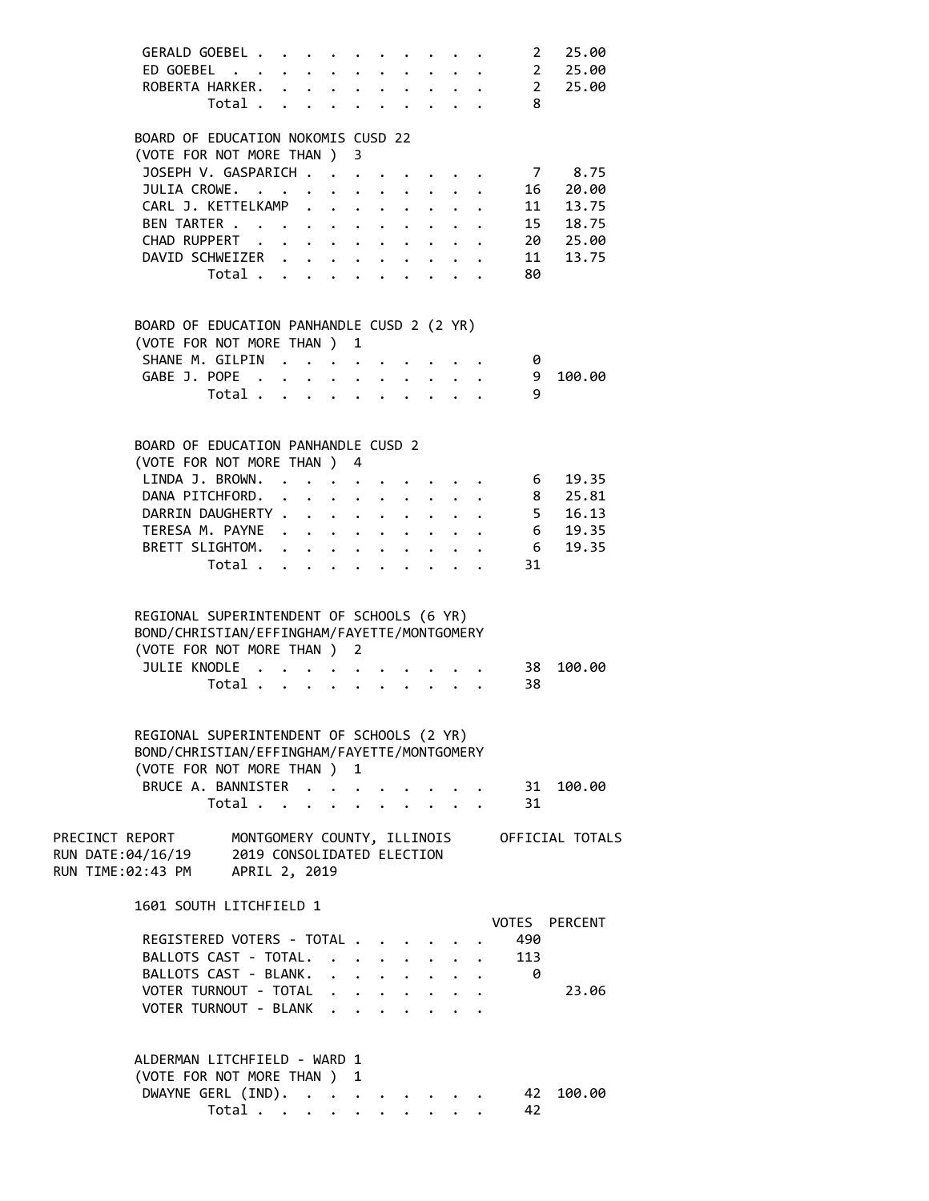| | VOTES | PERCENT |
|---|---|---|
| GERALD GOEBEL | 2 | 25.00 |
| ED GOEBEL | 2 | 25.00 |
| ROBERTA HARKER | 2 | 25.00 |
| Total | 8 | |

**BOARD OF EDUCATION NOKOMIS CUSD 22**
(VOTE FOR NOT MORE THAN ) 3

| | VOTES | PERCENT |
|---|---|---|
| JOSEPH V. GASPARICH | 7 | 8.75 |
| JULIA CROWE | 16 | 20.00 |
| CARL J. KETTELKAMP | 11 | 13.75 |
| BEN TARTER | 15 | 18.75 |
| CHAD RUPPERT | 20 | 25.00 |
| DAVID SCHWEIZER | 11 | 13.75 |
| Total | 80 | |

**BOARD OF EDUCATION PANHANDLE CUSD 2 (2 YR)**
(VOTE FOR NOT MORE THAN ) 1

| | VOTES | PERCENT |
|---|---|---|
| SHANE M. GILPIN | 0 | |
| GABE J. POPE | 9 | 100.00 |
| Total | 9 | |

**BOARD OF EDUCATION PANHANDLE CUSD 2**
(VOTE FOR NOT MORE THAN ) 4

| | VOTES | PERCENT |
|---|---|---|
| LINDA J. BROWN | 6 | 19.35 |
| DANA PITCHFORD | 8 | 25.81 |
| DARRIN DAUGHERTY | 5 | 16.13 |
| TERESA M. PAYNE | 6 | 19.35 |
| BRETT SLIGHTOM | 6 | 19.35 |
| Total | 31 | |

**REGIONAL SUPERINTENDENT OF SCHOOLS (6 YR)**
**BOND/CHRISTIAN/EFFINGHAM/FAYETTE/MONTGOMERY**
(VOTE FOR NOT MORE THAN ) 2

| | VOTES | PERCENT |
|---|---|---|
| JULIE KNODLE | 38 | 100.00 |
| Total | 38 | |

**REGIONAL SUPERINTENDENT OF SCHOOLS (2 YR)**
**BOND/CHRISTIAN/EFFINGHAM/FAYETTE/MONTGOMERY**
(VOTE FOR NOT MORE THAN ) 1

| | VOTES | PERCENT |
|---|---|---|
| BRUCE A. BANNISTER | 31 | 100.00 |
| Total | 31 | |

PRECINCT REPORT — MONTGOMERY COUNTY, ILLINOIS — OFFICIAL TOTALS
RUN DATE:04/16/19 — 2019 CONSOLIDATED ELECTION
RUN TIME:02:43 PM — APRIL 2, 2019

## 1601 SOUTH LITCHFIELD 1

| | VOTES | PERCENT |
|---|---|---|
| REGISTERED VOTERS - TOTAL | 490 | |
| BALLOTS CAST - TOTAL | 113 | |
| BALLOTS CAST - BLANK | 0 | |
| VOTER TURNOUT - TOTAL | | 23.06 |
| VOTER TURNOUT - BLANK | | |

**ALDERMAN LITCHFIELD - WARD 1**
(VOTE FOR NOT MORE THAN ) 1

| | VOTES | PERCENT |
|---|---|---|
| DWAYNE GERL (IND) | 42 | 100.00 |
| Total | 42 | |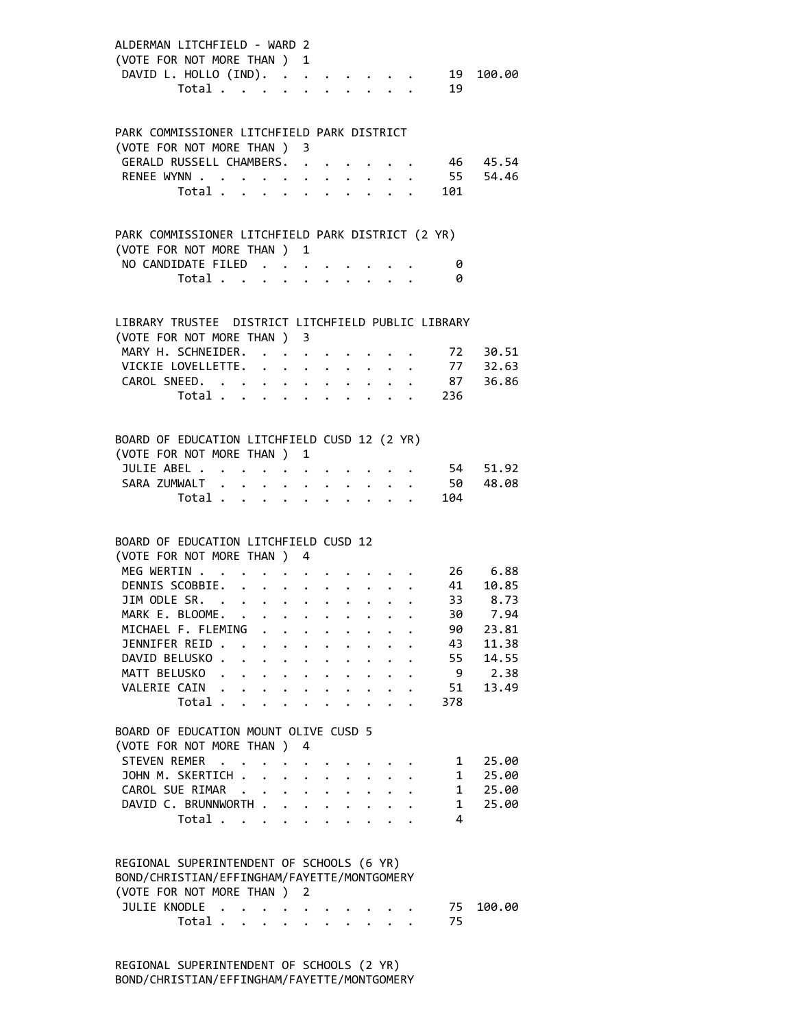ALDERMAN LITCHFIELD - WARD 2
(VOTE FOR NOT MORE THAN ) 1

| Candidate | Votes | Percent |
|---|---|---|
| DAVID L. HOLLO (IND). | 19 | 100.00 |
| Total | 19 | |

PARK COMMISSIONER LITCHFIELD PARK DISTRICT
(VOTE FOR NOT MORE THAN ) 3

| Candidate | Votes | Percent |
|---|---|---|
| GERALD RUSSELL CHAMBERS. | 46 | 45.54 |
| RENEE WYNN | 55 | 54.46 |
| Total | 101 | |

PARK COMMISSIONER LITCHFIELD PARK DISTRICT (2 YR)
(VOTE FOR NOT MORE THAN ) 1

| Candidate | Votes | Percent |
|---|---|---|
| NO CANDIDATE FILED | 0 | |
| Total | 0 | |

LIBRARY TRUSTEE DISTRICT LITCHFIELD PUBLIC LIBRARY
(VOTE FOR NOT MORE THAN ) 3

| Candidate | Votes | Percent |
|---|---|---|
| MARY H. SCHNEIDER. | 72 | 30.51 |
| VICKIE LOVELLETTE. | 77 | 32.63 |
| CAROL SNEED. | 87 | 36.86 |
| Total | 236 | |

BOARD OF EDUCATION LITCHFIELD CUSD 12 (2 YR)
(VOTE FOR NOT MORE THAN ) 1

| Candidate | Votes | Percent |
|---|---|---|
| JULIE ABEL | 54 | 51.92 |
| SARA ZUMWALT | 50 | 48.08 |
| Total | 104 | |

BOARD OF EDUCATION LITCHFIELD CUSD 12
(VOTE FOR NOT MORE THAN ) 4

| Candidate | Votes | Percent |
|---|---|---|
| MEG WERTIN | 26 | 6.88 |
| DENNIS SCOBBIE. | 41 | 10.85 |
| JIM ODLE SR. | 33 | 8.73 |
| MARK E. BLOOME. | 30 | 7.94 |
| MICHAEL F. FLEMING | 90 | 23.81 |
| JENNIFER REID | 43 | 11.38 |
| DAVID BELUSKO | 55 | 14.55 |
| MATT BELUSKO | 9 | 2.38 |
| VALERIE CAIN | 51 | 13.49 |
| Total | 378 | |

BOARD OF EDUCATION MOUNT OLIVE CUSD 5
(VOTE FOR NOT MORE THAN ) 4

| Candidate | Votes | Percent |
|---|---|---|
| STEVEN REMER | 1 | 25.00 |
| JOHN M. SKERTICH | 1 | 25.00 |
| CAROL SUE RIMAR | 1 | 25.00 |
| DAVID C. BRUNNWORTH | 1 | 25.00 |
| Total | 4 | |

REGIONAL SUPERINTENDENT OF SCHOOLS (6 YR)
BOND/CHRISTIAN/EFFINGHAM/FAYETTE/MONTGOMERY
(VOTE FOR NOT MORE THAN ) 2

| Candidate | Votes | Percent |
|---|---|---|
| JULIE KNODLE | 75 | 100.00 |
| Total | 75 | |

REGIONAL SUPERINTENDENT OF SCHOOLS (2 YR)
BOND/CHRISTIAN/EFFINGHAM/FAYETTE/MONTGOMERY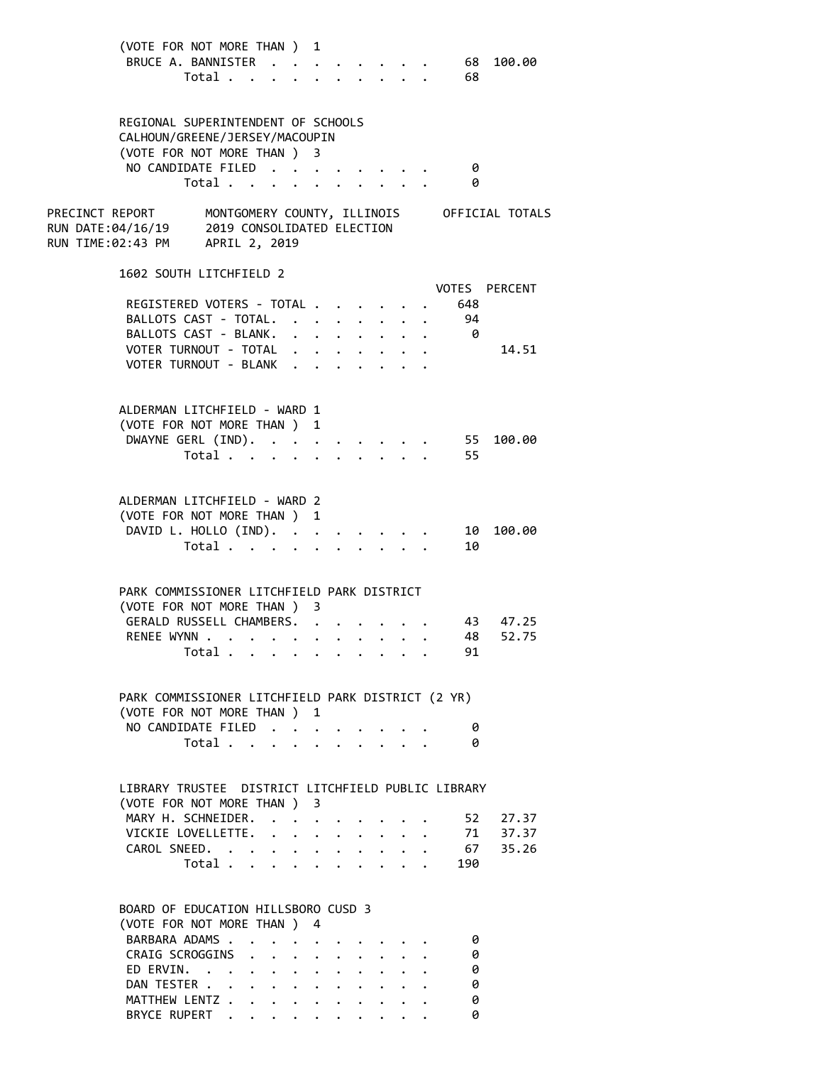(VOTE FOR NOT MORE THAN ) 1

| | VOTES | PERCENT |
|---|---|---|
| BRUCE A. BANNISTER | 68 | 100.00 |
| Total | 68 | |

REGIONAL SUPERINTENDENT OF SCHOOLS
CALHOUN/GREENE/JERSEY/MACOUPIN
(VOTE FOR NOT MORE THAN ) 3

| | VOTES | PERCENT |
|---|---|---|
| NO CANDIDATE FILED | 0 | |
| Total | 0 | |

PRECINCT REPORT — MONTGOMERY COUNTY, ILLINOIS — OFFICIAL TOTALS
RUN DATE:04/16/19 — 2019 CONSOLIDATED ELECTION
RUN TIME:02:43 PM — APRIL 2, 2019

## 1602 SOUTH LITCHFIELD 2

| | VOTES | PERCENT |
|---|---|---|
| REGISTERED VOTERS - TOTAL | 648 | |
| BALLOTS CAST - TOTAL. | 94 | |
| BALLOTS CAST - BLANK. | 0 | |
| VOTER TURNOUT - TOTAL | | 14.51 |
| VOTER TURNOUT - BLANK | | |

ALDERMAN LITCHFIELD - WARD 1
(VOTE FOR NOT MORE THAN ) 1

| | VOTES | PERCENT |
|---|---|---|
| DWAYNE GERL (IND). | 55 | 100.00 |
| Total | 55 | |

ALDERMAN LITCHFIELD - WARD 2
(VOTE FOR NOT MORE THAN ) 1

| | VOTES | PERCENT |
|---|---|---|
| DAVID L. HOLLO (IND). | 10 | 100.00 |
| Total | 10 | |

PARK COMMISSIONER LITCHFIELD PARK DISTRICT
(VOTE FOR NOT MORE THAN ) 3

| | VOTES | PERCENT |
|---|---|---|
| GERALD RUSSELL CHAMBERS. | 43 | 47.25 |
| RENEE WYNN | 48 | 52.75 |
| Total | 91 | |

PARK COMMISSIONER LITCHFIELD PARK DISTRICT (2 YR)
(VOTE FOR NOT MORE THAN ) 1

| | VOTES | PERCENT |
|---|---|---|
| NO CANDIDATE FILED | 0 | |
| Total | 0 | |

LIBRARY TRUSTEE DISTRICT LITCHFIELD PUBLIC LIBRARY
(VOTE FOR NOT MORE THAN ) 3

| | VOTES | PERCENT |
|---|---|---|
| MARY H. SCHNEIDER. | 52 | 27.37 |
| VICKIE LOVELLETTE. | 71 | 37.37 |
| CAROL SNEED. | 67 | 35.26 |
| Total | 190 | |

BOARD OF EDUCATION HILLSBORO CUSD 3
(VOTE FOR NOT MORE THAN ) 4

| | VOTES | PERCENT |
|---|---|---|
| BARBARA ADAMS | 0 | |
| CRAIG SCROGGINS | 0 | |
| ED ERVIN. | 0 | |
| DAN TESTER | 0 | |
| MATTHEW LENTZ | 0 | |
| BRYCE RUPERT | 0 | |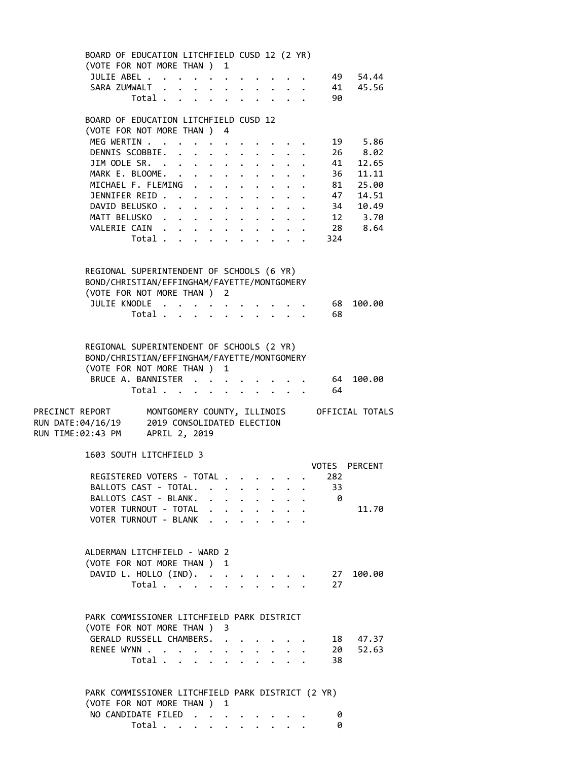BOARD OF EDUCATION LITCHFIELD CUSD 12 (2 YR)
(VOTE FOR NOT MORE THAN ) 1

| Candidate | Votes | Percent |
|---|---|---|
| JULIE ABEL | 49 | 54.44 |
| SARA ZUMWALT | 41 | 45.56 |
| Total | 90 | |

BOARD OF EDUCATION LITCHFIELD CUSD 12
(VOTE FOR NOT MORE THAN ) 4

| Candidate | Votes | Percent |
|---|---|---|
| MEG WERTIN | 19 | 5.86 |
| DENNIS SCOBBIE. | 26 | 8.02 |
| JIM ODLE SR. | 41 | 12.65 |
| MARK E. BLOOME. | 36 | 11.11 |
| MICHAEL F. FLEMING | 81 | 25.00 |
| JENNIFER REID | 47 | 14.51 |
| DAVID BELUSKO | 34 | 10.49 |
| MATT BELUSKO | 12 | 3.70 |
| VALERIE CAIN | 28 | 8.64 |
| Total | 324 | |

REGIONAL SUPERINTENDENT OF SCHOOLS (6 YR)
BOND/CHRISTIAN/EFFINGHAM/FAYETTE/MONTGOMERY
(VOTE FOR NOT MORE THAN ) 2

| Candidate | Votes | Percent |
|---|---|---|
| JULIE KNODLE | 68 | 100.00 |
| Total | 68 | |

REGIONAL SUPERINTENDENT OF SCHOOLS (2 YR)
BOND/CHRISTIAN/EFFINGHAM/FAYETTE/MONTGOMERY
(VOTE FOR NOT MORE THAN ) 1

| Candidate | Votes | Percent |
|---|---|---|
| BRUCE A. BANNISTER | 64 | 100.00 |
| Total | 64 | |

PRECINCT REPORT MONTGOMERY COUNTY, ILLINOIS OFFICIAL TOTALS
RUN DATE:04/16/19 2019 CONSOLIDATED ELECTION
RUN TIME:02:43 PM APRIL 2, 2019

## 1603 SOUTH LITCHFIELD 3

| | VOTES | PERCENT |
|---|---|---|
| REGISTERED VOTERS - TOTAL | 282 | |
| BALLOTS CAST - TOTAL. | 33 | |
| BALLOTS CAST - BLANK. | 0 | |
| VOTER TURNOUT - TOTAL | | 11.70 |
| VOTER TURNOUT - BLANK | | |

ALDERMAN LITCHFIELD - WARD 2
(VOTE FOR NOT MORE THAN ) 1

| Candidate | Votes | Percent |
|---|---|---|
| DAVID L. HOLLO (IND). | 27 | 100.00 |
| Total | 27 | |

PARK COMMISSIONER LITCHFIELD PARK DISTRICT
(VOTE FOR NOT MORE THAN ) 3

| Candidate | Votes | Percent |
|---|---|---|
| GERALD RUSSELL CHAMBERS. | 18 | 47.37 |
| RENEE WYNN | 20 | 52.63 |
| Total | 38 | |

PARK COMMISSIONER LITCHFIELD PARK DISTRICT (2 YR)
(VOTE FOR NOT MORE THAN ) 1

| Candidate | Votes | Percent |
|---|---|---|
| NO CANDIDATE FILED | 0 | |
| Total | 0 | |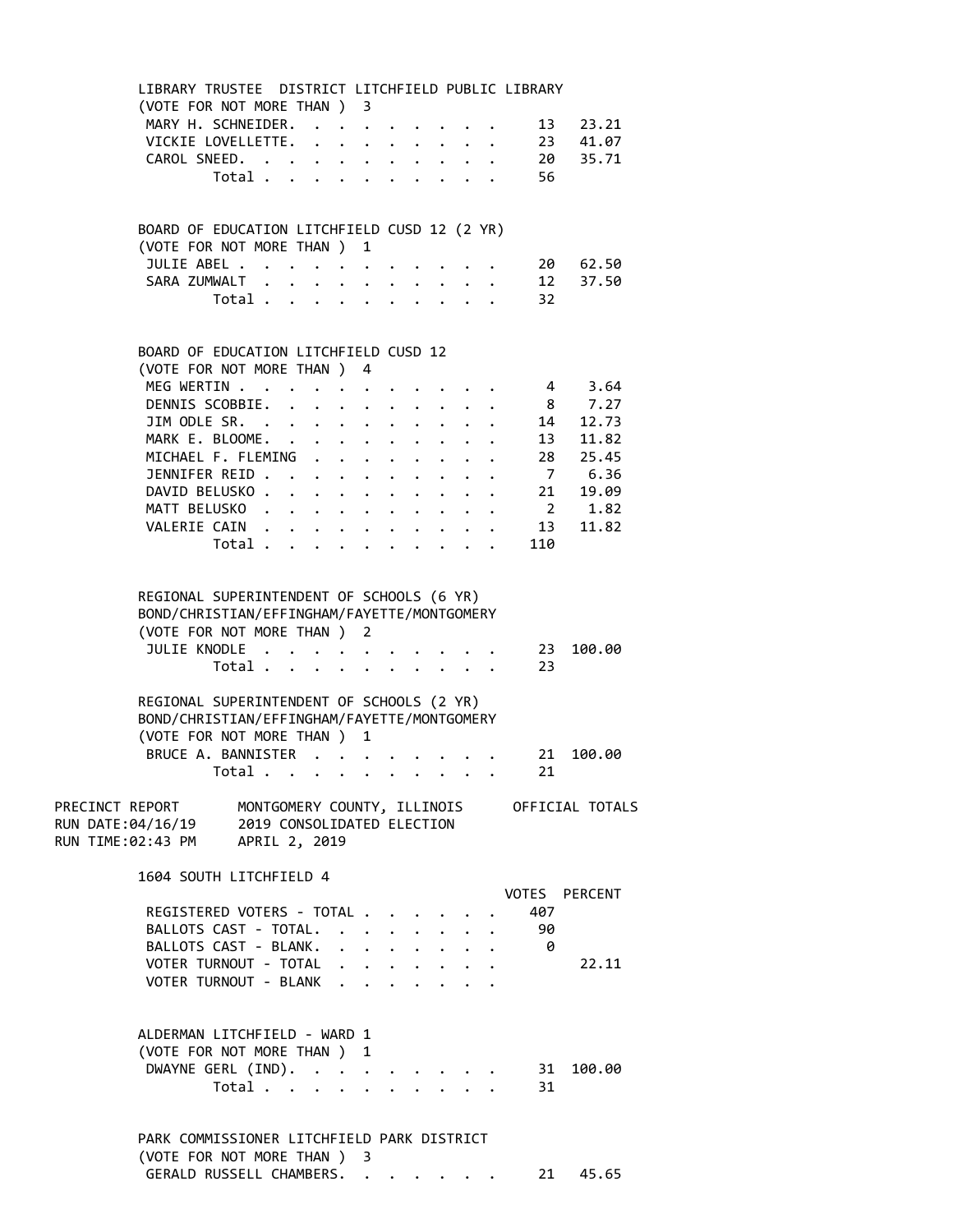LIBRARY TRUSTEE DISTRICT LITCHFIELD PUBLIC LIBRARY
(VOTE FOR NOT MORE THAN ) 3

| Candidate | Votes | Percent |
|---|---|---|
| MARY H. SCHNEIDER | 13 | 23.21 |
| VICKIE LOVELLETTE | 23 | 41.07 |
| CAROL SNEED | 20 | 35.71 |
| Total | 56 | |

BOARD OF EDUCATION LITCHFIELD CUSD 12 (2 YR)
(VOTE FOR NOT MORE THAN ) 1

| Candidate | Votes | Percent |
|---|---|---|
| JULIE ABEL | 20 | 62.50 |
| SARA ZUMWALT | 12 | 37.50 |
| Total | 32 | |

BOARD OF EDUCATION LITCHFIELD CUSD 12
(VOTE FOR NOT MORE THAN ) 4

| Candidate | Votes | Percent |
|---|---|---|
| MEG WERTIN | 4 | 3.64 |
| DENNIS SCOBBIE | 8 | 7.27 |
| JIM ODLE SR. | 14 | 12.73 |
| MARK E. BLOOME | 13 | 11.82 |
| MICHAEL F. FLEMING | 28 | 25.45 |
| JENNIFER REID | 7 | 6.36 |
| DAVID BELUSKO | 21 | 19.09 |
| MATT BELUSKO | 2 | 1.82 |
| VALERIE CAIN | 13 | 11.82 |
| Total | 110 | |

REGIONAL SUPERINTENDENT OF SCHOOLS (6 YR)
BOND/CHRISTIAN/EFFINGHAM/FAYETTE/MONTGOMERY
(VOTE FOR NOT MORE THAN ) 2

| Candidate | Votes | Percent |
|---|---|---|
| JULIE KNODLE | 23 | 100.00 |
| Total | 23 | |

REGIONAL SUPERINTENDENT OF SCHOOLS (2 YR)
BOND/CHRISTIAN/EFFINGHAM/FAYETTE/MONTGOMERY
(VOTE FOR NOT MORE THAN ) 1

| Candidate | Votes | Percent |
|---|---|---|
| BRUCE A. BANNISTER | 21 | 100.00 |
| Total | 21 | |

PRECINCT REPORT — MONTGOMERY COUNTY, ILLINOIS — OFFICIAL TOTALS
RUN DATE:04/16/19 — 2019 CONSOLIDATED ELECTION
RUN TIME:02:43 PM — APRIL 2, 2019

## 1604 SOUTH LITCHFIELD 4

| | VOTES | PERCENT |
|---|---|---|
| REGISTERED VOTERS - TOTAL | 407 | |
| BALLOTS CAST - TOTAL | 90 | |
| BALLOTS CAST - BLANK | 0 | |
| VOTER TURNOUT - TOTAL | | 22.11 |
| VOTER TURNOUT - BLANK | | |

ALDERMAN LITCHFIELD - WARD 1
(VOTE FOR NOT MORE THAN ) 1

| Candidate | Votes | Percent |
|---|---|---|
| DWAYNE GERL (IND) | 31 | 100.00 |
| Total | 31 | |

PARK COMMISSIONER LITCHFIELD PARK DISTRICT
(VOTE FOR NOT MORE THAN ) 3

| Candidate | Votes | Percent |
|---|---|---|
| GERALD RUSSELL CHAMBERS | 21 | 45.65 |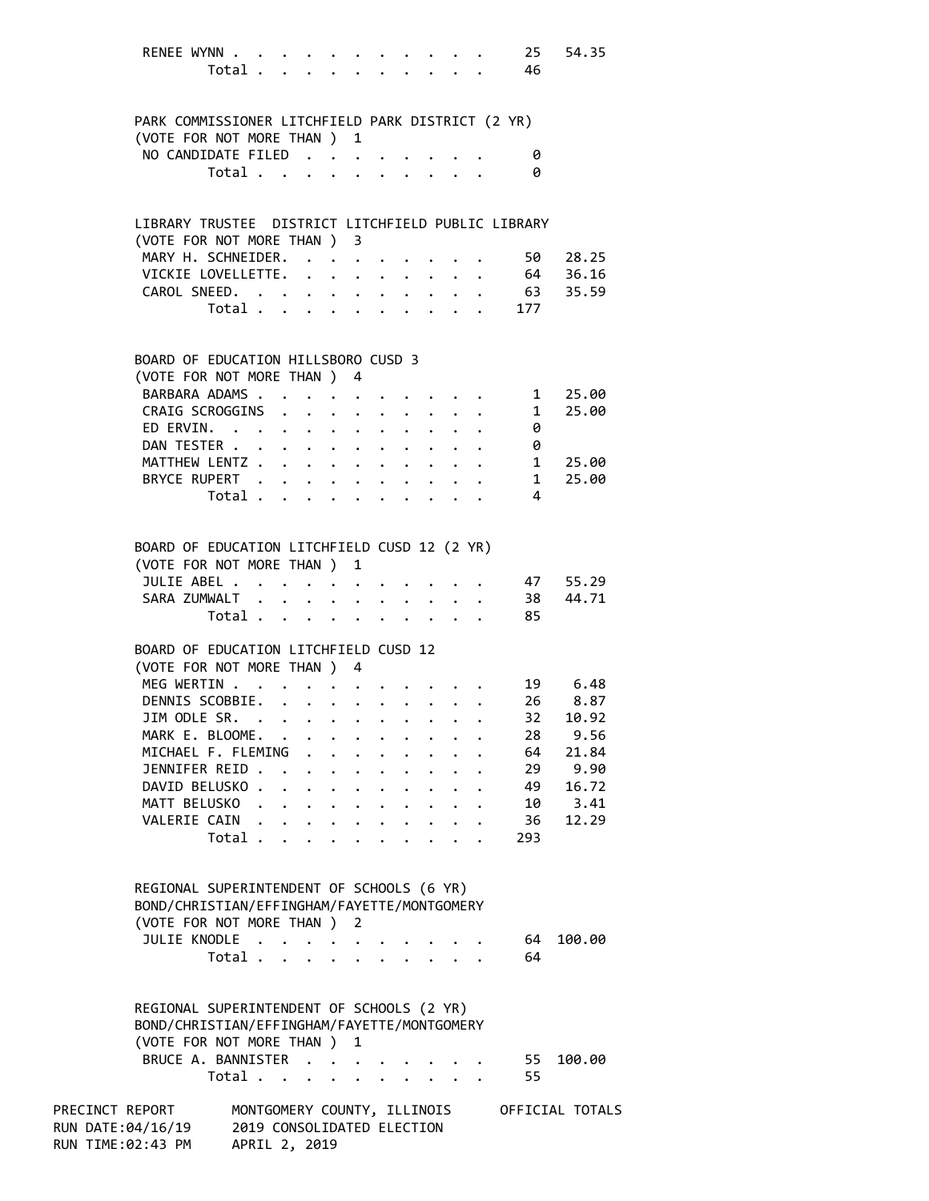| | | |
|---|---|---|
| RENEE WYNN | 25 | 54.35 |
| Total | 46 | |

**PARK COMMISSIONER LITCHFIELD PARK DISTRICT (2 YR)**
(VOTE FOR NOT MORE THAN ) 1

| | | |
|---|---|---|
| NO CANDIDATE FILED | 0 | |
| Total | 0 | |

**LIBRARY TRUSTEE DISTRICT LITCHFIELD PUBLIC LIBRARY**
(VOTE FOR NOT MORE THAN ) 3

| | | |
|---|---|---|
| MARY H. SCHNEIDER. | 50 | 28.25 |
| VICKIE LOVELLETTE. | 64 | 36.16 |
| CAROL SNEED. | 63 | 35.59 |
| Total | 177 | |

**BOARD OF EDUCATION HILLSBORO CUSD 3**
(VOTE FOR NOT MORE THAN ) 4

| | | |
|---|---|---|
| BARBARA ADAMS | 1 | 25.00 |
| CRAIG SCROGGINS | 1 | 25.00 |
| ED ERVIN. | 0 | |
| DAN TESTER | 0 | |
| MATTHEW LENTZ | 1 | 25.00 |
| BRYCE RUPERT | 1 | 25.00 |
| Total | 4 | |

**BOARD OF EDUCATION LITCHFIELD CUSD 12 (2 YR)**
(VOTE FOR NOT MORE THAN ) 1

| | | |
|---|---|---|
| JULIE ABEL | 47 | 55.29 |
| SARA ZUMWALT | 38 | 44.71 |
| Total | 85 | |

**BOARD OF EDUCATION LITCHFIELD CUSD 12**
(VOTE FOR NOT MORE THAN ) 4

| | | |
|---|---|---|
| MEG WERTIN | 19 | 6.48 |
| DENNIS SCOBBIE. | 26 | 8.87 |
| JIM ODLE SR. | 32 | 10.92 |
| MARK E. BLOOME. | 28 | 9.56 |
| MICHAEL F. FLEMING | 64 | 21.84 |
| JENNIFER REID | 29 | 9.90 |
| DAVID BELUSKO | 49 | 16.72 |
| MATT BELUSKO | 10 | 3.41 |
| VALERIE CAIN | 36 | 12.29 |
| Total | 293 | |

**REGIONAL SUPERINTENDENT OF SCHOOLS (6 YR)**
**BOND/CHRISTIAN/EFFINGHAM/FAYETTE/MONTGOMERY**
(VOTE FOR NOT MORE THAN ) 2

| | | |
|---|---|---|
| JULIE KNODLE | 64 | 100.00 |
| Total | 64 | |

**REGIONAL SUPERINTENDENT OF SCHOOLS (2 YR)**
**BOND/CHRISTIAN/EFFINGHAM/FAYETTE/MONTGOMERY**
(VOTE FOR NOT MORE THAN ) 1

| | | |
|---|---|---|
| BRUCE A. BANNISTER | 55 | 100.00 |
| Total | 55 | |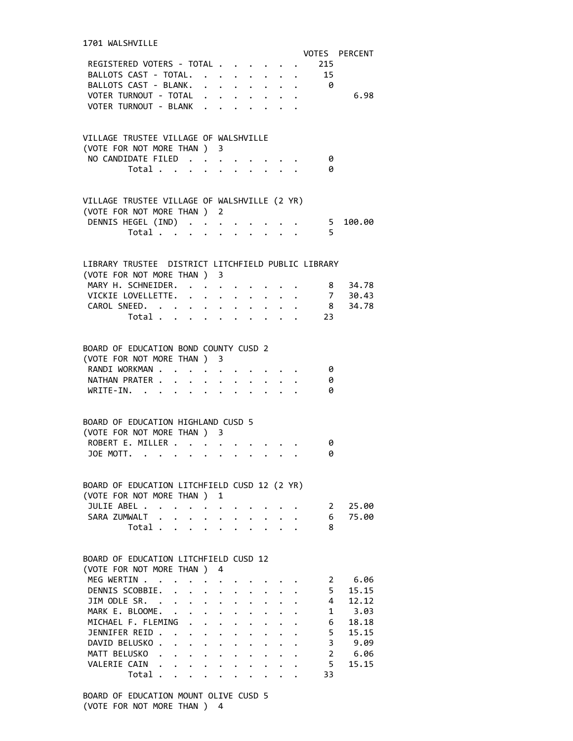## 1701 WALSHVILLE

| | VOTES | PERCENT |
|---|---|---|
| REGISTERED VOTERS - TOTAL | 215 | |
| BALLOTS CAST - TOTAL. | 15 | |
| BALLOTS CAST - BLANK. | 0 | |
| VOTER TURNOUT - TOTAL | | 6.98 |
| VOTER TURNOUT - BLANK | | |

### VILLAGE TRUSTEE VILLAGE OF WALSHVILLE
(VOTE FOR NOT MORE THAN ) 3

| | VOTES | PERCENT |
|---|---|---|
| NO CANDIDATE FILED | 0 | |
| Total | 0 | |

### VILLAGE TRUSTEE VILLAGE OF WALSHVILLE (2 YR)
(VOTE FOR NOT MORE THAN ) 2

| | VOTES | PERCENT |
|---|---|---|
| DENNIS HEGEL (IND) | 5 | 100.00 |
| Total | 5 | |

### LIBRARY TRUSTEE DISTRICT LITCHFIELD PUBLIC LIBRARY
(VOTE FOR NOT MORE THAN ) 3

| | VOTES | PERCENT |
|---|---|---|
| MARY H. SCHNEIDER. | 8 | 34.78 |
| VICKIE LOVELLETTE. | 7 | 30.43 |
| CAROL SNEED. | 8 | 34.78 |
| Total | 23 | |

### BOARD OF EDUCATION BOND COUNTY CUSD 2
(VOTE FOR NOT MORE THAN ) 3

| | VOTES | PERCENT |
|---|---|---|
| RANDI WORKMAN | 0 | |
| NATHAN PRATER | 0 | |
| WRITE-IN. | 0 | |

### BOARD OF EDUCATION HIGHLAND CUSD 5
(VOTE FOR NOT MORE THAN ) 3

| | VOTES | PERCENT |
|---|---|---|
| ROBERT E. MILLER | 0 | |
| JOE MOTT. | 0 | |

### BOARD OF EDUCATION LITCHFIELD CUSD 12 (2 YR)
(VOTE FOR NOT MORE THAN ) 1

| | VOTES | PERCENT |
|---|---|---|
| JULIE ABEL | 2 | 25.00 |
| SARA ZUMWALT | 6 | 75.00 |
| Total | 8 | |

### BOARD OF EDUCATION LITCHFIELD CUSD 12
(VOTE FOR NOT MORE THAN ) 4

| | VOTES | PERCENT |
|---|---|---|
| MEG WERTIN | 2 | 6.06 |
| DENNIS SCOBBIE. | 5 | 15.15 |
| JIM ODLE SR. | 4 | 12.12 |
| MARK E. BLOOME. | 1 | 3.03 |
| MICHAEL F. FLEMING | 6 | 18.18 |
| JENNIFER REID | 5 | 15.15 |
| DAVID BELUSKO | 3 | 9.09 |
| MATT BELUSKO | 2 | 6.06 |
| VALERIE CAIN | 5 | 15.15 |
| Total | 33 | |

### BOARD OF EDUCATION MOUNT OLIVE CUSD 5
(VOTE FOR NOT MORE THAN ) 4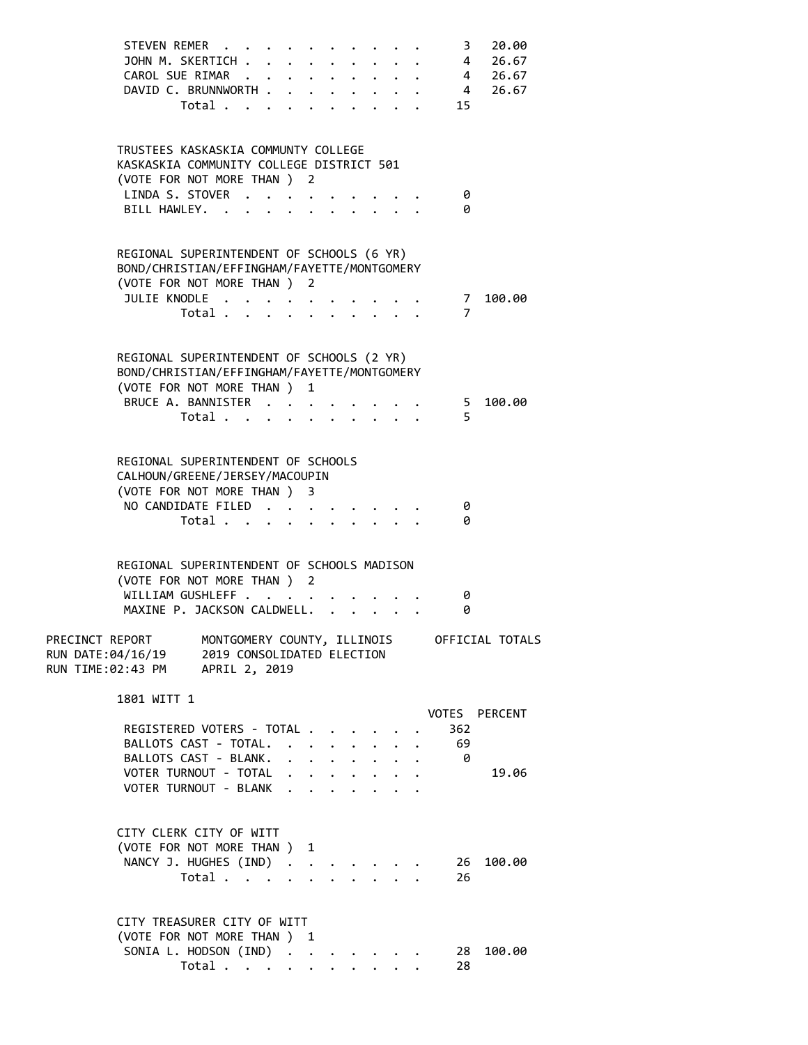| | | |
|---|---|---|
| STEVEN REMER | 3 | 20.00 |
| JOHN M. SKERTICH | 4 | 26.67 |
| CAROL SUE RIMAR | 4 | 26.67 |
| DAVID C. BRUNNWORTH | 4 | 26.67 |
| Total | 15 | |

TRUSTEES KASKASKIA COMMUNITY COLLEGE
KASKASKIA COMMUNITY COLLEGE DISTRICT 501
(VOTE FOR NOT MORE THAN ) 2

| | | |
|---|---|---|
| LINDA S. STOVER | 0 | |
| BILL HAWLEY. | 0 | |

REGIONAL SUPERINTENDENT OF SCHOOLS (6 YR)
BOND/CHRISTIAN/EFFINGHAM/FAYETTE/MONTGOMERY
(VOTE FOR NOT MORE THAN ) 2

| | | |
|---|---|---|
| JULIE KNODLE | 7 | 100.00 |
| Total | 7 | |

REGIONAL SUPERINTENDENT OF SCHOOLS (2 YR)
BOND/CHRISTIAN/EFFINGHAM/FAYETTE/MONTGOMERY
(VOTE FOR NOT MORE THAN ) 1

| | | |
|---|---|---|
| BRUCE A. BANNISTER | 5 | 100.00 |
| Total | 5 | |

REGIONAL SUPERINTENDENT OF SCHOOLS
CALHOUN/GREENE/JERSEY/MACOUPIN
(VOTE FOR NOT MORE THAN ) 3

| | | |
|---|---|---|
| NO CANDIDATE FILED | 0 | |
| Total | 0 | |

REGIONAL SUPERINTENDENT OF SCHOOLS MADISON
(VOTE FOR NOT MORE THAN ) 2

| | | |
|---|---|---|
| WILLIAM GUSHLEFF | 0 | |
| MAXINE P. JACKSON CALDWELL. | 0 | |

PRECINCT REPORT MONTGOMERY COUNTY, ILLINOIS OFFICIAL TOTALS
RUN DATE:04/16/19 2019 CONSOLIDATED ELECTION
RUN TIME:02:43 PM APRIL 2, 2019

1801 WITT 1

| | VOTES | PERCENT |
|---|---|---|
| REGISTERED VOTERS - TOTAL | 362 | |
| BALLOTS CAST - TOTAL. | 69 | |
| BALLOTS CAST - BLANK. | 0 | |
| VOTER TURNOUT - TOTAL | | 19.06 |
| VOTER TURNOUT - BLANK | | |

CITY CLERK CITY OF WITT
(VOTE FOR NOT MORE THAN ) 1

| | | |
|---|---|---|
| NANCY J. HUGHES (IND) | 26 | 100.00 |
| Total | 26 | |

CITY TREASURER CITY OF WITT
(VOTE FOR NOT MORE THAN ) 1

| | | |
|---|---|---|
| SONIA L. HODSON (IND) | 28 | 100.00 |
| Total | 28 | |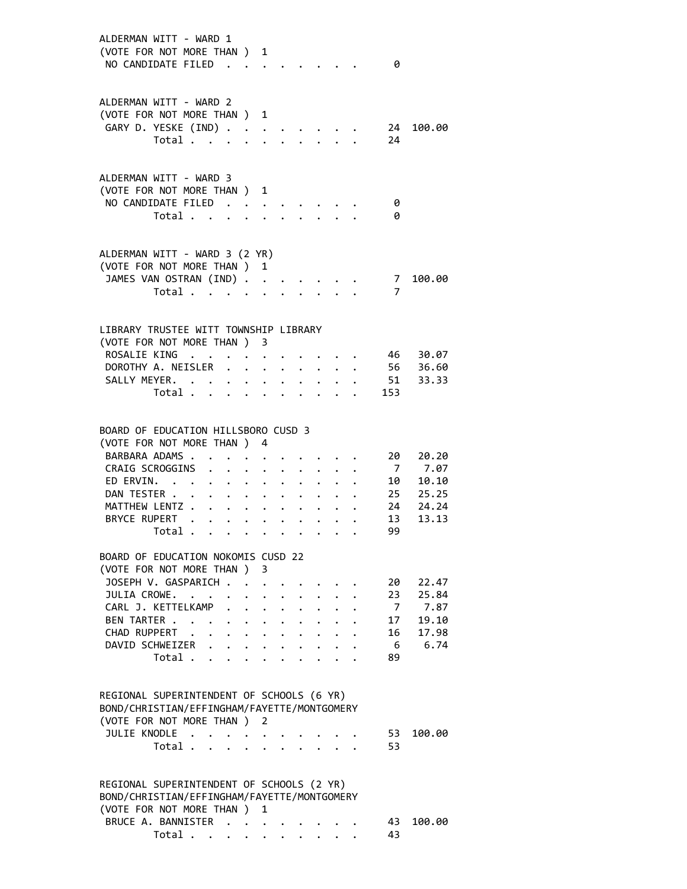ALDERMAN WITT - WARD 1
(VOTE FOR NOT MORE THAN ) 1

| Candidate | Votes | Percent |
|---|---|---|
| NO CANDIDATE FILED | 0 | |

ALDERMAN WITT - WARD 2
(VOTE FOR NOT MORE THAN ) 1

| Candidate | Votes | Percent |
|---|---|---|
| GARY D. YESKE (IND) | 24 | 100.00 |
| Total | 24 | |

ALDERMAN WITT - WARD 3
(VOTE FOR NOT MORE THAN ) 1

| Candidate | Votes | Percent |
|---|---|---|
| NO CANDIDATE FILED | 0 | |
| Total | 0 | |

ALDERMAN WITT - WARD 3 (2 YR)
(VOTE FOR NOT MORE THAN ) 1

| Candidate | Votes | Percent |
|---|---|---|
| JAMES VAN OSTRAN (IND) | 7 | 100.00 |
| Total | 7 | |

LIBRARY TRUSTEE WITT TOWNSHIP LIBRARY
(VOTE FOR NOT MORE THAN ) 3

| Candidate | Votes | Percent |
|---|---|---|
| ROSALIE KING | 46 | 30.07 |
| DOROTHY A. NEISLER | 56 | 36.60 |
| SALLY MEYER. | 51 | 33.33 |
| Total | 153 | |

BOARD OF EDUCATION HILLSBORO CUSD 3
(VOTE FOR NOT MORE THAN ) 4

| Candidate | Votes | Percent |
|---|---|---|
| BARBARA ADAMS | 20 | 20.20 |
| CRAIG SCROGGINS | 7 | 7.07 |
| ED ERVIN. | 10 | 10.10 |
| DAN TESTER | 25 | 25.25 |
| MATTHEW LENTZ | 24 | 24.24 |
| BRYCE RUPERT | 13 | 13.13 |
| Total | 99 | |

BOARD OF EDUCATION NOKOMIS CUSD 22
(VOTE FOR NOT MORE THAN ) 3

| Candidate | Votes | Percent |
|---|---|---|
| JOSEPH V. GASPARICH | 20 | 22.47 |
| JULIA CROWE. | 23 | 25.84 |
| CARL J. KETTELKAMP | 7 | 7.87 |
| BEN TARTER | 17 | 19.10 |
| CHAD RUPPERT | 16 | 17.98 |
| DAVID SCHWEIZER | 6 | 6.74 |
| Total | 89 | |

REGIONAL SUPERINTENDENT OF SCHOOLS (6 YR)
BOND/CHRISTIAN/EFFINGHAM/FAYETTE/MONTGOMERY
(VOTE FOR NOT MORE THAN ) 2

| Candidate | Votes | Percent |
|---|---|---|
| JULIE KNODLE | 53 | 100.00 |
| Total | 53 | |

REGIONAL SUPERINTENDENT OF SCHOOLS (2 YR)
BOND/CHRISTIAN/EFFINGHAM/FAYETTE/MONTGOMERY
(VOTE FOR NOT MORE THAN ) 1

| Candidate | Votes | Percent |
|---|---|---|
| BRUCE A. BANNISTER | 43 | 100.00 |
| Total | 43 | |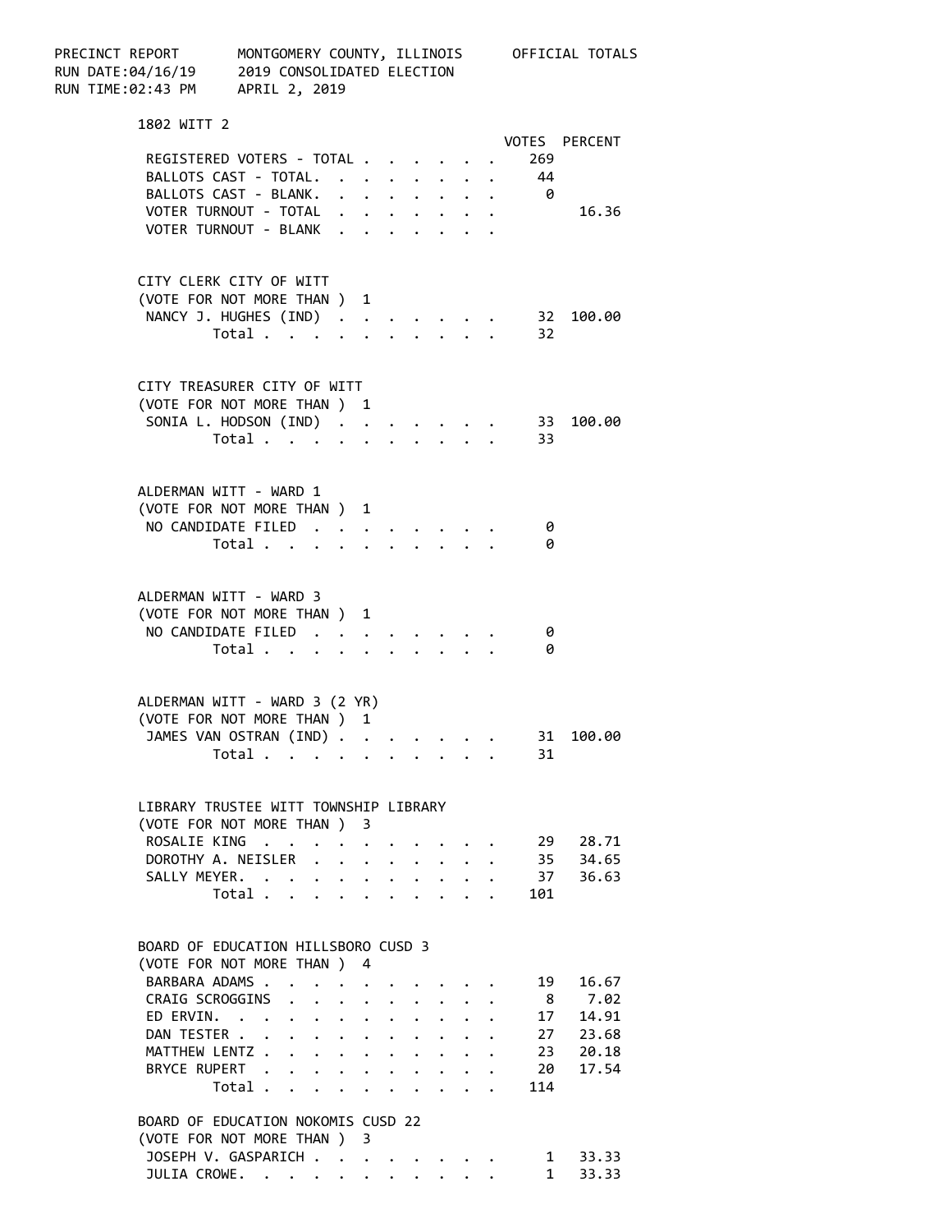PRECINCT REPORT MONTGOMERY COUNTY, ILLINOIS OFFICIAL TOTALS
RUN DATE:04/16/19 2019 CONSOLIDATED ELECTION
RUN TIME:02:43 PM APRIL 2, 2019

## 1802 WITT 2

| | VOTES | PERCENT |
|---|---|---|
| REGISTERED VOTERS - TOTAL | 269 | |
| BALLOTS CAST - TOTAL. | 44 | |
| BALLOTS CAST - BLANK. | 0 | |
| VOTER TURNOUT - TOTAL | | 16.36 |
| VOTER TURNOUT - BLANK | | |

### CITY CLERK CITY OF WITT
(VOTE FOR NOT MORE THAN ) 1

| | VOTES | PERCENT |
|---|---|---|
| NANCY J. HUGHES (IND) | 32 | 100.00 |
| Total | 32 | |

### CITY TREASURER CITY OF WITT
(VOTE FOR NOT MORE THAN ) 1

| | VOTES | PERCENT |
|---|---|---|
| SONIA L. HODSON (IND) | 33 | 100.00 |
| Total | 33 | |

### ALDERMAN WITT - WARD 1
(VOTE FOR NOT MORE THAN ) 1

| | VOTES | PERCENT |
|---|---|---|
| NO CANDIDATE FILED | 0 | |
| Total | 0 | |

### ALDERMAN WITT - WARD 3
(VOTE FOR NOT MORE THAN ) 1

| | VOTES | PERCENT |
|---|---|---|
| NO CANDIDATE FILED | 0 | |
| Total | 0 | |

### ALDERMAN WITT - WARD 3 (2 YR)
(VOTE FOR NOT MORE THAN ) 1

| | VOTES | PERCENT |
|---|---|---|
| JAMES VAN OSTRAN (IND) | 31 | 100.00 |
| Total | 31 | |

### LIBRARY TRUSTEE WITT TOWNSHIP LIBRARY
(VOTE FOR NOT MORE THAN ) 3

| | VOTES | PERCENT |
|---|---|---|
| ROSALIE KING | 29 | 28.71 |
| DOROTHY A. NEISLER | 35 | 34.65 |
| SALLY MEYER. | 37 | 36.63 |
| Total | 101 | |

### BOARD OF EDUCATION HILLSBORO CUSD 3
(VOTE FOR NOT MORE THAN ) 4

| | VOTES | PERCENT |
|---|---|---|
| BARBARA ADAMS | 19 | 16.67 |
| CRAIG SCROGGINS | 8 | 7.02 |
| ED ERVIN. | 17 | 14.91 |
| DAN TESTER | 27 | 23.68 |
| MATTHEW LENTZ | 23 | 20.18 |
| BRYCE RUPERT | 20 | 17.54 |
| Total | 114 | |

### BOARD OF EDUCATION NOKOMIS CUSD 22
(VOTE FOR NOT MORE THAN ) 3

| | VOTES | PERCENT |
|---|---|---|
| JOSEPH V. GASPARICH | 1 | 33.33 |
| JULIA CROWE. | 1 | 33.33 |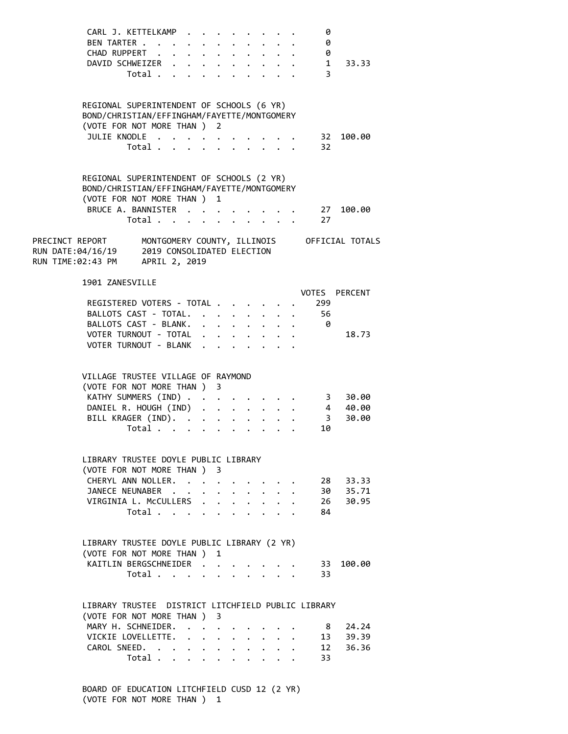| | VOTES | PERCENT |
|---|---|---|
| CARL J. KETTELKAMP | 0 | |
| BEN TARTER | 0 | |
| CHAD RUPPERT | 0 | |
| DAVID SCHWEIZER | 1 | 33.33 |
| Total | 3 | |

REGIONAL SUPERINTENDENT OF SCHOOLS (6 YR)
BOND/CHRISTIAN/EFFINGHAM/FAYETTE/MONTGOMERY
(VOTE FOR NOT MORE THAN ) 2

| | VOTES | PERCENT |
|---|---|---|
| JULIE KNODLE | 32 | 100.00 |
| Total | 32 | |

REGIONAL SUPERINTENDENT OF SCHOOLS (2 YR)
BOND/CHRISTIAN/EFFINGHAM/FAYETTE/MONTGOMERY
(VOTE FOR NOT MORE THAN ) 1

| | VOTES | PERCENT |
|---|---|---|
| BRUCE A. BANNISTER | 27 | 100.00 |
| Total | 27 | |

PRECINCT REPORT — MONTGOMERY COUNTY, ILLINOIS — OFFICIAL TOTALS
RUN DATE:04/16/19 — 2019 CONSOLIDATED ELECTION
RUN TIME:02:43 PM — APRIL 2, 2019

## 1901 ZANESVILLE

| | VOTES | PERCENT |
|---|---|---|
| REGISTERED VOTERS - TOTAL | 299 | |
| BALLOTS CAST - TOTAL. | 56 | |
| BALLOTS CAST - BLANK. | 0 | |
| VOTER TURNOUT - TOTAL | | 18.73 |
| VOTER TURNOUT - BLANK | | |

VILLAGE TRUSTEE VILLAGE OF RAYMOND
(VOTE FOR NOT MORE THAN ) 3

| | VOTES | PERCENT |
|---|---|---|
| KATHY SUMMERS (IND) | 3 | 30.00 |
| DANIEL R. HOUGH (IND) | 4 | 40.00 |
| BILL KRAGER (IND). | 3 | 30.00 |
| Total | 10 | |

LIBRARY TRUSTEE DOYLE PUBLIC LIBRARY
(VOTE FOR NOT MORE THAN ) 3

| | VOTES | PERCENT |
|---|---|---|
| CHERYL ANN NOLLER. | 28 | 33.33 |
| JANECE NEUNABER | 30 | 35.71 |
| VIRGINIA L. McCULLERS | 26 | 30.95 |
| Total | 84 | |

LIBRARY TRUSTEE DOYLE PUBLIC LIBRARY (2 YR)
(VOTE FOR NOT MORE THAN ) 1

| | VOTES | PERCENT |
|---|---|---|
| KAITLIN BERGSCHNEIDER | 33 | 100.00 |
| Total | 33 | |

LIBRARY TRUSTEE DISTRICT LITCHFIELD PUBLIC LIBRARY
(VOTE FOR NOT MORE THAN ) 3

| | VOTES | PERCENT |
|---|---|---|
| MARY H. SCHNEIDER. | 8 | 24.24 |
| VICKIE LOVELLETTE. | 13 | 39.39 |
| CAROL SNEED. | 12 | 36.36 |
| Total | 33 | |

BOARD OF EDUCATION LITCHFIELD CUSD 12 (2 YR)
(VOTE FOR NOT MORE THAN ) 1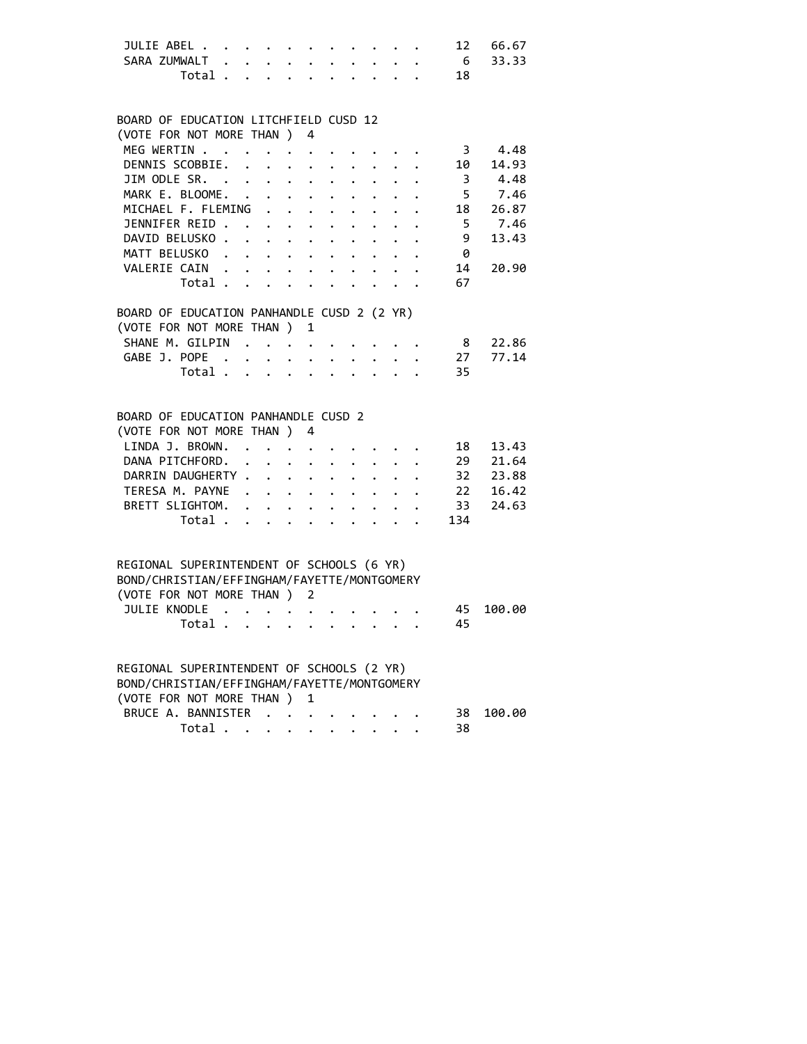| | | |
|---|---|---|
| JULIE ABEL | 12 | 66.67 |
| SARA ZUMWALT | 6 | 33.33 |
| Total | 18 | |

BOARD OF EDUCATION LITCHFIELD CUSD 12
(VOTE FOR NOT MORE THAN ) 4

| | | |
|---|---|---|
| MEG WERTIN | 3 | 4.48 |
| DENNIS SCOBBIE. | 10 | 14.93 |
| JIM ODLE SR. | 3 | 4.48 |
| MARK E. BLOOME. | 5 | 7.46 |
| MICHAEL F. FLEMING | 18 | 26.87 |
| JENNIFER REID | 5 | 7.46 |
| DAVID BELUSKO | 9 | 13.43 |
| MATT BELUSKO | 0 | |
| VALERIE CAIN | 14 | 20.90 |
| Total | 67 | |

BOARD OF EDUCATION PANHANDLE CUSD 2 (2 YR)
(VOTE FOR NOT MORE THAN ) 1

| | | |
|---|---|---|
| SHANE M. GILPIN | 8 | 22.86 |
| GABE J. POPE | 27 | 77.14 |
| Total | 35 | |

BOARD OF EDUCATION PANHANDLE CUSD 2
(VOTE FOR NOT MORE THAN ) 4

| | | |
|---|---|---|
| LINDA J. BROWN. | 18 | 13.43 |
| DANA PITCHFORD. | 29 | 21.64 |
| DARRIN DAUGHERTY | 32 | 23.88 |
| TERESA M. PAYNE | 22 | 16.42 |
| BRETT SLIGHTOM. | 33 | 24.63 |
| Total | 134 | |

REGIONAL SUPERINTENDENT OF SCHOOLS (6 YR)
BOND/CHRISTIAN/EFFINGHAM/FAYETTE/MONTGOMERY
(VOTE FOR NOT MORE THAN ) 2

| | | |
|---|---|---|
| JULIE KNODLE | 45 | 100.00 |
| Total | 45 | |

REGIONAL SUPERINTENDENT OF SCHOOLS (2 YR)
BOND/CHRISTIAN/EFFINGHAM/FAYETTE/MONTGOMERY
(VOTE FOR NOT MORE THAN ) 1

| | | |
|---|---|---|
| BRUCE A. BANNISTER | 38 | 100.00 |
| Total | 38 | |